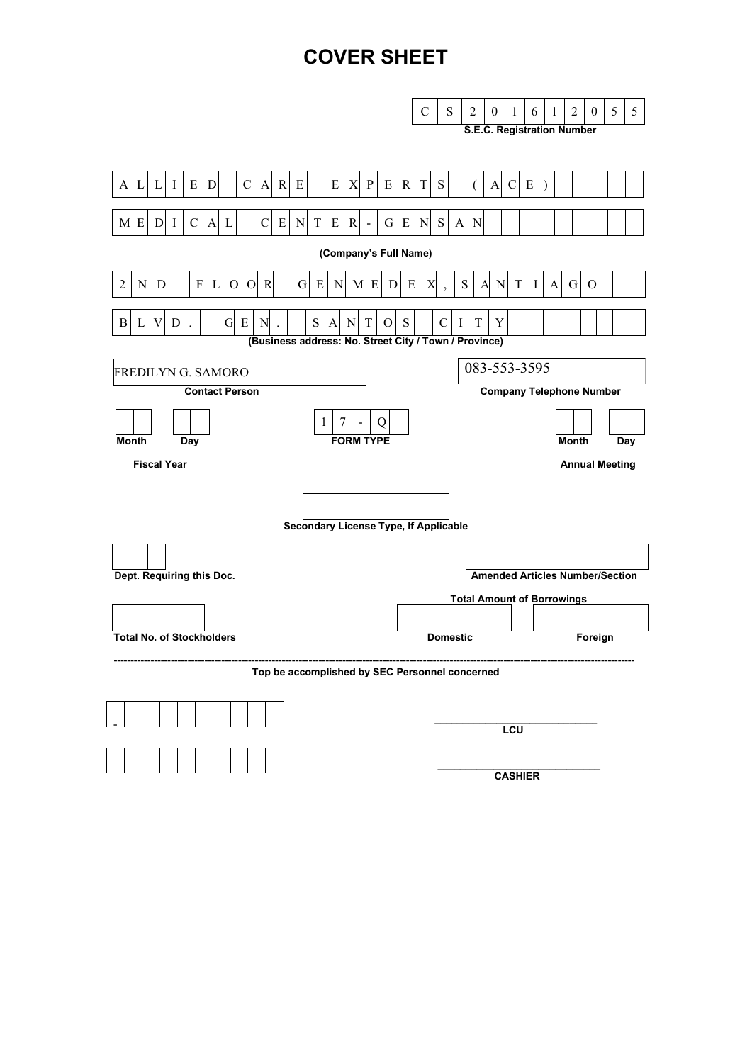# COVER SHEET

**CS201612055**
**S.E.C. Registration Number**

ALLIED CARE EXPERTS (ACE)
MEDICAL CENTER - GENSAN

**(Company's Full Name)**

2ND FLOOR GENMEDEX, SANTIAGO
BLVD. GEN. SANTOS CITY

**(Business address: No. Street City / Town / Province)**

| FREDILYN G. SAMORO | 083-553-3595 |
|---|---|
| **Contact Person** | **Company Telephone Number** |

| Month | Day | FORM TYPE | Month | Day |
|---|---|---|---|---|
| | | 17-Q | | |
| **Fiscal Year** | | | **Annual Meeting** | |

**Secondary License Type, If Applicable**

**Dept. Requiring this Doc.**

**Amended Articles Number/Section**

**Total Amount of Borrowings**

| Total No. of Stockholders | Domestic | Foreign |
|---|---|---|
| | | |

---

**Top be accomplished by SEC Personnel concerned**

-

**LCU**

**CASHIER**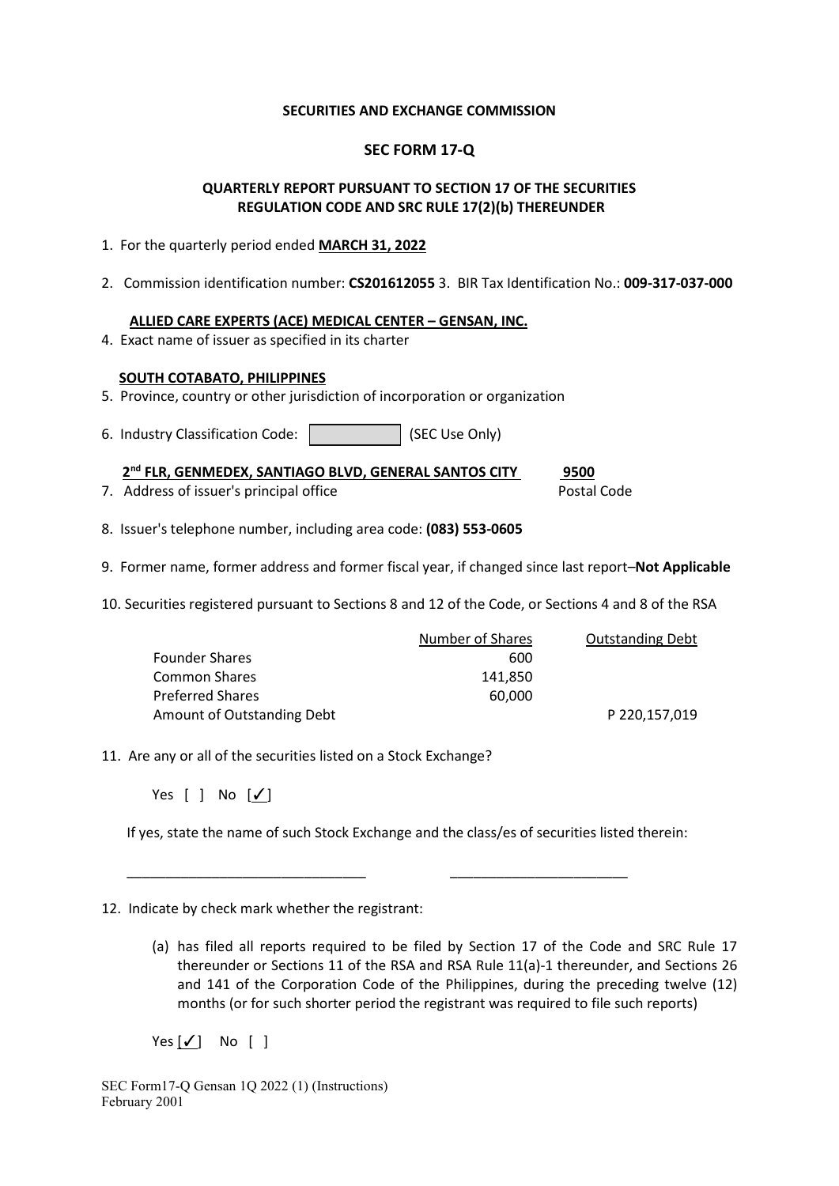**SECURITIES AND EXCHANGE COMMISSION**

**SEC FORM 17-Q**

**QUARTERLY REPORT PURSUANT TO SECTION 17 OF THE SECURITIES REGULATION CODE AND SRC RULE 17(2)(b) THEREUNDER**

1. For the quarterly period ended **MARCH 31, 2022**

2. Commission identification number: **CS201612055** 3. BIR Tax Identification No.: **009-317-037-000**

**ALLIED CARE EXPERTS (ACE) MEDICAL CENTER – GENSAN, INC.**

4. Exact name of issuer as specified in its charter

**SOUTH COTABATO, PHILIPPINES**

5. Province, country or other jurisdiction of incorporation or organization

6. Industry Classification Code: [ ] (SEC Use Only)

**2nd FLR, GENMEDEX, SANTIAGO BLVD, GENERAL SANTOS CITY** **9500**

7. Address of issuer's principal office Postal Code

8. Issuer's telephone number, including area code: **(083) 553-0605**

9. Former name, former address and former fiscal year, if changed since last report–**Not Applicable**

10. Securities registered pursuant to Sections 8 and 12 of the Code, or Sections 4 and 8 of the RSA

| | Number of Shares | Outstanding Debt |
|---|---|---|
| Founder Shares | 600 | |
| Common Shares | 141,850 | |
| Preferred Shares | 60,000 | |
| Amount of Outstanding Debt | | P 220,157,019 |

11. Are any or all of the securities listed on a Stock Exchange?

Yes [ ] No [✓]

If yes, state the name of such Stock Exchange and the class/es of securities listed therein:

_______________________________ _______________________

12. Indicate by check mark whether the registrant:

(a) has filed all reports required to be filed by Section 17 of the Code and SRC Rule 17 thereunder or Sections 11 of the RSA and RSA Rule 11(a)-1 thereunder, and Sections 26 and 141 of the Corporation Code of the Philippines, during the preceding twelve (12) months (or for such shorter period the registrant was required to file such reports)

Yes [✓] No [ ]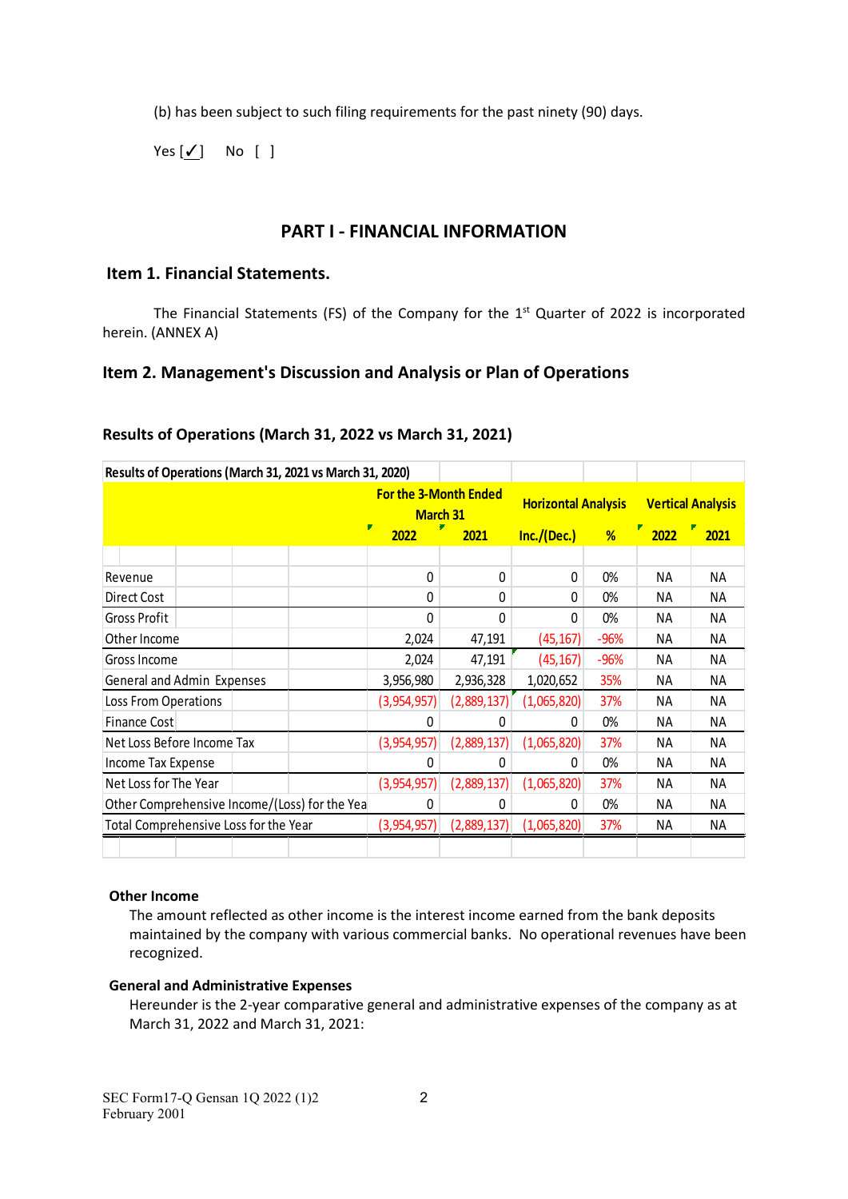(b) has been subject to such filing requirements for the past ninety (90) days.

Yes [✓]   No [ ]

## PART I - FINANCIAL INFORMATION

### Item 1. Financial Statements.

The Financial Statements (FS) of the Company for the 1st Quarter of 2022 is incorporated herein. (ANNEX A)

### Item 2. Management's Discussion and Analysis or Plan of Operations

### Results of Operations (March 31, 2022 vs March 31, 2021)

| Results of Operations (March 31, 2021 vs March 31, 2020) | For the 3-Month Ended March 31 | | Horizontal Analysis | | Vertical Analysis | |
|---|---|---|---|---|---|---|
| | 2022 | 2021 | Inc./(Dec.) | % | 2022 | 2021 |
| Revenue | 0 | 0 | 0 | 0% | NA | NA |
| Direct Cost | 0 | 0 | 0 | 0% | NA | NA |
| Gross Profit | 0 | 0 | 0 | 0% | NA | NA |
| Other Income | 2,024 | 47,191 | (45,167) | -96% | NA | NA |
| Gross Income | 2,024 | 47,191 | (45,167) | -96% | NA | NA |
| General and Admin Expenses | 3,956,980 | 2,936,328 | 1,020,652 | 35% | NA | NA |
| Loss From Operations | (3,954,957) | (2,889,137) | (1,065,820) | 37% | NA | NA |
| Finance Cost | 0 | 0 | 0 | 0% | NA | NA |
| Net Loss Before Income Tax | (3,954,957) | (2,889,137) | (1,065,820) | 37% | NA | NA |
| Income Tax Expense | 0 | 0 | 0 | 0% | NA | NA |
| Net Loss for The Year | (3,954,957) | (2,889,137) | (1,065,820) | 37% | NA | NA |
| Other Comprehensive Income/(Loss) for the Yea | 0 | 0 | 0 | 0% | NA | NA |
| Total Comprehensive Loss for the Year | (3,954,957) | (2,889,137) | (1,065,820) | 37% | NA | NA |

**Other Income**

The amount reflected as other income is the interest income earned from the bank deposits maintained by the company with various commercial banks. No operational revenues have been recognized.

**General and Administrative Expenses**

Hereunder is the 2-year comparative general and administrative expenses of the company as at March 31, 2022 and March 31, 2021: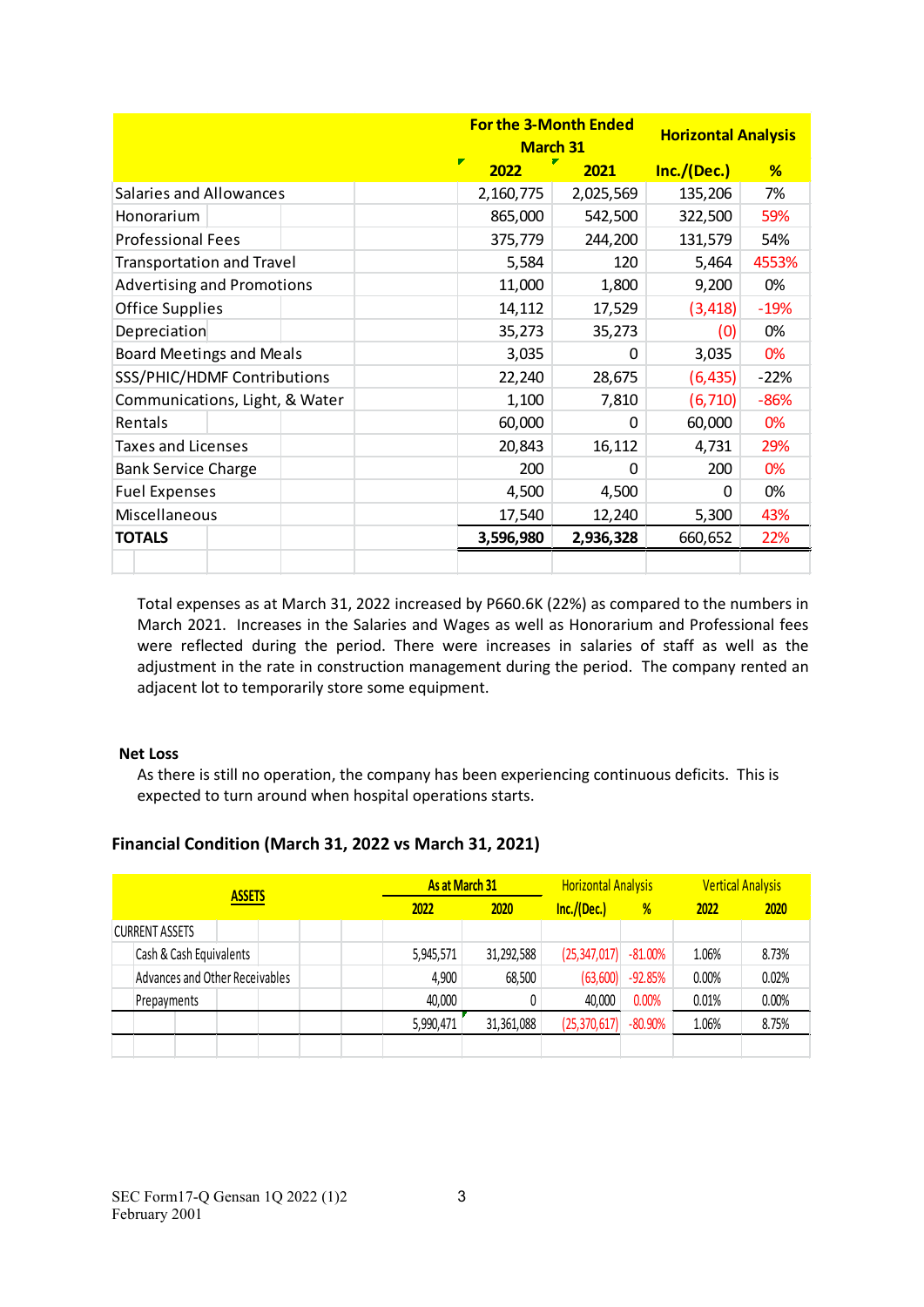| | For the 3-Month Ended March 31 | | Horizontal Analysis | |
|---|---|---|---|---|
| | 2022 | 2021 | Inc./(Dec.) | % |
| Salaries and Allowances | 2,160,775 | 2,025,569 | 135,206 | 7% |
| Honorarium | 865,000 | 542,500 | 322,500 | 59% |
| Professional Fees | 375,779 | 244,200 | 131,579 | 54% |
| Transportation and Travel | 5,584 | 120 | 5,464 | 4553% |
| Advertising and Promotions | 11,000 | 1,800 | 9,200 | 0% |
| Office Supplies | 14,112 | 17,529 | (3,418) | -19% |
| Depreciation | 35,273 | 35,273 | (0) | 0% |
| Board Meetings and Meals | 3,035 | 0 | 3,035 | 0% |
| SSS/PHIC/HDMF Contributions | 22,240 | 28,675 | (6,435) | -22% |
| Communications, Light, & Water | 1,100 | 7,810 | (6,710) | -86% |
| Rentals | 60,000 | 0 | 60,000 | 0% |
| Taxes and Licenses | 20,843 | 16,112 | 4,731 | 29% |
| Bank Service Charge | 200 | 0 | 200 | 0% |
| Fuel Expenses | 4,500 | 4,500 | 0 | 0% |
| Miscellaneous | 17,540 | 12,240 | 5,300 | 43% |
| **TOTALS** | **3,596,980** | **2,936,328** | 660,652 | 22% |

Total expenses as at March 31, 2022 increased by P660.6K (22%) as compared to the numbers in March 2021. Increases in the Salaries and Wages as well as Honorarium and Professional fees were reflected during the period. There were increases in salaries of staff as well as the adjustment in the rate in construction management during the period. The company rented an adjacent lot to temporarily store some equipment.

**Net Loss**

As there is still no operation, the company has been experiencing continuous deficits. This is expected to turn around when hospital operations starts.

### Financial Condition (March 31, 2022 vs March 31, 2021)

| ASSETS | As at March 31 | | Horizontal Analysis | | Vertical Analysis | |
|---|---|---|---|---|---|---|
| | 2022 | 2020 | Inc./(Dec.) | % | 2022 | 2020 |
| CURRENT ASSETS | | | | | | |
| Cash & Cash Equivalents | 5,945,571 | 31,292,588 | (25,347,017) | -81.00% | 1.06% | 8.73% |
| Advances and Other Receivables | 4,900 | 68,500 | (63,600) | -92.85% | 0.00% | 0.02% |
| Prepayments | 40,000 | 0 | 40,000 | 0.00% | 0.01% | 0.00% |
| | 5,990,471 | 31,361,088 | (25,370,617) | -80.90% | 1.06% | 8.75% |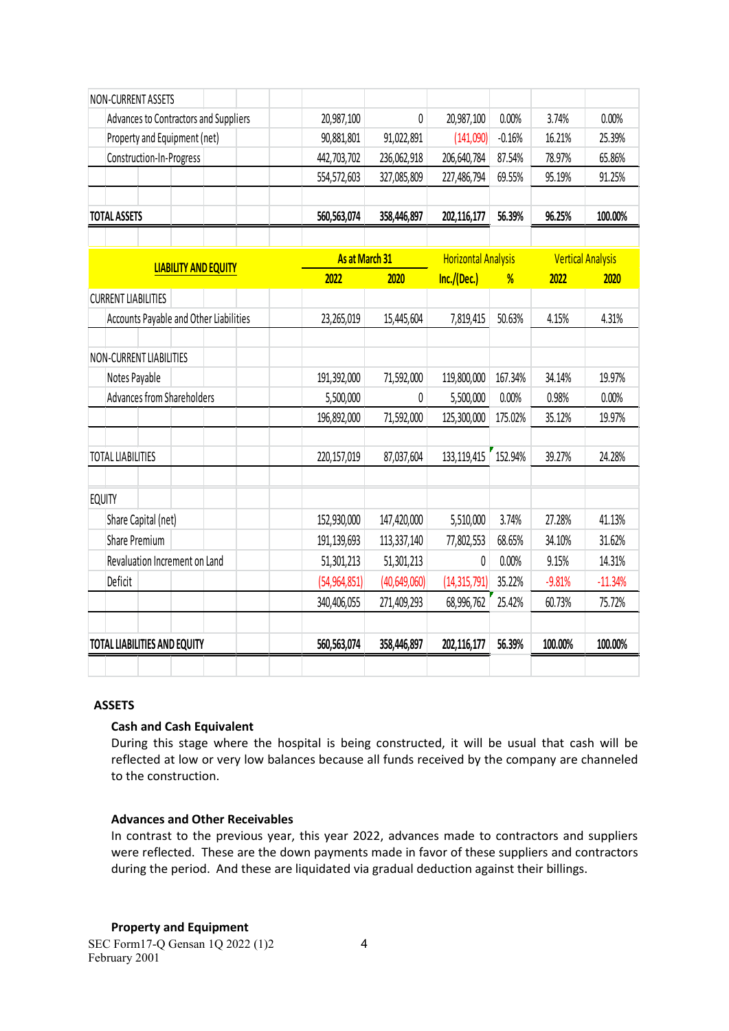| | 2022 | 2020 | Inc./(Dec.) | % | 2022 | 2020 |
|---|---|---|---|---|---|---|
| NON-CURRENT ASSETS | | | | | | |
| Advances to Contractors and Suppliers | 20,987,100 | 0 | 20,987,100 | 0.00% | 3.74% | 0.00% |
| Property and Equipment (net) | 90,881,801 | 91,022,891 | (141,090) | -0.16% | 16.21% | 25.39% |
| Construction-In-Progress | 442,703,702 | 236,062,918 | 206,640,784 | 87.54% | 78.97% | 65.86% |
| | 554,572,603 | 327,085,809 | 227,486,794 | 69.55% | 95.19% | 91.25% |
| **TOTAL ASSETS** | **560,563,074** | **358,446,897** | **202,116,177** | **56.39%** | **96.25%** | **100.00%** |

| **LIABILITY AND EQUITY** | **As at March 31** | | **Horizontal Analysis** | | **Vertical Analysis** | |
|---|---|---|---|---|---|---|
| | **2022** | **2020** | **Inc./(Dec.)** | **%** | **2022** | **2020** |
| CURRENT LIABILITIES | | | | | | |
| Accounts Payable and Other Liabilities | 23,265,019 | 15,445,604 | 7,819,415 | 50.63% | 4.15% | 4.31% |
| NON-CURRENT LIABILITIES | | | | | | |
| Notes Payable | 191,392,000 | 71,592,000 | 119,800,000 | 167.34% | 34.14% | 19.97% |
| Advances from Shareholders | 5,500,000 | 0 | 5,500,000 | 0.00% | 0.98% | 0.00% |
| | 196,892,000 | 71,592,000 | 125,300,000 | 175.02% | 35.12% | 19.97% |
| TOTAL LIABILITIES | 220,157,019 | 87,037,604 | 133,119,415 | 152.94% | 39.27% | 24.28% |
| EQUITY | | | | | | |
| Share Capital (net) | 152,930,000 | 147,420,000 | 5,510,000 | 3.74% | 27.28% | 41.13% |
| Share Premium | 191,139,693 | 113,337,140 | 77,802,553 | 68.65% | 34.10% | 31.62% |
| Revaluation Increment on Land | 51,301,213 | 51,301,213 | 0 | 0.00% | 9.15% | 14.31% |
| Deficit | (54,964,851) | (40,649,060) | (14,315,791) | 35.22% | -9.81% | -11.34% |
| | 340,406,055 | 271,409,293 | 68,996,762 | 25.42% | 60.73% | 75.72% |
| **TOTAL LIABILITIES AND EQUITY** | **560,563,074** | **358,446,897** | **202,116,177** | **56.39%** | **100.00%** | **100.00%** |

**ASSETS**

**Cash and Cash Equivalent**

During this stage where the hospital is being constructed, it will be usual that cash will be reflected at low or very low balances because all funds received by the company are channeled to the construction.

**Advances and Other Receivables**

In contrast to the previous year, this year 2022, advances made to contractors and suppliers were reflected. These are the down payments made in favor of these suppliers and contractors during the period. And these are liquidated via gradual deduction against their billings.

**Property and Equipment**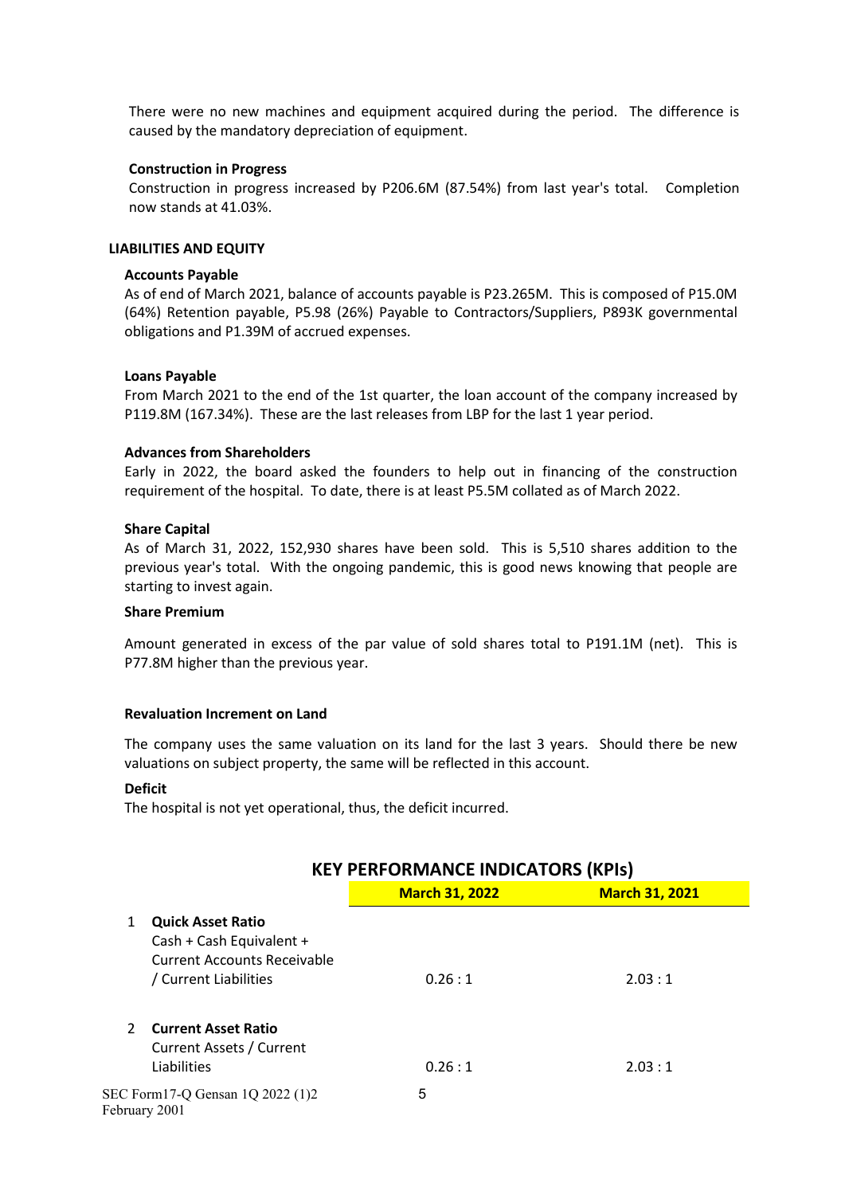There were no new machines and equipment acquired during the period. The difference is caused by the mandatory depreciation of equipment.

**Construction in Progress**

Construction in progress increased by P206.6M (87.54%) from last year's total. Completion now stands at 41.03%.

## LIABILITIES AND EQUITY

**Accounts Payable**

As of end of March 2021, balance of accounts payable is P23.265M. This is composed of P15.0M (64%) Retention payable, P5.98 (26%) Payable to Contractors/Suppliers, P893K governmental obligations and P1.39M of accrued expenses.

**Loans Payable**

From March 2021 to the end of the 1st quarter, the loan account of the company increased by P119.8M (167.34%). These are the last releases from LBP for the last 1 year period.

**Advances from Shareholders**

Early in 2022, the board asked the founders to help out in financing of the construction requirement of the hospital. To date, there is at least P5.5M collated as of March 2022.

**Share Capital**

As of March 31, 2022, 152,930 shares have been sold. This is 5,510 shares addition to the previous year's total. With the ongoing pandemic, this is good news knowing that people are starting to invest again.

**Share Premium**

Amount generated in excess of the par value of sold shares total to P191.1M (net). This is P77.8M higher than the previous year.

**Revaluation Increment on Land**

The company uses the same valuation on its land for the last 3 years. Should there be new valuations on subject property, the same will be reflected in this account.

**Deficit**

The hospital is not yet operational, thus, the deficit incurred.

## KEY PERFORMANCE INDICATORS (KPIs)

| | | March 31, 2022 | March 31, 2021 |
|---|---|---|---|
| 1 | **Quick Asset Ratio** Cash + Cash Equivalent + Current Accounts Receivable / Current Liabilities | 0.26 : 1 | 2.03 : 1 |
| 2 | **Current Asset Ratio** Current Assets / Current Liabilities | 0.26 : 1 | 2.03 : 1 |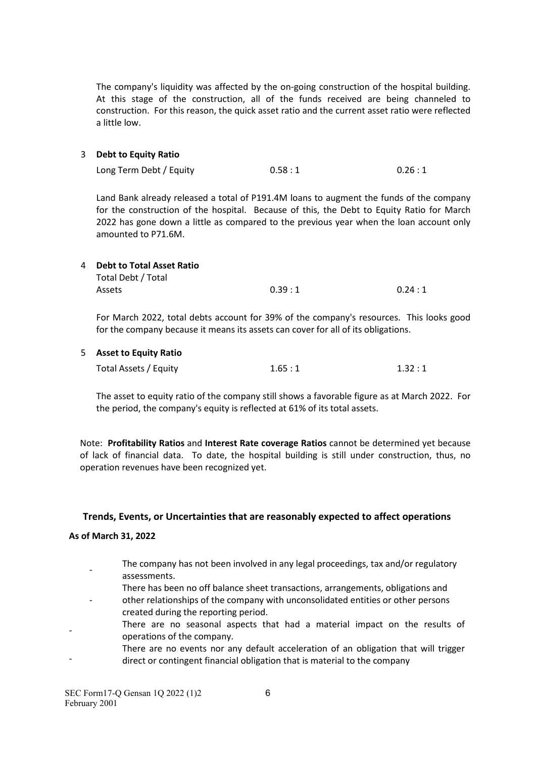The company's liquidity was affected by the on-going construction of the hospital building. At this stage of the construction, all of the funds received are being channeled to construction. For this reason, the quick asset ratio and the current asset ratio were reflected a little low.

3 **Debt to Equity Ratio**

| | | |
|---|---|---|
| Long Term Debt / Equity | 0.58 : 1 | 0.26 : 1 |

Land Bank already released a total of P191.4M loans to augment the funds of the company for the construction of the hospital. Because of this, the Debt to Equity Ratio for March 2022 has gone down a little as compared to the previous year when the loan account only amounted to P71.6M.

4 **Debt to Total Asset Ratio**

| | | |
|---|---|---|
| Total Debt / Total Assets | 0.39 : 1 | 0.24 : 1 |

For March 2022, total debts account for 39% of the company's resources. This looks good for the company because it means its assets can cover for all of its obligations.

5 **Asset to Equity Ratio**

| | | |
|---|---|---|
| Total Assets / Equity | 1.65 : 1 | 1.32 : 1 |

The asset to equity ratio of the company still shows a favorable figure as at March 2022. For the period, the company's equity is reflected at 61% of its total assets.

Note: **Profitability Ratios** and **Interest Rate coverage Ratios** cannot be determined yet because of lack of financial data. To date, the hospital building is still under construction, thus, no operation revenues have been recognized yet.

## Trends, Events, or Uncertainties that are reasonably expected to affect operations

**As of March 31, 2022**

- The company has not been involved in any legal proceedings, tax and/or regulatory assessments.
- There has been no off balance sheet transactions, arrangements, obligations and other relationships of the company with unconsolidated entities or other persons created during the reporting period.
- There are no seasonal aspects that had a material impact on the results of operations of the company.
- There are no events nor any default acceleration of an obligation that will trigger direct or contingent financial obligation that is material to the company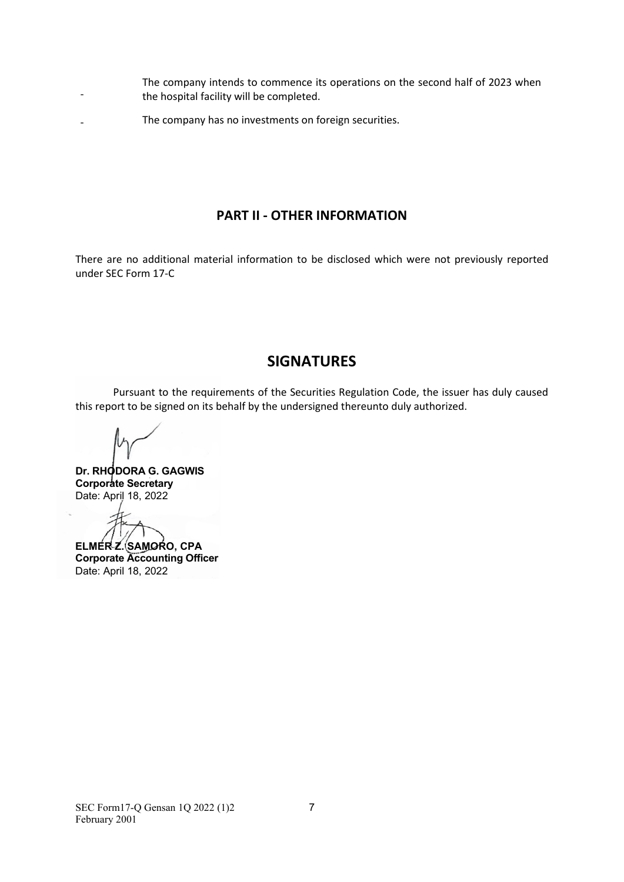- The company intends to commence its operations on the second half of 2023 when the hospital facility will be completed.
- The company has no investments on foreign securities.

## PART II - OTHER INFORMATION

There are no additional material information to be disclosed which were not previously reported under SEC Form 17-C

## SIGNATURES

Pursuant to the requirements of the Securities Regulation Code, the issuer has duly caused this report to be signed on its behalf by the undersigned thereunto duly authorized.

**Dr. RHODORA G. GAGWIS**
**Corporate Secretary**
Date: April 18, 2022

**ELMER Z. SAMORO, CPA**
**Corporate Accounting Officer**
Date: April 18, 2022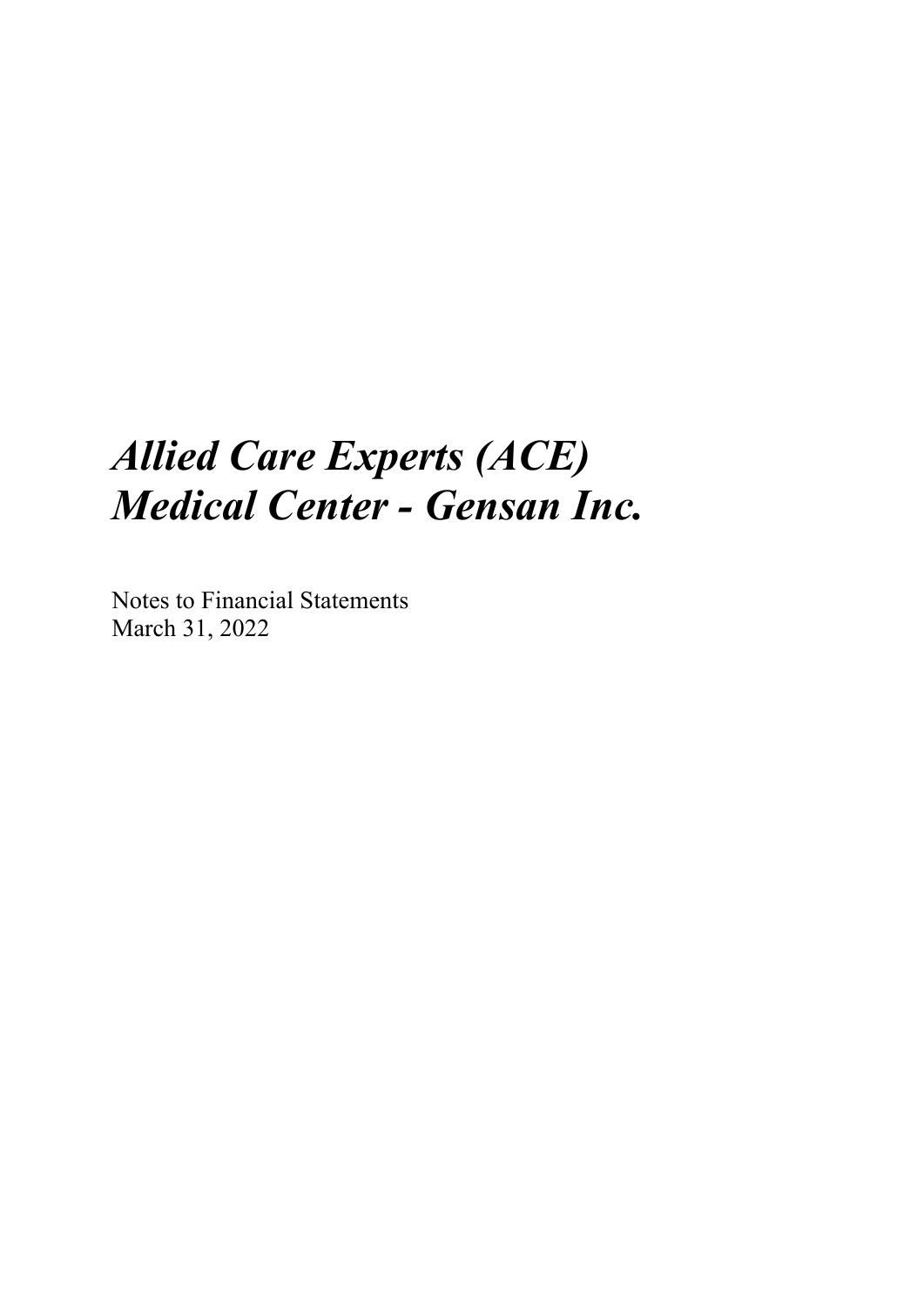# *Allied Care Experts (ACE) Medical Center - Gensan Inc.*

Notes to Financial Statements
March 31, 2022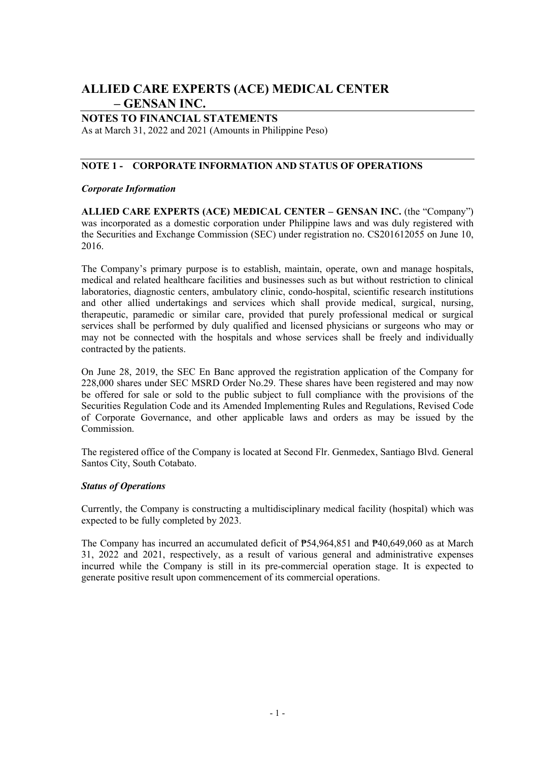# ALLIED CARE EXPERTS (ACE) MEDICAL CENTER – GENSAN INC.

## NOTES TO FINANCIAL STATEMENTS

As at March 31, 2022 and 2021 (Amounts in Philippine Peso)

## NOTE 1 - CORPORATE INFORMATION AND STATUS OF OPERATIONS

### *Corporate Information*

**ALLIED CARE EXPERTS (ACE) MEDICAL CENTER – GENSAN INC.** (the "Company") was incorporated as a domestic corporation under Philippine laws and was duly registered with the Securities and Exchange Commission (SEC) under registration no. CS201612055 on June 10, 2016.

The Company's primary purpose is to establish, maintain, operate, own and manage hospitals, medical and related healthcare facilities and businesses such as but without restriction to clinical laboratories, diagnostic centers, ambulatory clinic, condo-hospital, scientific research institutions and other allied undertakings and services which shall provide medical, surgical, nursing, therapeutic, paramedic or similar care, provided that purely professional medical or surgical services shall be performed by duly qualified and licensed physicians or surgeons who may or may not be connected with the hospitals and whose services shall be freely and individually contracted by the patients.

On June 28, 2019, the SEC En Banc approved the registration application of the Company for 228,000 shares under SEC MSRD Order No.29. These shares have been registered and may now be offered for sale or sold to the public subject to full compliance with the provisions of the Securities Regulation Code and its Amended Implementing Rules and Regulations, Revised Code of Corporate Governance, and other applicable laws and orders as may be issued by the Commission.

The registered office of the Company is located at Second Flr. Genmedex, Santiago Blvd. General Santos City, South Cotabato.

### *Status of Operations*

Currently, the Company is constructing a multidisciplinary medical facility (hospital) which was expected to be fully completed by 2023.

The Company has incurred an accumulated deficit of ₱54,964,851 and ₱40,649,060 as at March 31, 2022 and 2021, respectively, as a result of various general and administrative expenses incurred while the Company is still in its pre-commercial operation stage. It is expected to generate positive result upon commencement of its commercial operations.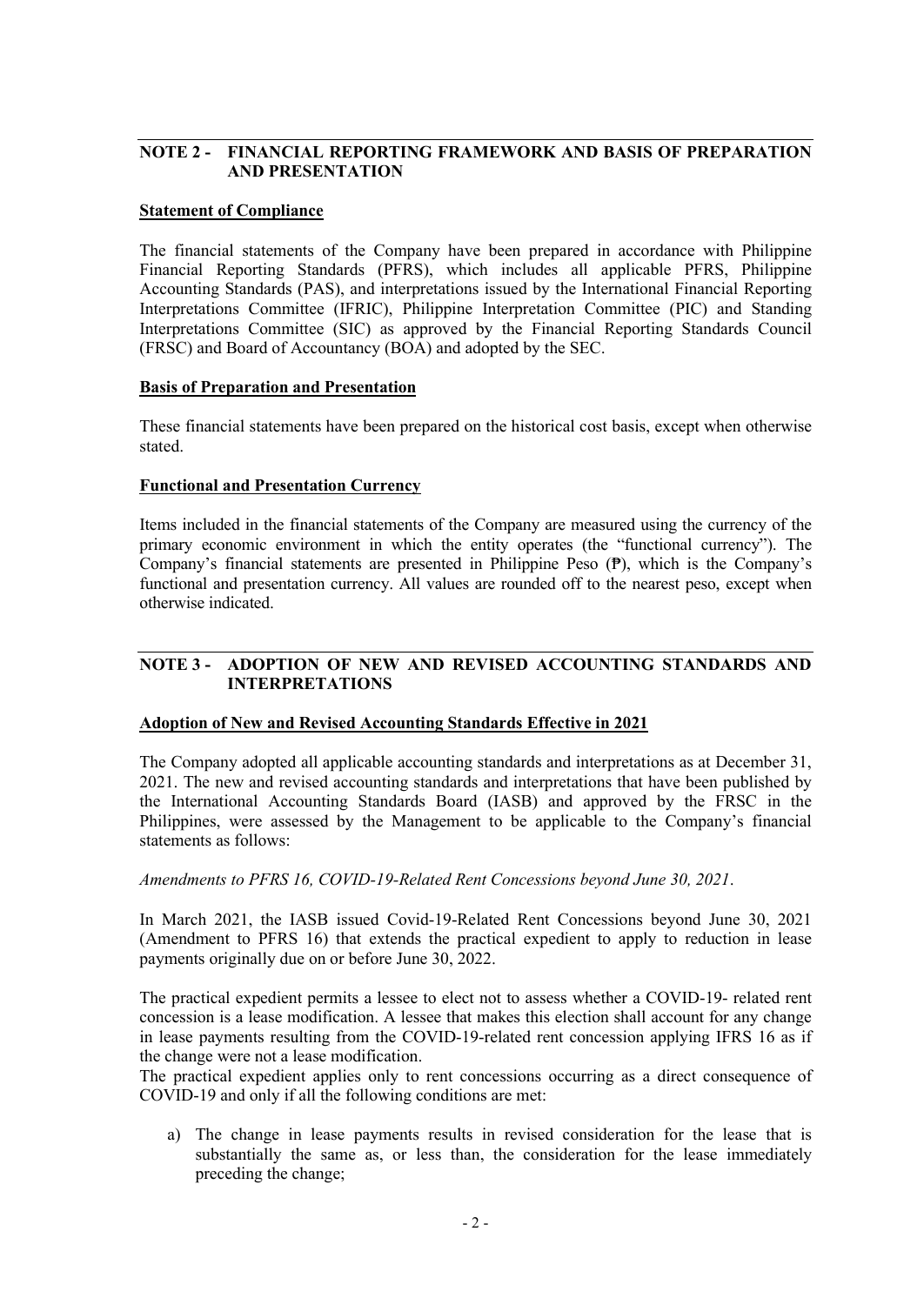## NOTE 2 - FINANCIAL REPORTING FRAMEWORK AND BASIS OF PREPARATION AND PRESENTATION

**Statement of Compliance**

The financial statements of the Company have been prepared in accordance with Philippine Financial Reporting Standards (PFRS), which includes all applicable PFRS, Philippine Accounting Standards (PAS), and interpretations issued by the International Financial Reporting Interpretations Committee (IFRIC), Philippine Interpretation Committee (PIC) and Standing Interpretations Committee (SIC) as approved by the Financial Reporting Standards Council (FRSC) and Board of Accountancy (BOA) and adopted by the SEC.

**Basis of Preparation and Presentation**

These financial statements have been prepared on the historical cost basis, except when otherwise stated.

**Functional and Presentation Currency**

Items included in the financial statements of the Company are measured using the currency of the primary economic environment in which the entity operates (the "functional currency"). The Company's financial statements are presented in Philippine Peso (₱), which is the Company's functional and presentation currency. All values are rounded off to the nearest peso, except when otherwise indicated.

## NOTE 3 - ADOPTION OF NEW AND REVISED ACCOUNTING STANDARDS AND INTERPRETATIONS

**Adoption of New and Revised Accounting Standards Effective in 2021**

The Company adopted all applicable accounting standards and interpretations as at December 31, 2021. The new and revised accounting standards and interpretations that have been published by the International Accounting Standards Board (IASB) and approved by the FRSC in the Philippines, were assessed by the Management to be applicable to the Company's financial statements as follows:

*Amendments to PFRS 16, COVID-19-Related Rent Concessions beyond June 30, 2021*.

In March 2021, the IASB issued Covid-19-Related Rent Concessions beyond June 30, 2021 (Amendment to PFRS 16) that extends the practical expedient to apply to reduction in lease payments originally due on or before June 30, 2022.

The practical expedient permits a lessee to elect not to assess whether a COVID-19- related rent concession is a lease modification. A lessee that makes this election shall account for any change in lease payments resulting from the COVID-19-related rent concession applying IFRS 16 as if the change were not a lease modification.
The practical expedient applies only to rent concessions occurring as a direct consequence of COVID-19 and only if all the following conditions are met:

a) The change in lease payments results in revised consideration for the lease that is substantially the same as, or less than, the consideration for the lease immediately preceding the change;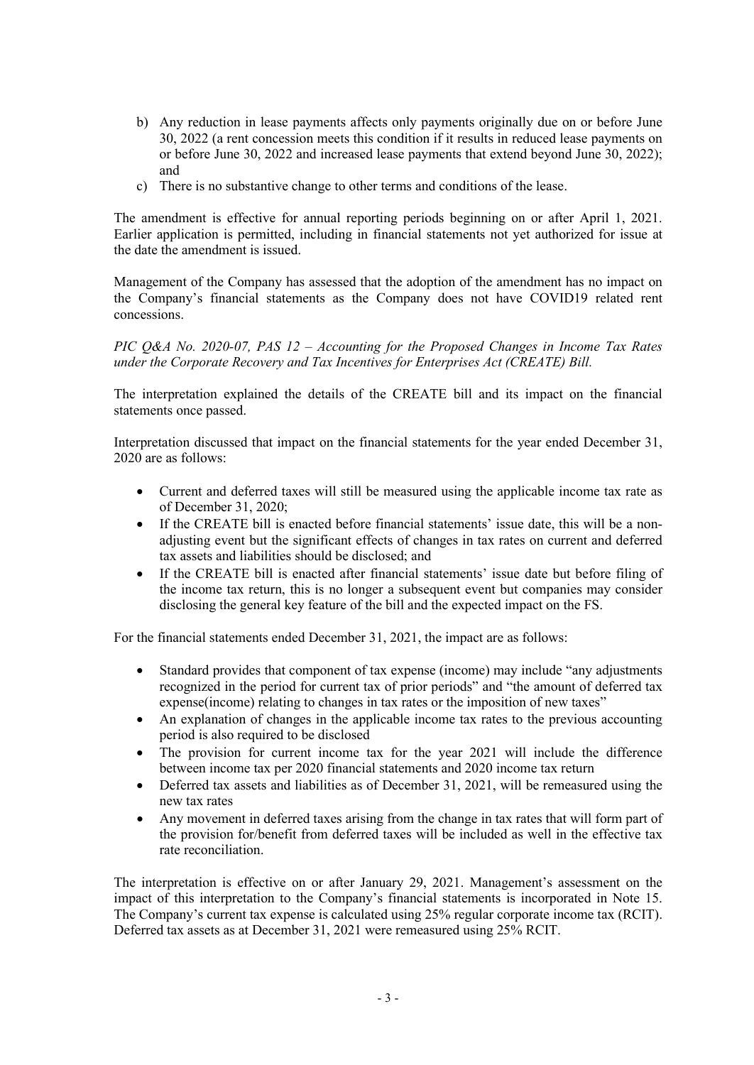b) Any reduction in lease payments affects only payments originally due on or before June 30, 2022 (a rent concession meets this condition if it results in reduced lease payments on or before June 30, 2022 and increased lease payments that extend beyond June 30, 2022); and
c) There is no substantive change to other terms and conditions of the lease.

The amendment is effective for annual reporting periods beginning on or after April 1, 2021. Earlier application is permitted, including in financial statements not yet authorized for issue at the date the amendment is issued.

Management of the Company has assessed that the adoption of the amendment has no impact on the Company's financial statements as the Company does not have COVID19 related rent concessions.

*PIC Q&A No. 2020-07, PAS 12 – Accounting for the Proposed Changes in Income Tax Rates under the Corporate Recovery and Tax Incentives for Enterprises Act (CREATE) Bill.*

The interpretation explained the details of the CREATE bill and its impact on the financial statements once passed.

Interpretation discussed that impact on the financial statements for the year ended December 31, 2020 are as follows:

- Current and deferred taxes will still be measured using the applicable income tax rate as of December 31, 2020;
- If the CREATE bill is enacted before financial statements' issue date, this will be a non-adjusting event but the significant effects of changes in tax rates on current and deferred tax assets and liabilities should be disclosed; and
- If the CREATE bill is enacted after financial statements' issue date but before filing of the income tax return, this is no longer a subsequent event but companies may consider disclosing the general key feature of the bill and the expected impact on the FS.

For the financial statements ended December 31, 2021, the impact are as follows:

- Standard provides that component of tax expense (income) may include "any adjustments recognized in the period for current tax of prior periods" and "the amount of deferred tax expense(income) relating to changes in tax rates or the imposition of new taxes"
- An explanation of changes in the applicable income tax rates to the previous accounting period is also required to be disclosed
- The provision for current income tax for the year 2021 will include the difference between income tax per 2020 financial statements and 2020 income tax return
- Deferred tax assets and liabilities as of December 31, 2021, will be remeasured using the new tax rates
- Any movement in deferred taxes arising from the change in tax rates that will form part of the provision for/benefit from deferred taxes will be included as well in the effective tax rate reconciliation.

The interpretation is effective on or after January 29, 2021. Management's assessment on the impact of this interpretation to the Company's financial statements is incorporated in Note 15. The Company's current tax expense is calculated using 25% regular corporate income tax (RCIT). Deferred tax assets as at December 31, 2021 were remeasured using 25% RCIT.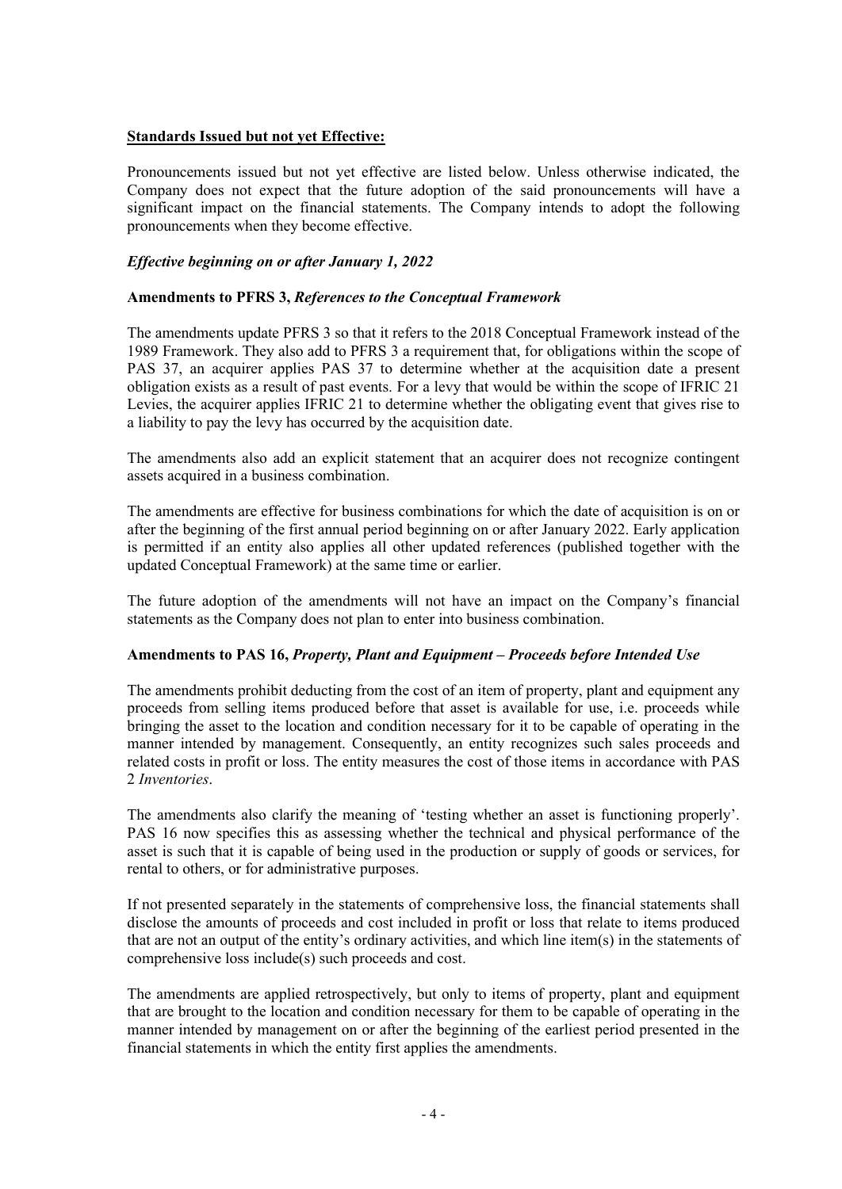**Standards Issued but not yet Effective:**

Pronouncements issued but not yet effective are listed below. Unless otherwise indicated, the Company does not expect that the future adoption of the said pronouncements will have a significant impact on the financial statements. The Company intends to adopt the following pronouncements when they become effective.

***Effective beginning on or after January 1, 2022***

**Amendments to PFRS 3,** ***References to the Conceptual Framework***

The amendments update PFRS 3 so that it refers to the 2018 Conceptual Framework instead of the 1989 Framework. They also add to PFRS 3 a requirement that, for obligations within the scope of PAS 37, an acquirer applies PAS 37 to determine whether at the acquisition date a present obligation exists as a result of past events. For a levy that would be within the scope of IFRIC 21 Levies, the acquirer applies IFRIC 21 to determine whether the obligating event that gives rise to a liability to pay the levy has occurred by the acquisition date.

The amendments also add an explicit statement that an acquirer does not recognize contingent assets acquired in a business combination.

The amendments are effective for business combinations for which the date of acquisition is on or after the beginning of the first annual period beginning on or after January 2022. Early application is permitted if an entity also applies all other updated references (published together with the updated Conceptual Framework) at the same time or earlier.

The future adoption of the amendments will not have an impact on the Company's financial statements as the Company does not plan to enter into business combination.

**Amendments to PAS 16,** ***Property, Plant and Equipment – Proceeds before Intended Use***

The amendments prohibit deducting from the cost of an item of property, plant and equipment any proceeds from selling items produced before that asset is available for use, i.e. proceeds while bringing the asset to the location and condition necessary for it to be capable of operating in the manner intended by management. Consequently, an entity recognizes such sales proceeds and related costs in profit or loss. The entity measures the cost of those items in accordance with PAS 2 *Inventories*.

The amendments also clarify the meaning of 'testing whether an asset is functioning properly'. PAS 16 now specifies this as assessing whether the technical and physical performance of the asset is such that it is capable of being used in the production or supply of goods or services, for rental to others, or for administrative purposes.

If not presented separately in the statements of comprehensive loss, the financial statements shall disclose the amounts of proceeds and cost included in profit or loss that relate to items produced that are not an output of the entity's ordinary activities, and which line item(s) in the statements of comprehensive loss include(s) such proceeds and cost.

The amendments are applied retrospectively, but only to items of property, plant and equipment that are brought to the location and condition necessary for them to be capable of operating in the manner intended by management on or after the beginning of the earliest period presented in the financial statements in which the entity first applies the amendments.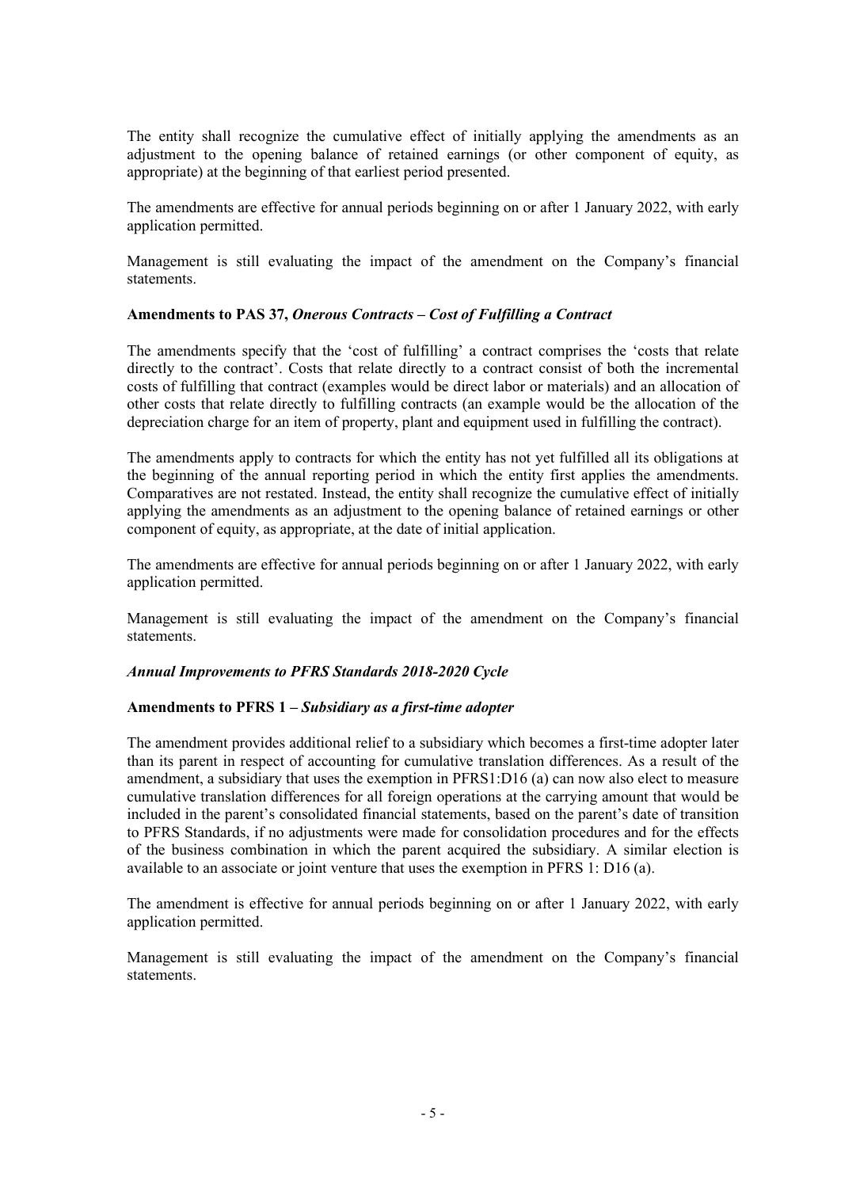The entity shall recognize the cumulative effect of initially applying the amendments as an adjustment to the opening balance of retained earnings (or other component of equity, as appropriate) at the beginning of that earliest period presented.

The amendments are effective for annual periods beginning on or after 1 January 2022, with early application permitted.

Management is still evaluating the impact of the amendment on the Company's financial statements.

**Amendments to PAS 37, *Onerous Contracts – Cost of Fulfilling a Contract***

The amendments specify that the 'cost of fulfilling' a contract comprises the 'costs that relate directly to the contract'. Costs that relate directly to a contract consist of both the incremental costs of fulfilling that contract (examples would be direct labor or materials) and an allocation of other costs that relate directly to fulfilling contracts (an example would be the allocation of the depreciation charge for an item of property, plant and equipment used in fulfilling the contract).

The amendments apply to contracts for which the entity has not yet fulfilled all its obligations at the beginning of the annual reporting period in which the entity first applies the amendments. Comparatives are not restated. Instead, the entity shall recognize the cumulative effect of initially applying the amendments as an adjustment to the opening balance of retained earnings or other component of equity, as appropriate, at the date of initial application.

The amendments are effective for annual periods beginning on or after 1 January 2022, with early application permitted.

Management is still evaluating the impact of the amendment on the Company's financial statements.

***Annual Improvements to PFRS Standards 2018-2020 Cycle***

**Amendments to PFRS 1 – *Subsidiary as a first-time adopter***

The amendment provides additional relief to a subsidiary which becomes a first-time adopter later than its parent in respect of accounting for cumulative translation differences. As a result of the amendment, a subsidiary that uses the exemption in PFRS1:D16 (a) can now also elect to measure cumulative translation differences for all foreign operations at the carrying amount that would be included in the parent's consolidated financial statements, based on the parent's date of transition to PFRS Standards, if no adjustments were made for consolidation procedures and for the effects of the business combination in which the parent acquired the subsidiary. A similar election is available to an associate or joint venture that uses the exemption in PFRS 1: D16 (a).

The amendment is effective for annual periods beginning on or after 1 January 2022, with early application permitted.

Management is still evaluating the impact of the amendment on the Company's financial statements.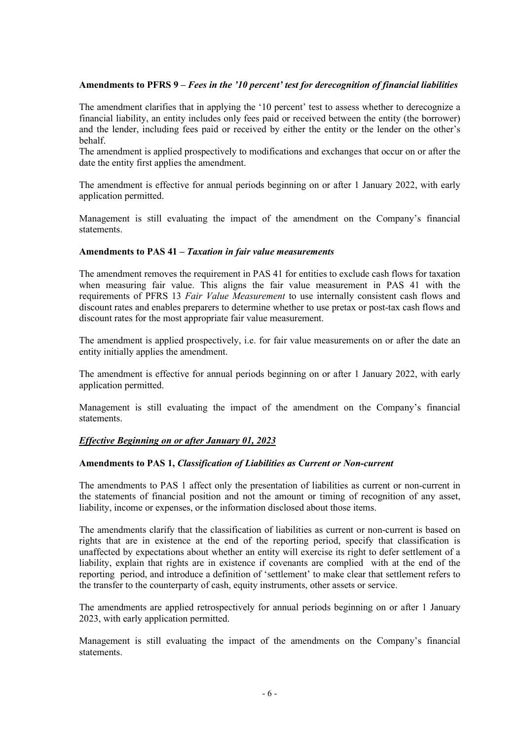**Amendments to PFRS 9 –** ***Fees in the '10 percent' test for derecognition of financial liabilities***

The amendment clarifies that in applying the '10 percent' test to assess whether to derecognize a financial liability, an entity includes only fees paid or received between the entity (the borrower) and the lender, including fees paid or received by either the entity or the lender on the other's behalf.
The amendment is applied prospectively to modifications and exchanges that occur on or after the date the entity first applies the amendment.

The amendment is effective for annual periods beginning on or after 1 January 2022, with early application permitted.

Management is still evaluating the impact of the amendment on the Company's financial statements.

**Amendments to PAS 41 –** ***Taxation in fair value measurements***

The amendment removes the requirement in PAS 41 for entities to exclude cash flows for taxation when measuring fair value. This aligns the fair value measurement in PAS 41 with the requirements of PFRS 13 *Fair Value Measurement* to use internally consistent cash flows and discount rates and enables preparers to determine whether to use pretax or post-tax cash flows and discount rates for the most appropriate fair value measurement.

The amendment is applied prospectively, i.e. for fair value measurements on or after the date an entity initially applies the amendment.

The amendment is effective for annual periods beginning on or after 1 January 2022, with early application permitted.

Management is still evaluating the impact of the amendment on the Company's financial statements.

***Effective Beginning on or after January 01, 2023***

**Amendments to PAS 1,** ***Classification of Liabilities as Current or Non-current***

The amendments to PAS 1 affect only the presentation of liabilities as current or non-current in the statements of financial position and not the amount or timing of recognition of any asset, liability, income or expenses, or the information disclosed about those items.

The amendments clarify that the classification of liabilities as current or non-current is based on rights that are in existence at the end of the reporting period, specify that classification is unaffected by expectations about whether an entity will exercise its right to defer settlement of a liability, explain that rights are in existence if covenants are complied with at the end of the reporting period, and introduce a definition of 'settlement' to make clear that settlement refers to the transfer to the counterparty of cash, equity instruments, other assets or service.

The amendments are applied retrospectively for annual periods beginning on or after 1 January 2023, with early application permitted.

Management is still evaluating the impact of the amendments on the Company's financial statements.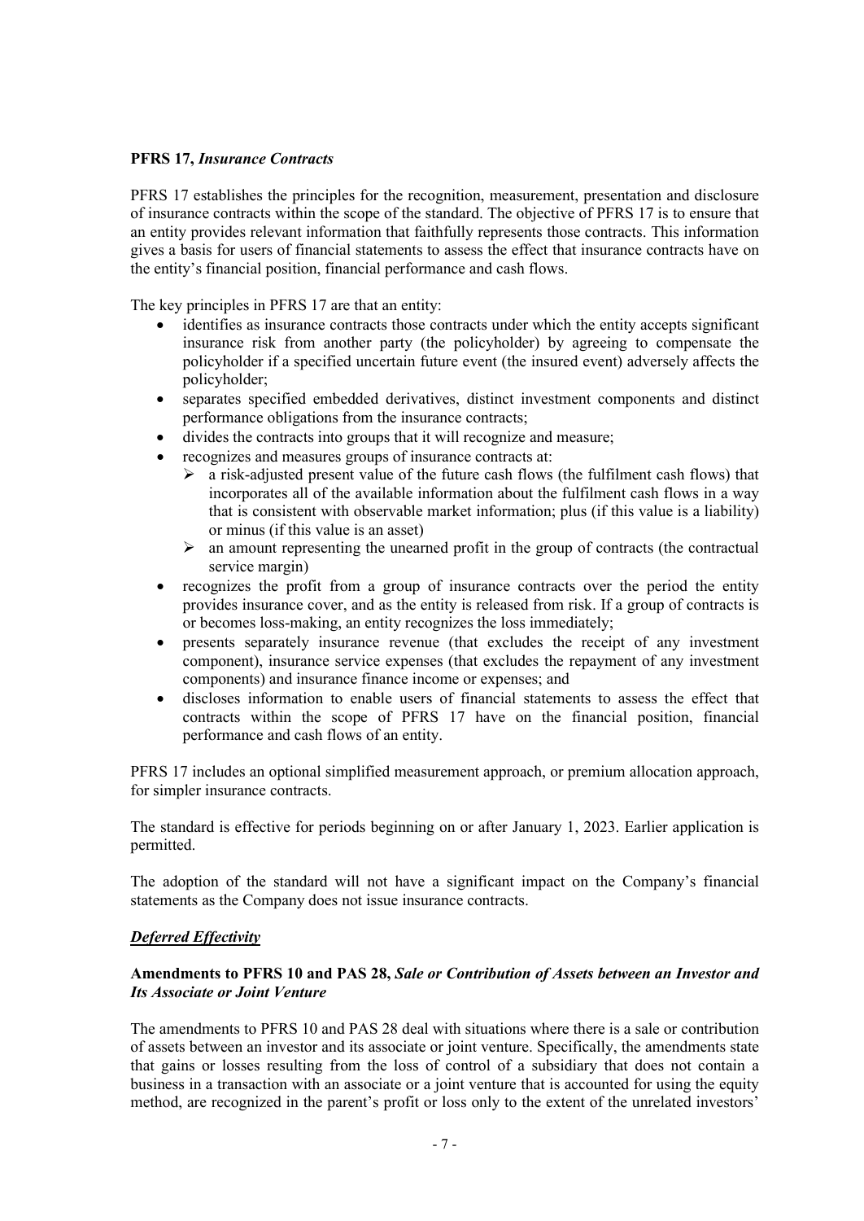**PFRS 17,** ***Insurance Contracts***

PFRS 17 establishes the principles for the recognition, measurement, presentation and disclosure of insurance contracts within the scope of the standard. The objective of PFRS 17 is to ensure that an entity provides relevant information that faithfully represents those contracts. This information gives a basis for users of financial statements to assess the effect that insurance contracts have on the entity's financial position, financial performance and cash flows.

The key principles in PFRS 17 are that an entity:

- identifies as insurance contracts those contracts under which the entity accepts significant insurance risk from another party (the policyholder) by agreeing to compensate the policyholder if a specified uncertain future event (the insured event) adversely affects the policyholder;
- separates specified embedded derivatives, distinct investment components and distinct performance obligations from the insurance contracts;
- divides the contracts into groups that it will recognize and measure;
- recognizes and measures groups of insurance contracts at:
  - a risk-adjusted present value of the future cash flows (the fulfilment cash flows) that incorporates all of the available information about the fulfilment cash flows in a way that is consistent with observable market information; plus (if this value is a liability) or minus (if this value is an asset)
  - an amount representing the unearned profit in the group of contracts (the contractual service margin)
- recognizes the profit from a group of insurance contracts over the period the entity provides insurance cover, and as the entity is released from risk. If a group of contracts is or becomes loss-making, an entity recognizes the loss immediately;
- presents separately insurance revenue (that excludes the receipt of any investment component), insurance service expenses (that excludes the repayment of any investment components) and insurance finance income or expenses; and
- discloses information to enable users of financial statements to assess the effect that contracts within the scope of PFRS 17 have on the financial position, financial performance and cash flows of an entity.

PFRS 17 includes an optional simplified measurement approach, or premium allocation approach, for simpler insurance contracts.

The standard is effective for periods beginning on or after January 1, 2023. Earlier application is permitted.

The adoption of the standard will not have a significant impact on the Company's financial statements as the Company does not issue insurance contracts.

***Deferred Effectivity***

**Amendments to PFRS 10 and PAS 28,** ***Sale or Contribution of Assets between an Investor and Its Associate or Joint Venture***

The amendments to PFRS 10 and PAS 28 deal with situations where there is a sale or contribution of assets between an investor and its associate or joint venture. Specifically, the amendments state that gains or losses resulting from the loss of control of a subsidiary that does not contain a business in a transaction with an associate or a joint venture that is accounted for using the equity method, are recognized in the parent's profit or loss only to the extent of the unrelated investors'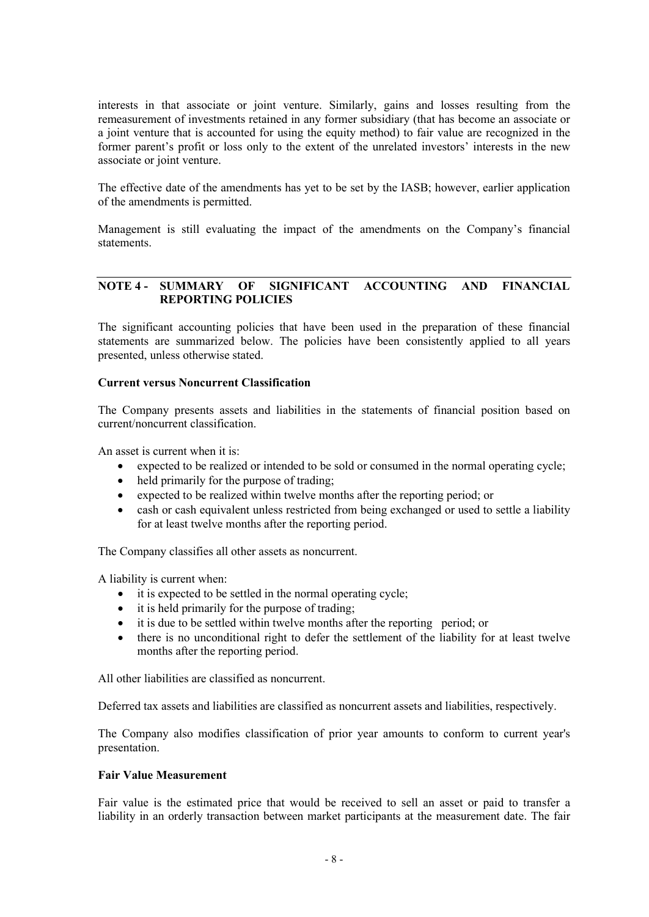interests in that associate or joint venture. Similarly, gains and losses resulting from the remeasurement of investments retained in any former subsidiary (that has become an associate or a joint venture that is accounted for using the equity method) to fair value are recognized in the former parent's profit or loss only to the extent of the unrelated investors' interests in the new associate or joint venture.

The effective date of the amendments has yet to be set by the IASB; however, earlier application of the amendments is permitted.

Management is still evaluating the impact of the amendments on the Company's financial statements.

## NOTE 4 - SUMMARY OF SIGNIFICANT ACCOUNTING AND FINANCIAL REPORTING POLICIES

The significant accounting policies that have been used in the preparation of these financial statements are summarized below. The policies have been consistently applied to all years presented, unless otherwise stated.

**Current versus Noncurrent Classification**

The Company presents assets and liabilities in the statements of financial position based on current/noncurrent classification.

An asset is current when it is:

- expected to be realized or intended to be sold or consumed in the normal operating cycle;
- held primarily for the purpose of trading;
- expected to be realized within twelve months after the reporting period; or
- cash or cash equivalent unless restricted from being exchanged or used to settle a liability for at least twelve months after the reporting period.

The Company classifies all other assets as noncurrent.

A liability is current when:

- it is expected to be settled in the normal operating cycle;
- it is held primarily for the purpose of trading;
- it is due to be settled within twelve months after the reporting period; or
- there is no unconditional right to defer the settlement of the liability for at least twelve months after the reporting period.

All other liabilities are classified as noncurrent.

Deferred tax assets and liabilities are classified as noncurrent assets and liabilities, respectively.

The Company also modifies classification of prior year amounts to conform to current year's presentation.

**Fair Value Measurement**

Fair value is the estimated price that would be received to sell an asset or paid to transfer a liability in an orderly transaction between market participants at the measurement date. The fair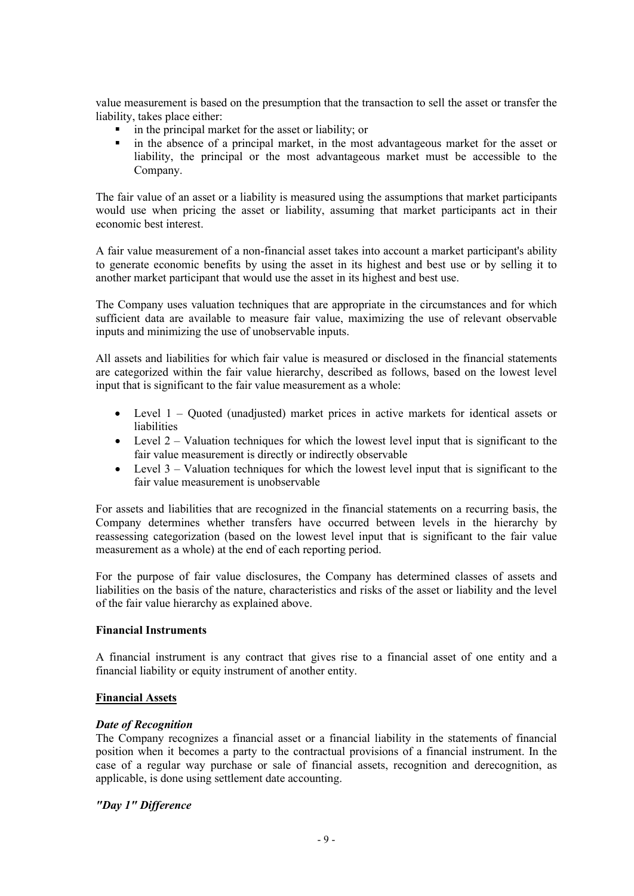value measurement is based on the presumption that the transaction to sell the asset or transfer the liability, takes place either:

- in the principal market for the asset or liability; or
- in the absence of a principal market, in the most advantageous market for the asset or liability, the principal or the most advantageous market must be accessible to the Company.

The fair value of an asset or a liability is measured using the assumptions that market participants would use when pricing the asset or liability, assuming that market participants act in their economic best interest.

A fair value measurement of a non-financial asset takes into account a market participant's ability to generate economic benefits by using the asset in its highest and best use or by selling it to another market participant that would use the asset in its highest and best use.

The Company uses valuation techniques that are appropriate in the circumstances and for which sufficient data are available to measure fair value, maximizing the use of relevant observable inputs and minimizing the use of unobservable inputs.

All assets and liabilities for which fair value is measured or disclosed in the financial statements are categorized within the fair value hierarchy, described as follows, based on the lowest level input that is significant to the fair value measurement as a whole:

- Level 1 – Quoted (unadjusted) market prices in active markets for identical assets or liabilities
- Level 2 – Valuation techniques for which the lowest level input that is significant to the fair value measurement is directly or indirectly observable
- Level 3 – Valuation techniques for which the lowest level input that is significant to the fair value measurement is unobservable

For assets and liabilities that are recognized in the financial statements on a recurring basis, the Company determines whether transfers have occurred between levels in the hierarchy by reassessing categorization (based on the lowest level input that is significant to the fair value measurement as a whole) at the end of each reporting period.

For the purpose of fair value disclosures, the Company has determined classes of assets and liabilities on the basis of the nature, characteristics and risks of the asset or liability and the level of the fair value hierarchy as explained above.

**Financial Instruments**

A financial instrument is any contract that gives rise to a financial asset of one entity and a financial liability or equity instrument of another entity.

**Financial Assets**

***Date of Recognition***

The Company recognizes a financial asset or a financial liability in the statements of financial position when it becomes a party to the contractual provisions of a financial instrument. In the case of a regular way purchase or sale of financial assets, recognition and derecognition, as applicable, is done using settlement date accounting.

***"Day 1" Difference***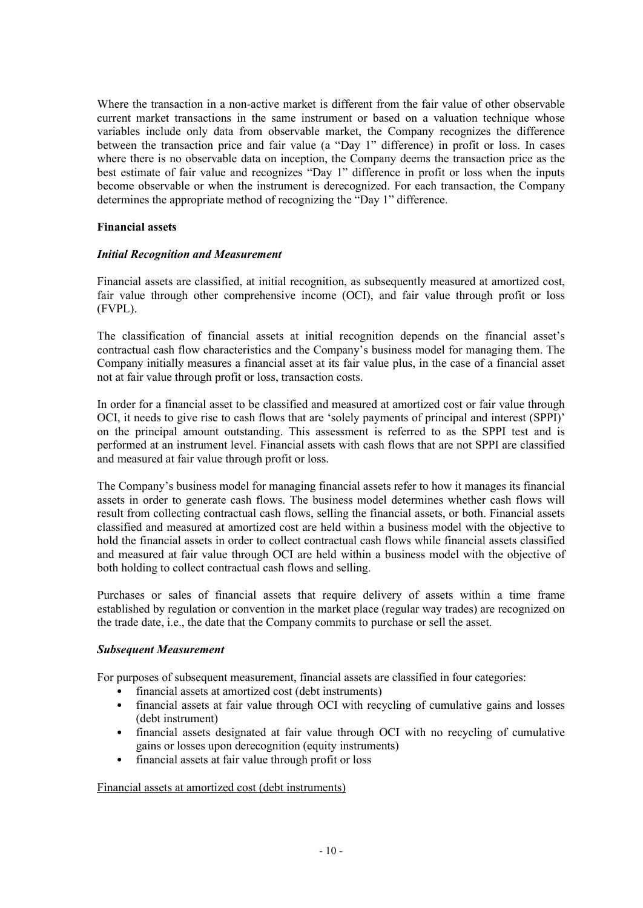Where the transaction in a non-active market is different from the fair value of other observable current market transactions in the same instrument or based on a valuation technique whose variables include only data from observable market, the Company recognizes the difference between the transaction price and fair value (a "Day 1" difference) in profit or loss. In cases where there is no observable data on inception, the Company deems the transaction price as the best estimate of fair value and recognizes "Day 1" difference in profit or loss when the inputs become observable or when the instrument is derecognized. For each transaction, the Company determines the appropriate method of recognizing the "Day 1" difference.

**Financial assets**

***Initial Recognition and Measurement***

Financial assets are classified, at initial recognition, as subsequently measured at amortized cost, fair value through other comprehensive income (OCI), and fair value through profit or loss (FVPL).

The classification of financial assets at initial recognition depends on the financial asset's contractual cash flow characteristics and the Company's business model for managing them. The Company initially measures a financial asset at its fair value plus, in the case of a financial asset not at fair value through profit or loss, transaction costs.

In order for a financial asset to be classified and measured at amortized cost or fair value through OCI, it needs to give rise to cash flows that are 'solely payments of principal and interest (SPPI)' on the principal amount outstanding. This assessment is referred to as the SPPI test and is performed at an instrument level. Financial assets with cash flows that are not SPPI are classified and measured at fair value through profit or loss.

The Company's business model for managing financial assets refer to how it manages its financial assets in order to generate cash flows. The business model determines whether cash flows will result from collecting contractual cash flows, selling the financial assets, or both. Financial assets classified and measured at amortized cost are held within a business model with the objective to hold the financial assets in order to collect contractual cash flows while financial assets classified and measured at fair value through OCI are held within a business model with the objective of both holding to collect contractual cash flows and selling.

Purchases or sales of financial assets that require delivery of assets within a time frame established by regulation or convention in the market place (regular way trades) are recognized on the trade date, i.e., the date that the Company commits to purchase or sell the asset.

***Subsequent Measurement***

For purposes of subsequent measurement, financial assets are classified in four categories:

- financial assets at amortized cost (debt instruments)
- financial assets at fair value through OCI with recycling of cumulative gains and losses (debt instrument)
- financial assets designated at fair value through OCI with no recycling of cumulative gains or losses upon derecognition (equity instruments)
- financial assets at fair value through profit or loss

Financial assets at amortized cost (debt instruments)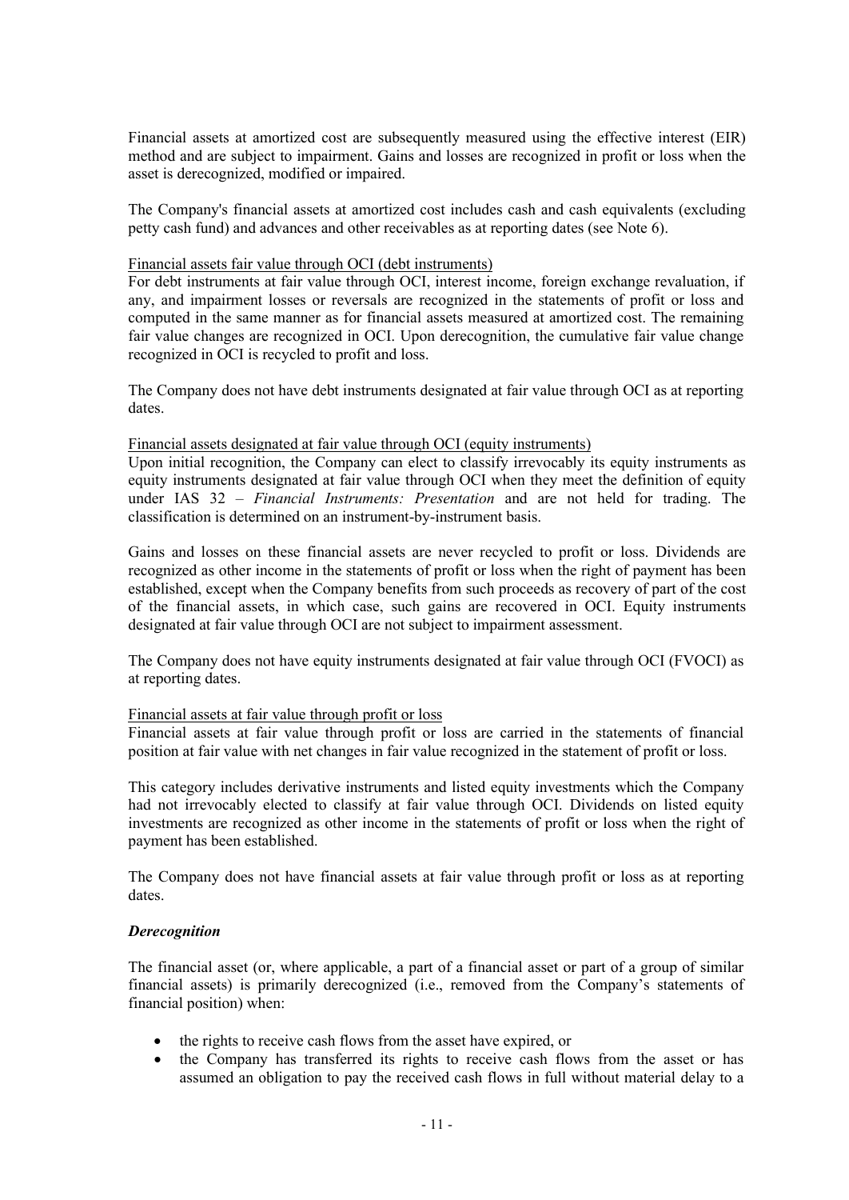Financial assets at amortized cost are subsequently measured using the effective interest (EIR) method and are subject to impairment. Gains and losses are recognized in profit or loss when the asset is derecognized, modified or impaired.

The Company's financial assets at amortized cost includes cash and cash equivalents (excluding petty cash fund) and advances and other receivables as at reporting dates (see Note 6).

<u>Financial assets fair value through OCI (debt instruments)</u>
For debt instruments at fair value through OCI, interest income, foreign exchange revaluation, if any, and impairment losses or reversals are recognized in the statements of profit or loss and computed in the same manner as for financial assets measured at amortized cost. The remaining fair value changes are recognized in OCI. Upon derecognition, the cumulative fair value change recognized in OCI is recycled to profit and loss.

The Company does not have debt instruments designated at fair value through OCI as at reporting dates.

<u>Financial assets designated at fair value through OCI (equity instruments)</u>
Upon initial recognition, the Company can elect to classify irrevocably its equity instruments as equity instruments designated at fair value through OCI when they meet the definition of equity under IAS 32 – *Financial Instruments: Presentation* and are not held for trading. The classification is determined on an instrument-by-instrument basis.

Gains and losses on these financial assets are never recycled to profit or loss. Dividends are recognized as other income in the statements of profit or loss when the right of payment has been established, except when the Company benefits from such proceeds as recovery of part of the cost of the financial assets, in which case, such gains are recovered in OCI. Equity instruments designated at fair value through OCI are not subject to impairment assessment.

The Company does not have equity instruments designated at fair value through OCI (FVOCI) as at reporting dates.

<u>Financial assets at fair value through profit or loss</u>
Financial assets at fair value through profit or loss are carried in the statements of financial position at fair value with net changes in fair value recognized in the statement of profit or loss.

This category includes derivative instruments and listed equity investments which the Company had not irrevocably elected to classify at fair value through OCI. Dividends on listed equity investments are recognized as other income in the statements of profit or loss when the right of payment has been established.

The Company does not have financial assets at fair value through profit or loss as at reporting dates.

***Derecognition***

The financial asset (or, where applicable, a part of a financial asset or part of a group of similar financial assets) is primarily derecognized (i.e., removed from the Company's statements of financial position) when:

- the rights to receive cash flows from the asset have expired, or
- the Company has transferred its rights to receive cash flows from the asset or has assumed an obligation to pay the received cash flows in full without material delay to a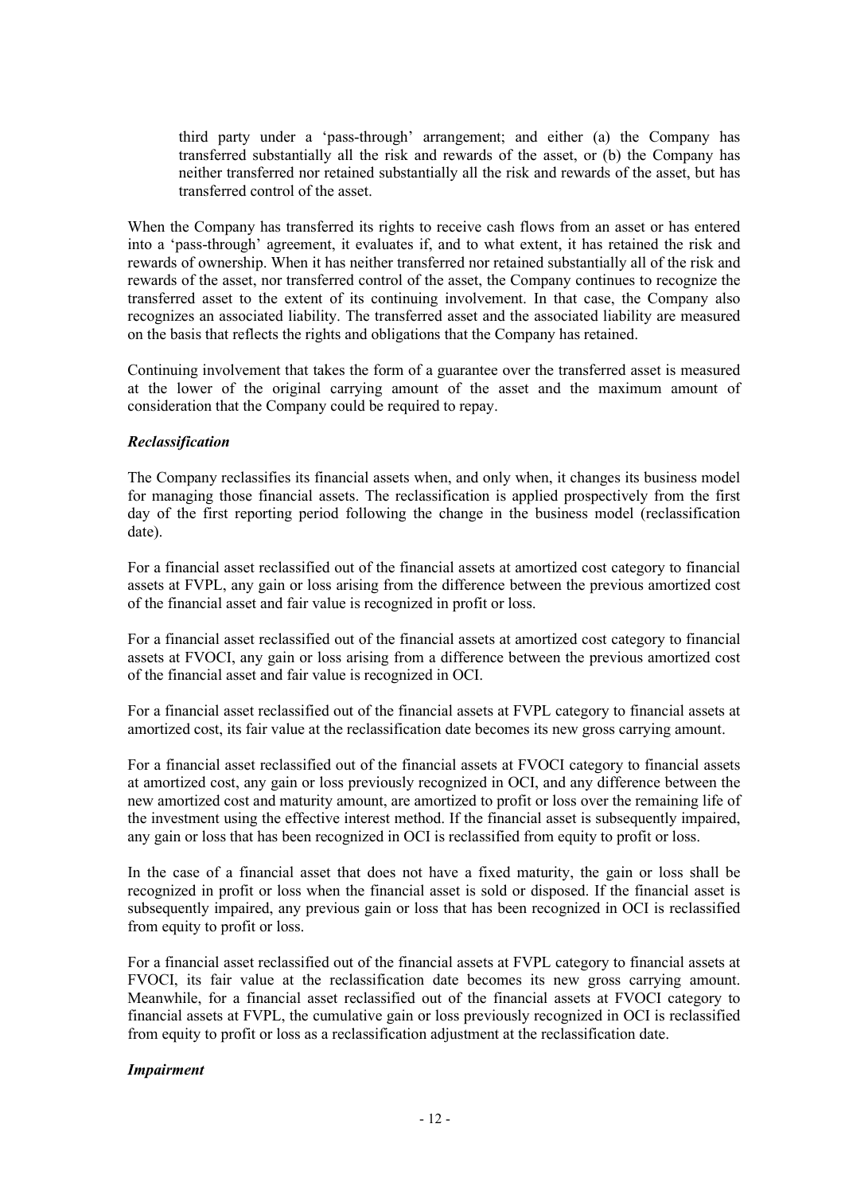third party under a 'pass-through' arrangement; and either (a) the Company has transferred substantially all the risk and rewards of the asset, or (b) the Company has neither transferred nor retained substantially all the risk and rewards of the asset, but has transferred control of the asset.

When the Company has transferred its rights to receive cash flows from an asset or has entered into a 'pass-through' agreement, it evaluates if, and to what extent, it has retained the risk and rewards of ownership. When it has neither transferred nor retained substantially all of the risk and rewards of the asset, nor transferred control of the asset, the Company continues to recognize the transferred asset to the extent of its continuing involvement. In that case, the Company also recognizes an associated liability. The transferred asset and the associated liability are measured on the basis that reflects the rights and obligations that the Company has retained.

Continuing involvement that takes the form of a guarantee over the transferred asset is measured at the lower of the original carrying amount of the asset and the maximum amount of consideration that the Company could be required to repay.

***Reclassification***

The Company reclassifies its financial assets when, and only when, it changes its business model for managing those financial assets. The reclassification is applied prospectively from the first day of the first reporting period following the change in the business model (reclassification date).

For a financial asset reclassified out of the financial assets at amortized cost category to financial assets at FVPL, any gain or loss arising from the difference between the previous amortized cost of the financial asset and fair value is recognized in profit or loss.

For a financial asset reclassified out of the financial assets at amortized cost category to financial assets at FVOCI, any gain or loss arising from a difference between the previous amortized cost of the financial asset and fair value is recognized in OCI.

For a financial asset reclassified out of the financial assets at FVPL category to financial assets at amortized cost, its fair value at the reclassification date becomes its new gross carrying amount.

For a financial asset reclassified out of the financial assets at FVOCI category to financial assets at amortized cost, any gain or loss previously recognized in OCI, and any difference between the new amortized cost and maturity amount, are amortized to profit or loss over the remaining life of the investment using the effective interest method. If the financial asset is subsequently impaired, any gain or loss that has been recognized in OCI is reclassified from equity to profit or loss.

In the case of a financial asset that does not have a fixed maturity, the gain or loss shall be recognized in profit or loss when the financial asset is sold or disposed. If the financial asset is subsequently impaired, any previous gain or loss that has been recognized in OCI is reclassified from equity to profit or loss.

For a financial asset reclassified out of the financial assets at FVPL category to financial assets at FVOCI, its fair value at the reclassification date becomes its new gross carrying amount. Meanwhile, for a financial asset reclassified out of the financial assets at FVOCI category to financial assets at FVPL, the cumulative gain or loss previously recognized in OCI is reclassified from equity to profit or loss as a reclassification adjustment at the reclassification date.

***Impairment***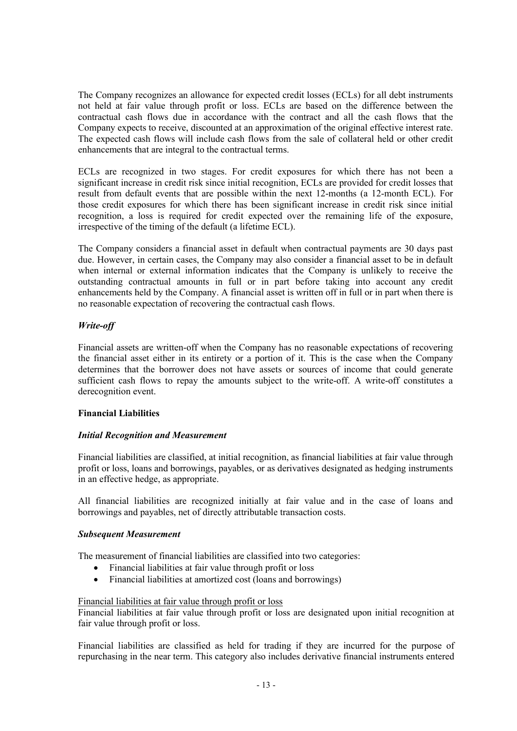The Company recognizes an allowance for expected credit losses (ECLs) for all debt instruments not held at fair value through profit or loss. ECLs are based on the difference between the contractual cash flows due in accordance with the contract and all the cash flows that the Company expects to receive, discounted at an approximation of the original effective interest rate. The expected cash flows will include cash flows from the sale of collateral held or other credit enhancements that are integral to the contractual terms.

ECLs are recognized in two stages. For credit exposures for which there has not been a significant increase in credit risk since initial recognition, ECLs are provided for credit losses that result from default events that are possible within the next 12-months (a 12-month ECL). For those credit exposures for which there has been significant increase in credit risk since initial recognition, a loss is required for credit expected over the remaining life of the exposure, irrespective of the timing of the default (a lifetime ECL).

The Company considers a financial asset in default when contractual payments are 30 days past due. However, in certain cases, the Company may also consider a financial asset to be in default when internal or external information indicates that the Company is unlikely to receive the outstanding contractual amounts in full or in part before taking into account any credit enhancements held by the Company. A financial asset is written off in full or in part when there is no reasonable expectation of recovering the contractual cash flows.

***Write-off***

Financial assets are written-off when the Company has no reasonable expectations of recovering the financial asset either in its entirety or a portion of it. This is the case when the Company determines that the borrower does not have assets or sources of income that could generate sufficient cash flows to repay the amounts subject to the write-off. A write-off constitutes a derecognition event.

**Financial Liabilities**

***Initial Recognition and Measurement***

Financial liabilities are classified, at initial recognition, as financial liabilities at fair value through profit or loss, loans and borrowings, payables, or as derivatives designated as hedging instruments in an effective hedge, as appropriate.

All financial liabilities are recognized initially at fair value and in the case of loans and borrowings and payables, net of directly attributable transaction costs.

***Subsequent Measurement***

The measurement of financial liabilities are classified into two categories:

- Financial liabilities at fair value through profit or loss
- Financial liabilities at amortized cost (loans and borrowings)

<u>Financial liabilities at fair value through profit or loss</u>
Financial liabilities at fair value through profit or loss are designated upon initial recognition at fair value through profit or loss.

Financial liabilities are classified as held for trading if they are incurred for the purpose of repurchasing in the near term. This category also includes derivative financial instruments entered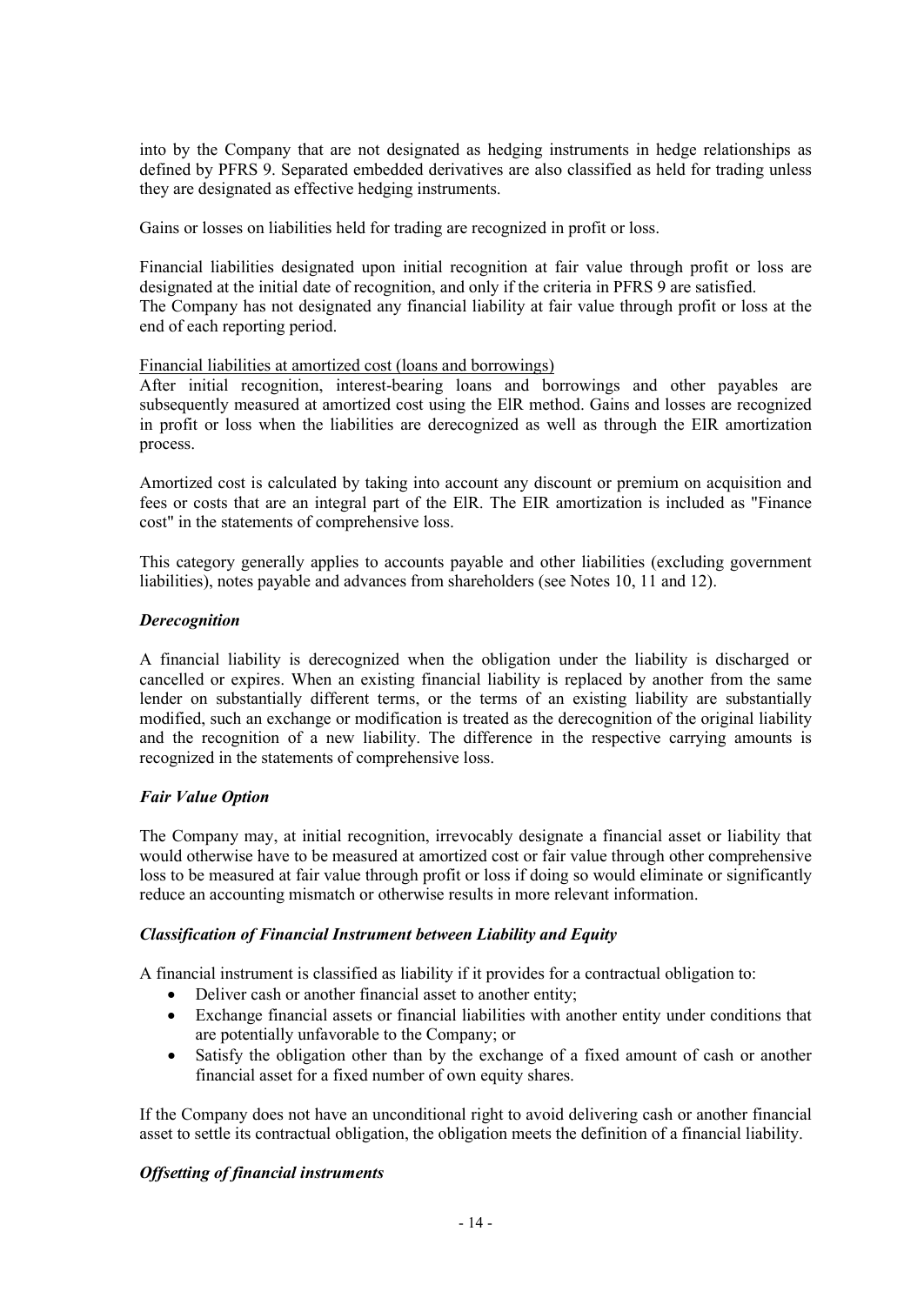into by the Company that are not designated as hedging instruments in hedge relationships as defined by PFRS 9. Separated embedded derivatives are also classified as held for trading unless they are designated as effective hedging instruments.

Gains or losses on liabilities held for trading are recognized in profit or loss.

Financial liabilities designated upon initial recognition at fair value through profit or loss are designated at the initial date of recognition, and only if the criteria in PFRS 9 are satisfied. The Company has not designated any financial liability at fair value through profit or loss at the end of each reporting period.

Financial liabilities at amortized cost (loans and borrowings)

After initial recognition, interest-bearing loans and borrowings and other payables are subsequently measured at amortized cost using the ElR method. Gains and losses are recognized in profit or loss when the liabilities are derecognized as well as through the EIR amortization process.

Amortized cost is calculated by taking into account any discount or premium on acquisition and fees or costs that are an integral part of the ElR. The EIR amortization is included as "Finance cost" in the statements of comprehensive loss.

This category generally applies to accounts payable and other liabilities (excluding government liabilities), notes payable and advances from shareholders (see Notes 10, 11 and 12).

### *Derecognition*

A financial liability is derecognized when the obligation under the liability is discharged or cancelled or expires. When an existing financial liability is replaced by another from the same lender on substantially different terms, or the terms of an existing liability are substantially modified, such an exchange or modification is treated as the derecognition of the original liability and the recognition of a new liability. The difference in the respective carrying amounts is recognized in the statements of comprehensive loss.

### *Fair Value Option*

The Company may, at initial recognition, irrevocably designate a financial asset or liability that would otherwise have to be measured at amortized cost or fair value through other comprehensive loss to be measured at fair value through profit or loss if doing so would eliminate or significantly reduce an accounting mismatch or otherwise results in more relevant information.

### *Classification of Financial Instrument between Liability and Equity*

A financial instrument is classified as liability if it provides for a contractual obligation to:

- Deliver cash or another financial asset to another entity;
- Exchange financial assets or financial liabilities with another entity under conditions that are potentially unfavorable to the Company; or
- Satisfy the obligation other than by the exchange of a fixed amount of cash or another financial asset for a fixed number of own equity shares.

If the Company does not have an unconditional right to avoid delivering cash or another financial asset to settle its contractual obligation, the obligation meets the definition of a financial liability.

### *Offsetting of financial instruments*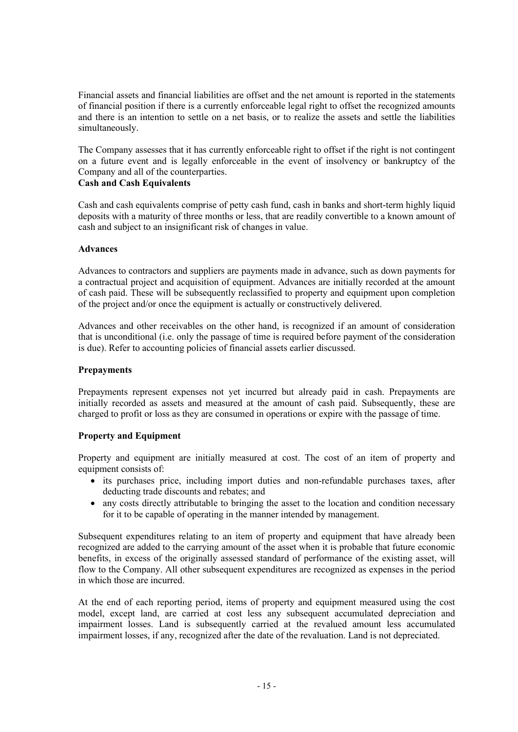Financial assets and financial liabilities are offset and the net amount is reported in the statements of financial position if there is a currently enforceable legal right to offset the recognized amounts and there is an intention to settle on a net basis, or to realize the assets and settle the liabilities simultaneously.

The Company assesses that it has currently enforceable right to offset if the right is not contingent on a future event and is legally enforceable in the event of insolvency or bankruptcy of the Company and all of the counterparties.

**Cash and Cash Equivalents**

Cash and cash equivalents comprise of petty cash fund, cash in banks and short-term highly liquid deposits with a maturity of three months or less, that are readily convertible to a known amount of cash and subject to an insignificant risk of changes in value.

**Advances**

Advances to contractors and suppliers are payments made in advance, such as down payments for a contractual project and acquisition of equipment. Advances are initially recorded at the amount of cash paid. These will be subsequently reclassified to property and equipment upon completion of the project and/or once the equipment is actually or constructively delivered.

Advances and other receivables on the other hand, is recognized if an amount of consideration that is unconditional (i.e. only the passage of time is required before payment of the consideration is due). Refer to accounting policies of financial assets earlier discussed.

**Prepayments**

Prepayments represent expenses not yet incurred but already paid in cash. Prepayments are initially recorded as assets and measured at the amount of cash paid. Subsequently, these are charged to profit or loss as they are consumed in operations or expire with the passage of time.

**Property and Equipment**

Property and equipment are initially measured at cost. The cost of an item of property and equipment consists of:

- its purchases price, including import duties and non-refundable purchases taxes, after deducting trade discounts and rebates; and
- any costs directly attributable to bringing the asset to the location and condition necessary for it to be capable of operating in the manner intended by management.

Subsequent expenditures relating to an item of property and equipment that have already been recognized are added to the carrying amount of the asset when it is probable that future economic benefits, in excess of the originally assessed standard of performance of the existing asset, will flow to the Company. All other subsequent expenditures are recognized as expenses in the period in which those are incurred.

At the end of each reporting period, items of property and equipment measured using the cost model, except land, are carried at cost less any subsequent accumulated depreciation and impairment losses. Land is subsequently carried at the revalued amount less accumulated impairment losses, if any, recognized after the date of the revaluation. Land is not depreciated.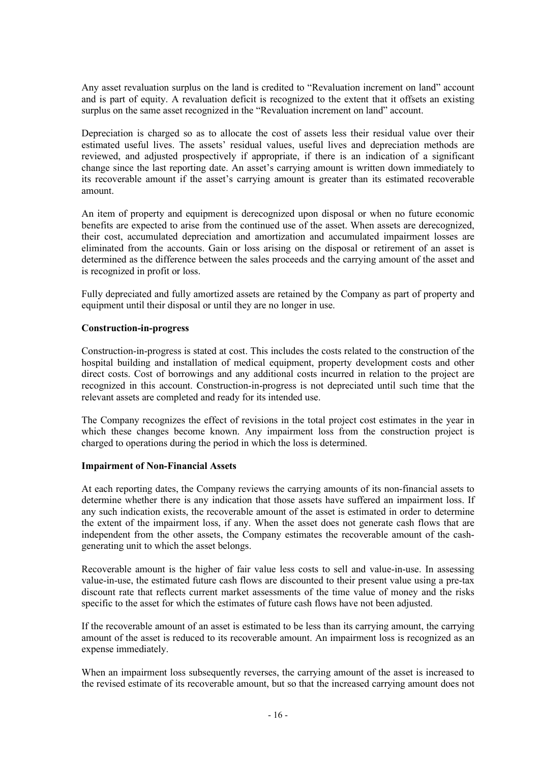Any asset revaluation surplus on the land is credited to "Revaluation increment on land" account and is part of equity. A revaluation deficit is recognized to the extent that it offsets an existing surplus on the same asset recognized in the "Revaluation increment on land" account.

Depreciation is charged so as to allocate the cost of assets less their residual value over their estimated useful lives. The assets' residual values, useful lives and depreciation methods are reviewed, and adjusted prospectively if appropriate, if there is an indication of a significant change since the last reporting date. An asset's carrying amount is written down immediately to its recoverable amount if the asset's carrying amount is greater than its estimated recoverable amount.

An item of property and equipment is derecognized upon disposal or when no future economic benefits are expected to arise from the continued use of the asset. When assets are derecognized, their cost, accumulated depreciation and amortization and accumulated impairment losses are eliminated from the accounts. Gain or loss arising on the disposal or retirement of an asset is determined as the difference between the sales proceeds and the carrying amount of the asset and is recognized in profit or loss.

Fully depreciated and fully amortized assets are retained by the Company as part of property and equipment until their disposal or until they are no longer in use.

**Construction-in-progress**

Construction-in-progress is stated at cost. This includes the costs related to the construction of the hospital building and installation of medical equipment, property development costs and other direct costs. Cost of borrowings and any additional costs incurred in relation to the project are recognized in this account. Construction-in-progress is not depreciated until such time that the relevant assets are completed and ready for its intended use.

The Company recognizes the effect of revisions in the total project cost estimates in the year in which these changes become known. Any impairment loss from the construction project is charged to operations during the period in which the loss is determined.

**Impairment of Non-Financial Assets**

At each reporting dates, the Company reviews the carrying amounts of its non-financial assets to determine whether there is any indication that those assets have suffered an impairment loss. If any such indication exists, the recoverable amount of the asset is estimated in order to determine the extent of the impairment loss, if any. When the asset does not generate cash flows that are independent from the other assets, the Company estimates the recoverable amount of the cash-generating unit to which the asset belongs.

Recoverable amount is the higher of fair value less costs to sell and value-in-use. In assessing value-in-use, the estimated future cash flows are discounted to their present value using a pre-tax discount rate that reflects current market assessments of the time value of money and the risks specific to the asset for which the estimates of future cash flows have not been adjusted.

If the recoverable amount of an asset is estimated to be less than its carrying amount, the carrying amount of the asset is reduced to its recoverable amount. An impairment loss is recognized as an expense immediately.

When an impairment loss subsequently reverses, the carrying amount of the asset is increased to the revised estimate of its recoverable amount, but so that the increased carrying amount does not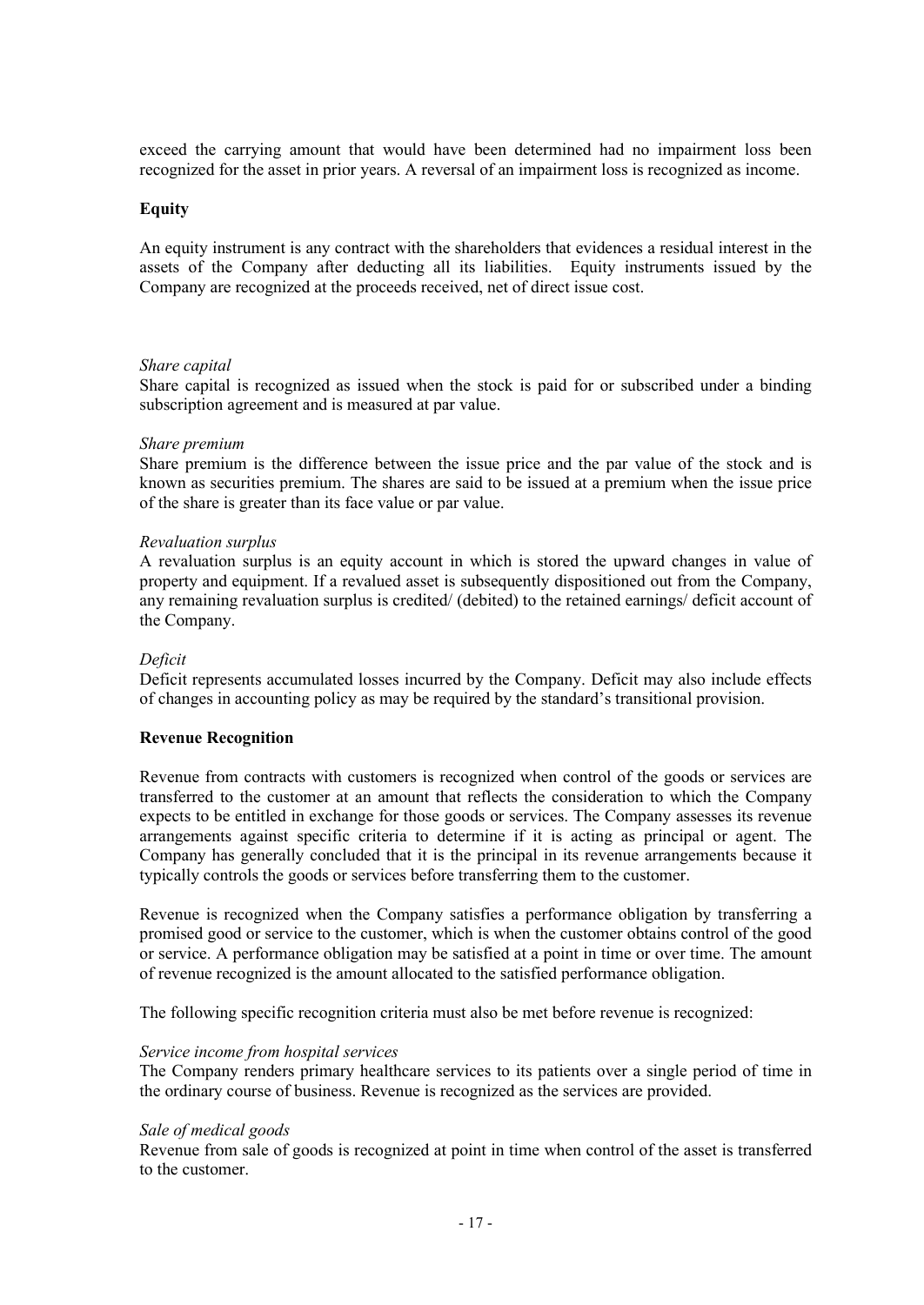exceed the carrying amount that would have been determined had no impairment loss been recognized for the asset in prior years. A reversal of an impairment loss is recognized as income.

**Equity**

An equity instrument is any contract with the shareholders that evidences a residual interest in the assets of the Company after deducting all its liabilities. Equity instruments issued by the Company are recognized at the proceeds received, net of direct issue cost.

*Share capital*
Share capital is recognized as issued when the stock is paid for or subscribed under a binding subscription agreement and is measured at par value.

*Share premium*
Share premium is the difference between the issue price and the par value of the stock and is known as securities premium. The shares are said to be issued at a premium when the issue price of the share is greater than its face value or par value.

*Revaluation surplus*
A revaluation surplus is an equity account in which is stored the upward changes in value of property and equipment. If a revalued asset is subsequently dispositioned out from the Company, any remaining revaluation surplus is credited/ (debited) to the retained earnings/ deficit account of the Company.

*Deficit*
Deficit represents accumulated losses incurred by the Company. Deficit may also include effects of changes in accounting policy as may be required by the standard's transitional provision.

**Revenue Recognition**

Revenue from contracts with customers is recognized when control of the goods or services are transferred to the customer at an amount that reflects the consideration to which the Company expects to be entitled in exchange for those goods or services. The Company assesses its revenue arrangements against specific criteria to determine if it is acting as principal or agent. The Company has generally concluded that it is the principal in its revenue arrangements because it typically controls the goods or services before transferring them to the customer.

Revenue is recognized when the Company satisfies a performance obligation by transferring a promised good or service to the customer, which is when the customer obtains control of the good or service. A performance obligation may be satisfied at a point in time or over time. The amount of revenue recognized is the amount allocated to the satisfied performance obligation.

The following specific recognition criteria must also be met before revenue is recognized:

*Service income from hospital services*
The Company renders primary healthcare services to its patients over a single period of time in the ordinary course of business. Revenue is recognized as the services are provided.

*Sale of medical goods*
Revenue from sale of goods is recognized at point in time when control of the asset is transferred to the customer.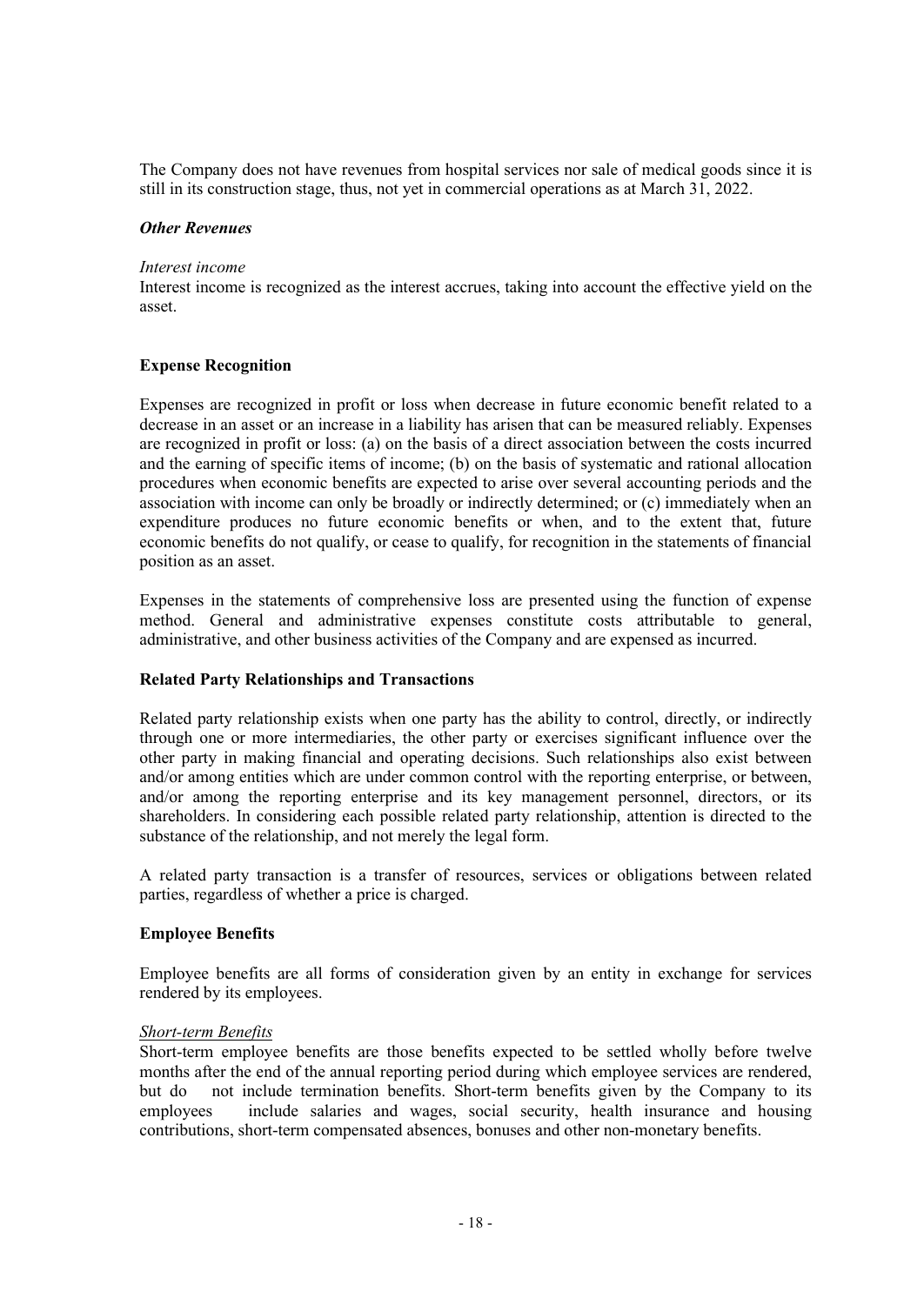The Company does not have revenues from hospital services nor sale of medical goods since it is still in its construction stage, thus, not yet in commercial operations as at March 31, 2022.

***Other Revenues***

*Interest income*

Interest income is recognized as the interest accrues, taking into account the effective yield on the asset.

**Expense Recognition**

Expenses are recognized in profit or loss when decrease in future economic benefit related to a decrease in an asset or an increase in a liability has arisen that can be measured reliably. Expenses are recognized in profit or loss: (a) on the basis of a direct association between the costs incurred and the earning of specific items of income; (b) on the basis of systematic and rational allocation procedures when economic benefits are expected to arise over several accounting periods and the association with income can only be broadly or indirectly determined; or (c) immediately when an expenditure produces no future economic benefits or when, and to the extent that, future economic benefits do not qualify, or cease to qualify, for recognition in the statements of financial position as an asset.

Expenses in the statements of comprehensive loss are presented using the function of expense method. General and administrative expenses constitute costs attributable to general, administrative, and other business activities of the Company and are expensed as incurred.

**Related Party Relationships and Transactions**

Related party relationship exists when one party has the ability to control, directly, or indirectly through one or more intermediaries, the other party or exercises significant influence over the other party in making financial and operating decisions. Such relationships also exist between and/or among entities which are under common control with the reporting enterprise, or between, and/or among the reporting enterprise and its key management personnel, directors, or its shareholders. In considering each possible related party relationship, attention is directed to the substance of the relationship, and not merely the legal form.

A related party transaction is a transfer of resources, services or obligations between related parties, regardless of whether a price is charged.

**Employee Benefits**

Employee benefits are all forms of consideration given by an entity in exchange for services rendered by its employees.

*Short-term Benefits*

Short-term employee benefits are those benefits expected to be settled wholly before twelve months after the end of the annual reporting period during which employee services are rendered, but do not include termination benefits. Short-term benefits given by the Company to its employees include salaries and wages, social security, health insurance and housing contributions, short-term compensated absences, bonuses and other non-monetary benefits.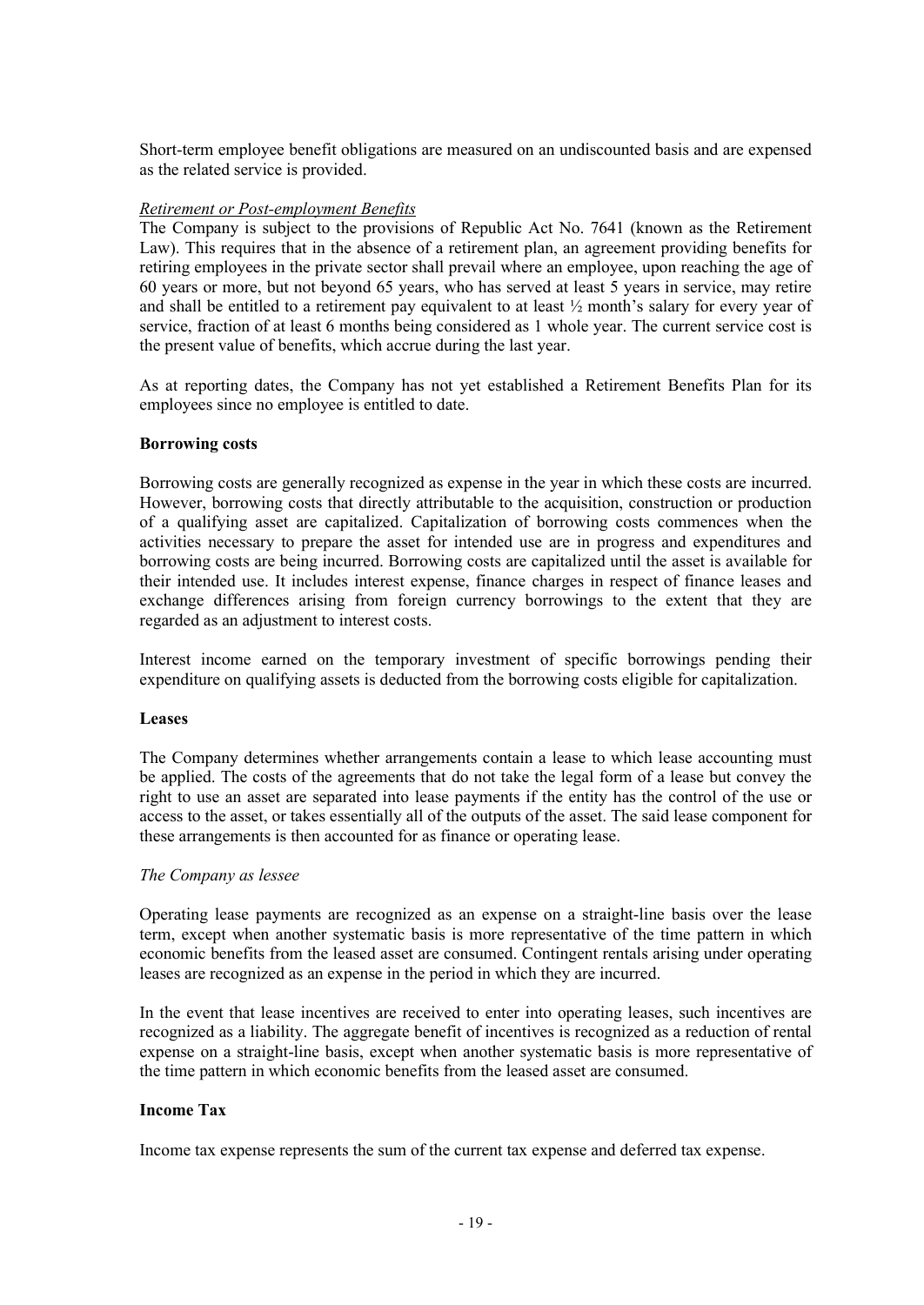Short-term employee benefit obligations are measured on an undiscounted basis and are expensed as the related service is provided.

*Retirement or Post-employment Benefits*

The Company is subject to the provisions of Republic Act No. 7641 (known as the Retirement Law). This requires that in the absence of a retirement plan, an agreement providing benefits for retiring employees in the private sector shall prevail where an employee, upon reaching the age of 60 years or more, but not beyond 65 years, who has served at least 5 years in service, may retire and shall be entitled to a retirement pay equivalent to at least ½ month's salary for every year of service, fraction of at least 6 months being considered as 1 whole year. The current service cost is the present value of benefits, which accrue during the last year.

As at reporting dates, the Company has not yet established a Retirement Benefits Plan for its employees since no employee is entitled to date.

**Borrowing costs**

Borrowing costs are generally recognized as expense in the year in which these costs are incurred. However, borrowing costs that directly attributable to the acquisition, construction or production of a qualifying asset are capitalized. Capitalization of borrowing costs commences when the activities necessary to prepare the asset for intended use are in progress and expenditures and borrowing costs are being incurred. Borrowing costs are capitalized until the asset is available for their intended use. It includes interest expense, finance charges in respect of finance leases and exchange differences arising from foreign currency borrowings to the extent that they are regarded as an adjustment to interest costs.

Interest income earned on the temporary investment of specific borrowings pending their expenditure on qualifying assets is deducted from the borrowing costs eligible for capitalization.

**Leases**

The Company determines whether arrangements contain a lease to which lease accounting must be applied. The costs of the agreements that do not take the legal form of a lease but convey the right to use an asset are separated into lease payments if the entity has the control of the use or access to the asset, or takes essentially all of the outputs of the asset. The said lease component for these arrangements is then accounted for as finance or operating lease.

*The Company as lessee*

Operating lease payments are recognized as an expense on a straight-line basis over the lease term, except when another systematic basis is more representative of the time pattern in which economic benefits from the leased asset are consumed. Contingent rentals arising under operating leases are recognized as an expense in the period in which they are incurred.

In the event that lease incentives are received to enter into operating leases, such incentives are recognized as a liability. The aggregate benefit of incentives is recognized as a reduction of rental expense on a straight-line basis, except when another systematic basis is more representative of the time pattern in which economic benefits from the leased asset are consumed.

**Income Tax**

Income tax expense represents the sum of the current tax expense and deferred tax expense.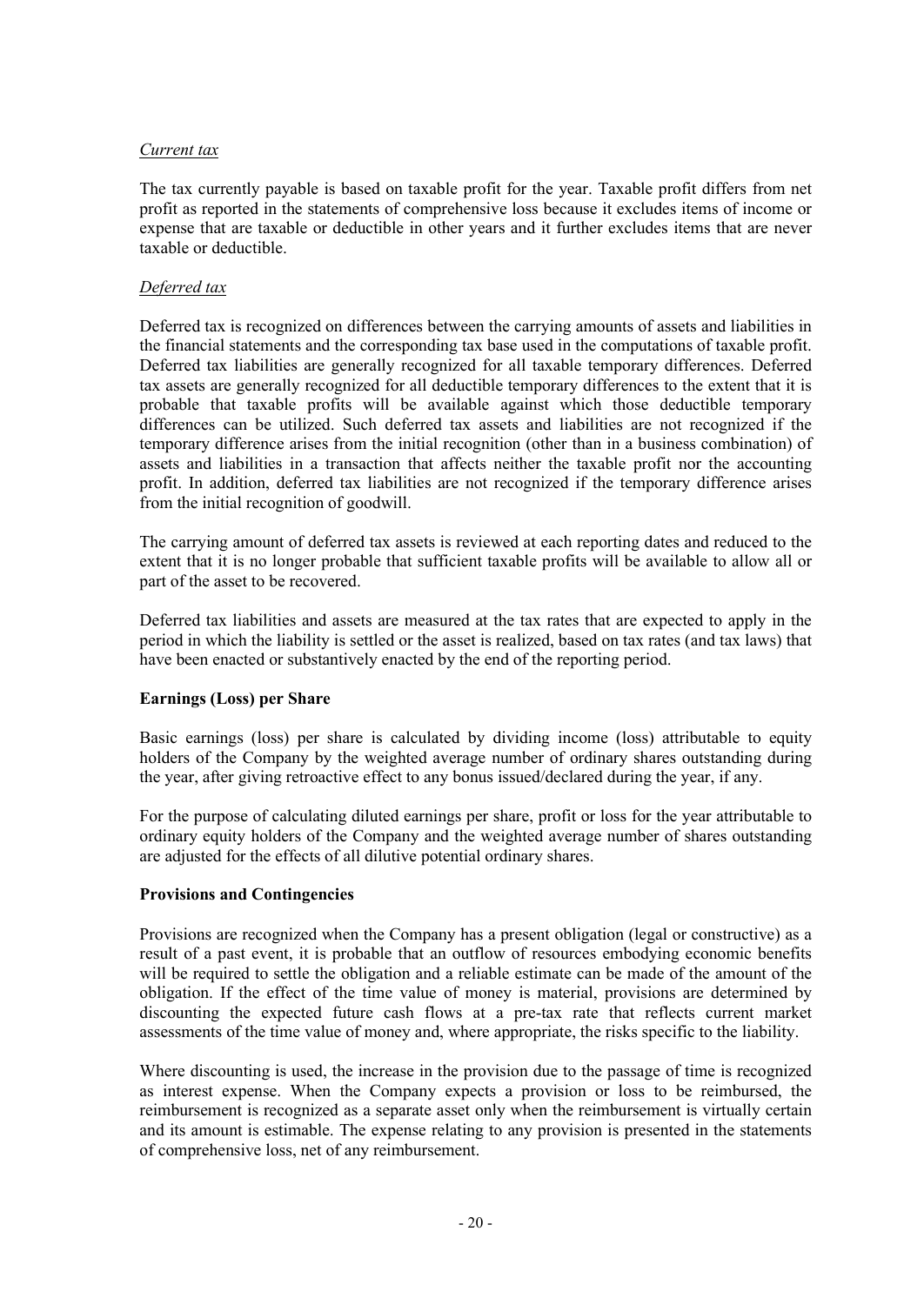*Current tax*

The tax currently payable is based on taxable profit for the year. Taxable profit differs from net profit as reported in the statements of comprehensive loss because it excludes items of income or expense that are taxable or deductible in other years and it further excludes items that are never taxable or deductible.

*Deferred tax*

Deferred tax is recognized on differences between the carrying amounts of assets and liabilities in the financial statements and the corresponding tax base used in the computations of taxable profit. Deferred tax liabilities are generally recognized for all taxable temporary differences. Deferred tax assets are generally recognized for all deductible temporary differences to the extent that it is probable that taxable profits will be available against which those deductible temporary differences can be utilized. Such deferred tax assets and liabilities are not recognized if the temporary difference arises from the initial recognition (other than in a business combination) of assets and liabilities in a transaction that affects neither the taxable profit nor the accounting profit. In addition, deferred tax liabilities are not recognized if the temporary difference arises from the initial recognition of goodwill.

The carrying amount of deferred tax assets is reviewed at each reporting dates and reduced to the extent that it is no longer probable that sufficient taxable profits will be available to allow all or part of the asset to be recovered.

Deferred tax liabilities and assets are measured at the tax rates that are expected to apply in the period in which the liability is settled or the asset is realized, based on tax rates (and tax laws) that have been enacted or substantively enacted by the end of the reporting period.

**Earnings (Loss) per Share**

Basic earnings (loss) per share is calculated by dividing income (loss) attributable to equity holders of the Company by the weighted average number of ordinary shares outstanding during the year, after giving retroactive effect to any bonus issued/declared during the year, if any.

For the purpose of calculating diluted earnings per share, profit or loss for the year attributable to ordinary equity holders of the Company and the weighted average number of shares outstanding are adjusted for the effects of all dilutive potential ordinary shares.

**Provisions and Contingencies**

Provisions are recognized when the Company has a present obligation (legal or constructive) as a result of a past event, it is probable that an outflow of resources embodying economic benefits will be required to settle the obligation and a reliable estimate can be made of the amount of the obligation. If the effect of the time value of money is material, provisions are determined by discounting the expected future cash flows at a pre-tax rate that reflects current market assessments of the time value of money and, where appropriate, the risks specific to the liability.

Where discounting is used, the increase in the provision due to the passage of time is recognized as interest expense. When the Company expects a provision or loss to be reimbursed, the reimbursement is recognized as a separate asset only when the reimbursement is virtually certain and its amount is estimable. The expense relating to any provision is presented in the statements of comprehensive loss, net of any reimbursement.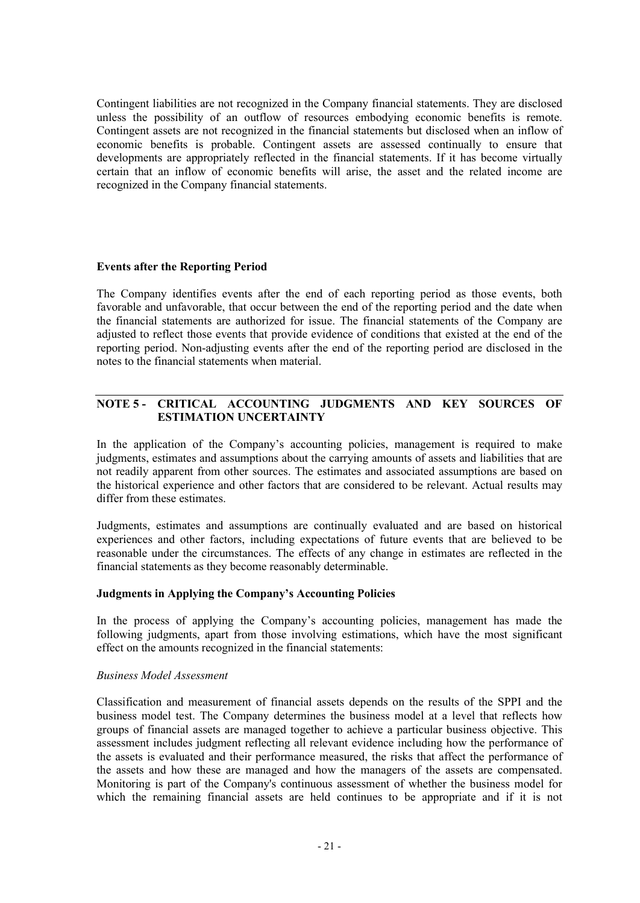Contingent liabilities are not recognized in the Company financial statements. They are disclosed unless the possibility of an outflow of resources embodying economic benefits is remote. Contingent assets are not recognized in the financial statements but disclosed when an inflow of economic benefits is probable. Contingent assets are assessed continually to ensure that developments are appropriately reflected in the financial statements. If it has become virtually certain that an inflow of economic benefits will arise, the asset and the related income are recognized in the Company financial statements.

**Events after the Reporting Period**

The Company identifies events after the end of each reporting period as those events, both favorable and unfavorable, that occur between the end of the reporting period and the date when the financial statements are authorized for issue. The financial statements of the Company are adjusted to reflect those events that provide evidence of conditions that existed at the end of the reporting period. Non-adjusting events after the end of the reporting period are disclosed in the notes to the financial statements when material.

## NOTE 5 - CRITICAL ACCOUNTING JUDGMENTS AND KEY SOURCES OF ESTIMATION UNCERTAINTY

In the application of the Company's accounting policies, management is required to make judgments, estimates and assumptions about the carrying amounts of assets and liabilities that are not readily apparent from other sources. The estimates and associated assumptions are based on the historical experience and other factors that are considered to be relevant. Actual results may differ from these estimates.

Judgments, estimates and assumptions are continually evaluated and are based on historical experiences and other factors, including expectations of future events that are believed to be reasonable under the circumstances. The effects of any change in estimates are reflected in the financial statements as they become reasonably determinable.

**Judgments in Applying the Company's Accounting Policies**

In the process of applying the Company's accounting policies, management has made the following judgments, apart from those involving estimations, which have the most significant effect on the amounts recognized in the financial statements:

*Business Model Assessment*

Classification and measurement of financial assets depends on the results of the SPPI and the business model test. The Company determines the business model at a level that reflects how groups of financial assets are managed together to achieve a particular business objective. This assessment includes judgment reflecting all relevant evidence including how the performance of the assets is evaluated and their performance measured, the risks that affect the performance of the assets and how these are managed and how the managers of the assets are compensated. Monitoring is part of the Company's continuous assessment of whether the business model for which the remaining financial assets are held continues to be appropriate and if it is not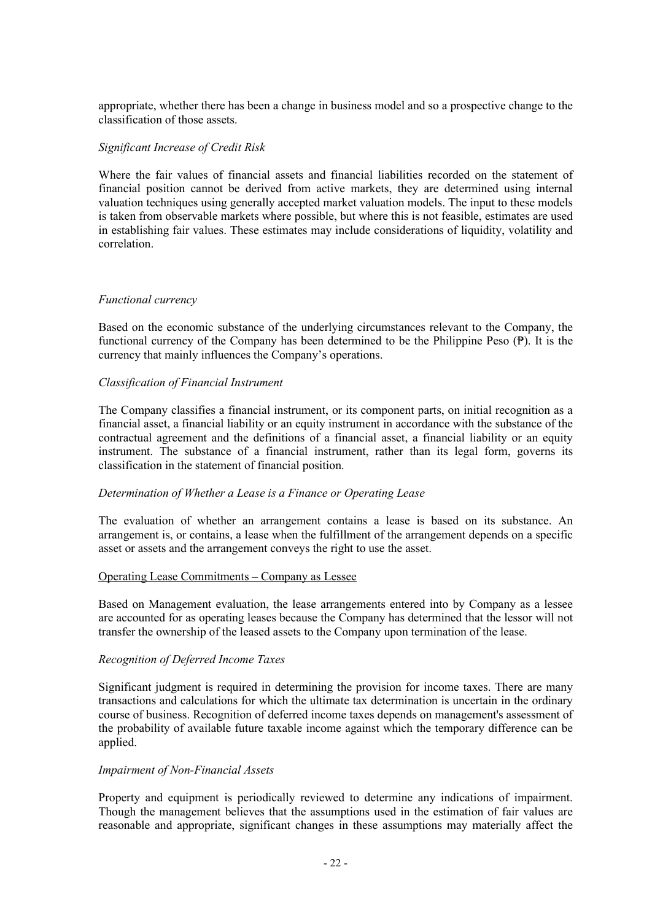appropriate, whether there has been a change in business model and so a prospective change to the classification of those assets.

*Significant Increase of Credit Risk*

Where the fair values of financial assets and financial liabilities recorded on the statement of financial position cannot be derived from active markets, they are determined using internal valuation techniques using generally accepted market valuation models. The input to these models is taken from observable markets where possible, but where this is not feasible, estimates are used in establishing fair values. These estimates may include considerations of liquidity, volatility and correlation.

*Functional currency*

Based on the economic substance of the underlying circumstances relevant to the Company, the functional currency of the Company has been determined to be the Philippine Peso (₱). It is the currency that mainly influences the Company's operations.

*Classification of Financial Instrument*

The Company classifies a financial instrument, or its component parts, on initial recognition as a financial asset, a financial liability or an equity instrument in accordance with the substance of the contractual agreement and the definitions of a financial asset, a financial liability or an equity instrument. The substance of a financial instrument, rather than its legal form, governs its classification in the statement of financial position.

*Determination of Whether a Lease is a Finance or Operating Lease*

The evaluation of whether an arrangement contains a lease is based on its substance. An arrangement is, or contains, a lease when the fulfillment of the arrangement depends on a specific asset or assets and the arrangement conveys the right to use the asset.

<u>Operating Lease Commitments – Company as Lessee</u>

Based on Management evaluation, the lease arrangements entered into by Company as a lessee are accounted for as operating leases because the Company has determined that the lessor will not transfer the ownership of the leased assets to the Company upon termination of the lease.

*Recognition of Deferred Income Taxes*

Significant judgment is required in determining the provision for income taxes. There are many transactions and calculations for which the ultimate tax determination is uncertain in the ordinary course of business. Recognition of deferred income taxes depends on management's assessment of the probability of available future taxable income against which the temporary difference can be applied.

*Impairment of Non-Financial Assets*

Property and equipment is periodically reviewed to determine any indications of impairment. Though the management believes that the assumptions used in the estimation of fair values are reasonable and appropriate, significant changes in these assumptions may materially affect the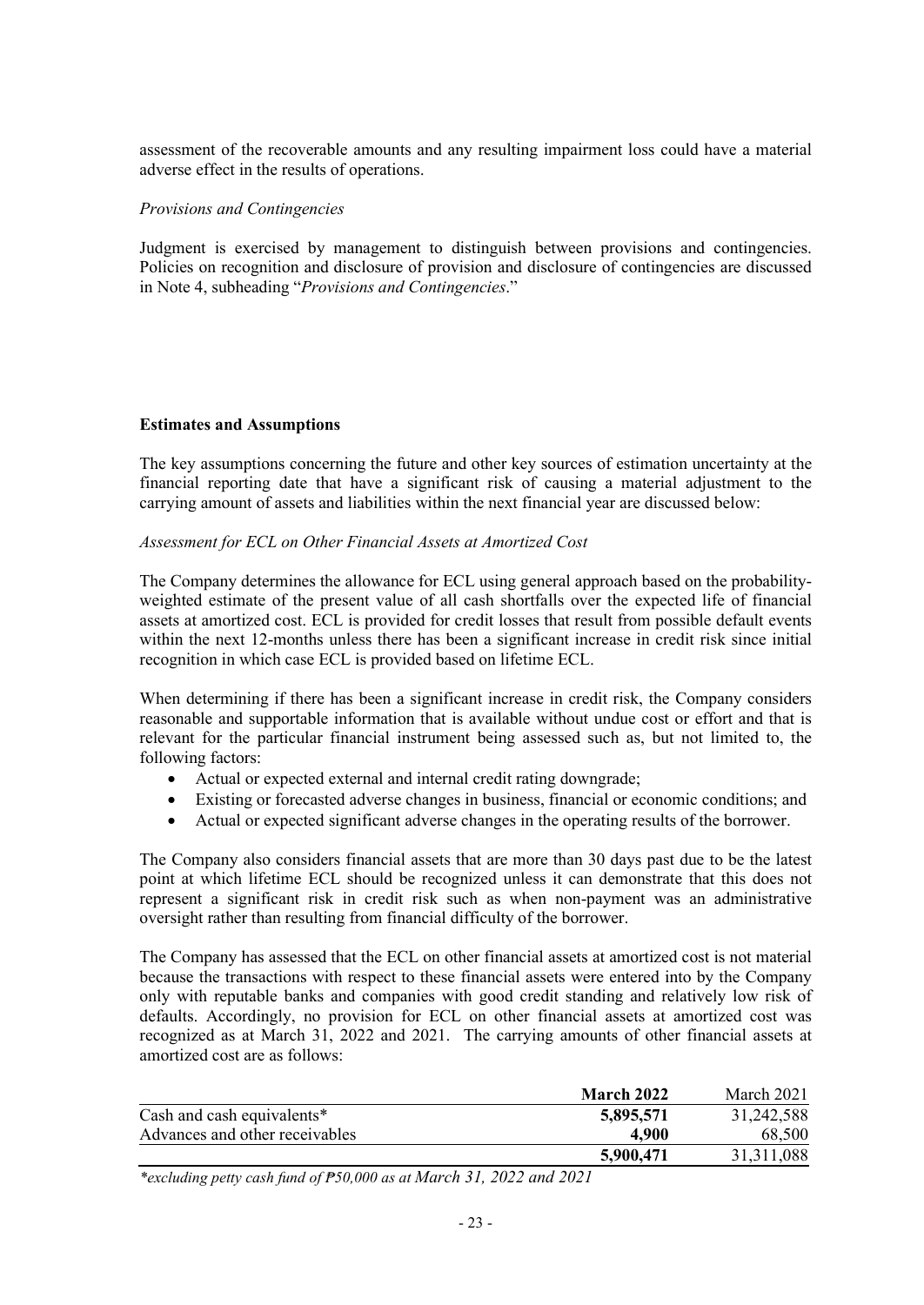assessment of the recoverable amounts and any resulting impairment loss could have a material adverse effect in the results of operations.

*Provisions and Contingencies*

Judgment is exercised by management to distinguish between provisions and contingencies. Policies on recognition and disclosure of provision and disclosure of contingencies are discussed in Note 4, subheading "*Provisions and Contingencies*."

**Estimates and Assumptions**

The key assumptions concerning the future and other key sources of estimation uncertainty at the financial reporting date that have a significant risk of causing a material adjustment to the carrying amount of assets and liabilities within the next financial year are discussed below:

*Assessment for ECL on Other Financial Assets at Amortized Cost*

The Company determines the allowance for ECL using general approach based on the probability-weighted estimate of the present value of all cash shortfalls over the expected life of financial assets at amortized cost. ECL is provided for credit losses that result from possible default events within the next 12-months unless there has been a significant increase in credit risk since initial recognition in which case ECL is provided based on lifetime ECL.

When determining if there has been a significant increase in credit risk, the Company considers reasonable and supportable information that is available without undue cost or effort and that is relevant for the particular financial instrument being assessed such as, but not limited to, the following factors:

- Actual or expected external and internal credit rating downgrade;
- Existing or forecasted adverse changes in business, financial or economic conditions; and
- Actual or expected significant adverse changes in the operating results of the borrower.

The Company also considers financial assets that are more than 30 days past due to be the latest point at which lifetime ECL should be recognized unless it can demonstrate that this does not represent a significant risk in credit risk such as when non-payment was an administrative oversight rather than resulting from financial difficulty of the borrower.

The Company has assessed that the ECL on other financial assets at amortized cost is not material because the transactions with respect to these financial assets were entered into by the Company only with reputable banks and companies with good credit standing and relatively low risk of defaults. Accordingly, no provision for ECL on other financial assets at amortized cost was recognized as at March 31, 2022 and 2021. The carrying amounts of other financial assets at amortized cost are as follows:

| | **March 2022** | March 2021 |
|---|---|---|
| Cash and cash equivalents* | **5,895,571** | 31,242,588 |
| Advances and other receivables | **4,900** | 68,500 |
| | **5,900,471** | 31,311,088 |

*\*excluding petty cash fund of ₱50,000 as at March 31, 2022 and 2021*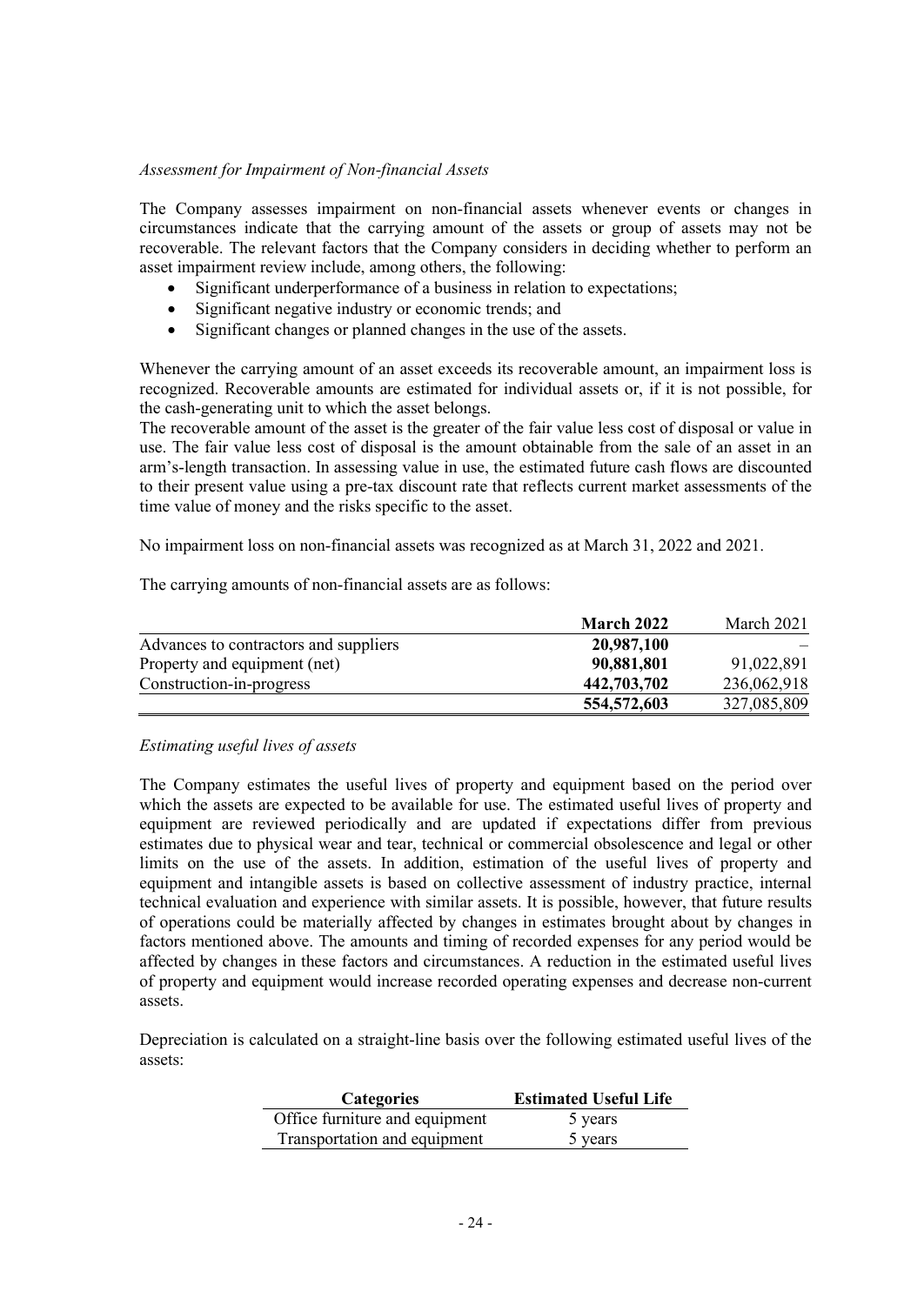*Assessment for Impairment of Non-financial Assets*

The Company assesses impairment on non-financial assets whenever events or changes in circumstances indicate that the carrying amount of the assets or group of assets may not be recoverable. The relevant factors that the Company considers in deciding whether to perform an asset impairment review include, among others, the following:

- Significant underperformance of a business in relation to expectations;
- Significant negative industry or economic trends; and
- Significant changes or planned changes in the use of the assets.

Whenever the carrying amount of an asset exceeds its recoverable amount, an impairment loss is recognized. Recoverable amounts are estimated for individual assets or, if it is not possible, for the cash-generating unit to which the asset belongs.
The recoverable amount of the asset is the greater of the fair value less cost of disposal or value in use. The fair value less cost of disposal is the amount obtainable from the sale of an asset in an arm's-length transaction. In assessing value in use, the estimated future cash flows are discounted to their present value using a pre-tax discount rate that reflects current market assessments of the time value of money and the risks specific to the asset.

No impairment loss on non-financial assets was recognized as at March 31, 2022 and 2021.

The carrying amounts of non-financial assets are as follows:

| | **March 2022** | March 2021 |
|---|---|---|
| Advances to contractors and suppliers | **20,987,100** | – |
| Property and equipment (net) | **90,881,801** | 91,022,891 |
| Construction-in-progress | **442,703,702** | 236,062,918 |
| | **554,572,603** | 327,085,809 |

*Estimating useful lives of assets*

The Company estimates the useful lives of property and equipment based on the period over which the assets are expected to be available for use. The estimated useful lives of property and equipment are reviewed periodically and are updated if expectations differ from previous estimates due to physical wear and tear, technical or commercial obsolescence and legal or other limits on the use of the assets. In addition, estimation of the useful lives of property and equipment and intangible assets is based on collective assessment of industry practice, internal technical evaluation and experience with similar assets. It is possible, however, that future results of operations could be materially affected by changes in estimates brought about by changes in factors mentioned above. The amounts and timing of recorded expenses for any period would be affected by changes in these factors and circumstances. A reduction in the estimated useful lives of property and equipment would increase recorded operating expenses and decrease non-current assets.

Depreciation is calculated on a straight-line basis over the following estimated useful lives of the assets:

| **Categories** | **Estimated Useful Life** |
|---|---|
| Office furniture and equipment | 5 years |
| Transportation and equipment | 5 years |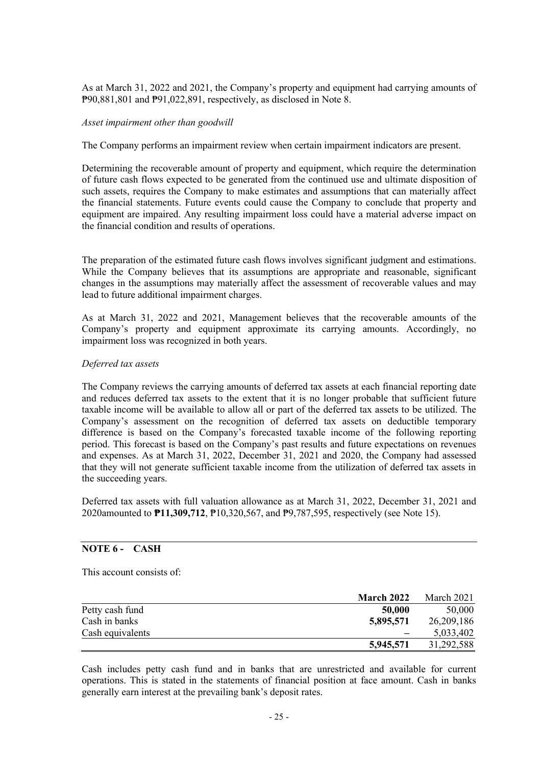As at March 31, 2022 and 2021, the Company's property and equipment had carrying amounts of ₱90,881,801 and ₱91,022,891, respectively, as disclosed in Note 8.

*Asset impairment other than goodwill*

The Company performs an impairment review when certain impairment indicators are present.

Determining the recoverable amount of property and equipment, which require the determination of future cash flows expected to be generated from the continued use and ultimate disposition of such assets, requires the Company to make estimates and assumptions that can materially affect the financial statements. Future events could cause the Company to conclude that property and equipment are impaired. Any resulting impairment loss could have a material adverse impact on the financial condition and results of operations.

The preparation of the estimated future cash flows involves significant judgment and estimations. While the Company believes that its assumptions are appropriate and reasonable, significant changes in the assumptions may materially affect the assessment of recoverable values and may lead to future additional impairment charges.

As at March 31, 2022 and 2021, Management believes that the recoverable amounts of the Company's property and equipment approximate its carrying amounts. Accordingly, no impairment loss was recognized in both years.

*Deferred tax assets*

The Company reviews the carrying amounts of deferred tax assets at each financial reporting date and reduces deferred tax assets to the extent that it is no longer probable that sufficient future taxable income will be available to allow all or part of the deferred tax assets to be utilized. The Company's assessment on the recognition of deferred tax assets on deductible temporary difference is based on the Company's forecasted taxable income of the following reporting period. This forecast is based on the Company's past results and future expectations on revenues and expenses. As at March 31, 2022, December 31, 2021 and 2020, the Company had assessed that they will not generate sufficient taxable income from the utilization of deferred tax assets in the succeeding years.

Deferred tax assets with full valuation allowance as at March 31, 2022, December 31, 2021 and 2020amounted to **₱11,309,712**, ₱10,320,567, and ₱9,787,595, respectively (see Note 15).

## NOTE 6 - CASH

This account consists of:

| | **March 2022** | March 2021 |
|---|---|---|
| Petty cash fund | **50,000** | 50,000 |
| Cash in banks | **5,895,571** | 26,209,186 |
| Cash equivalents | **–** | 5,033,402 |
| | **5,945,571** | 31,292,588 |

Cash includes petty cash fund and in banks that are unrestricted and available for current operations. This is stated in the statements of financial position at face amount. Cash in banks generally earn interest at the prevailing bank's deposit rates.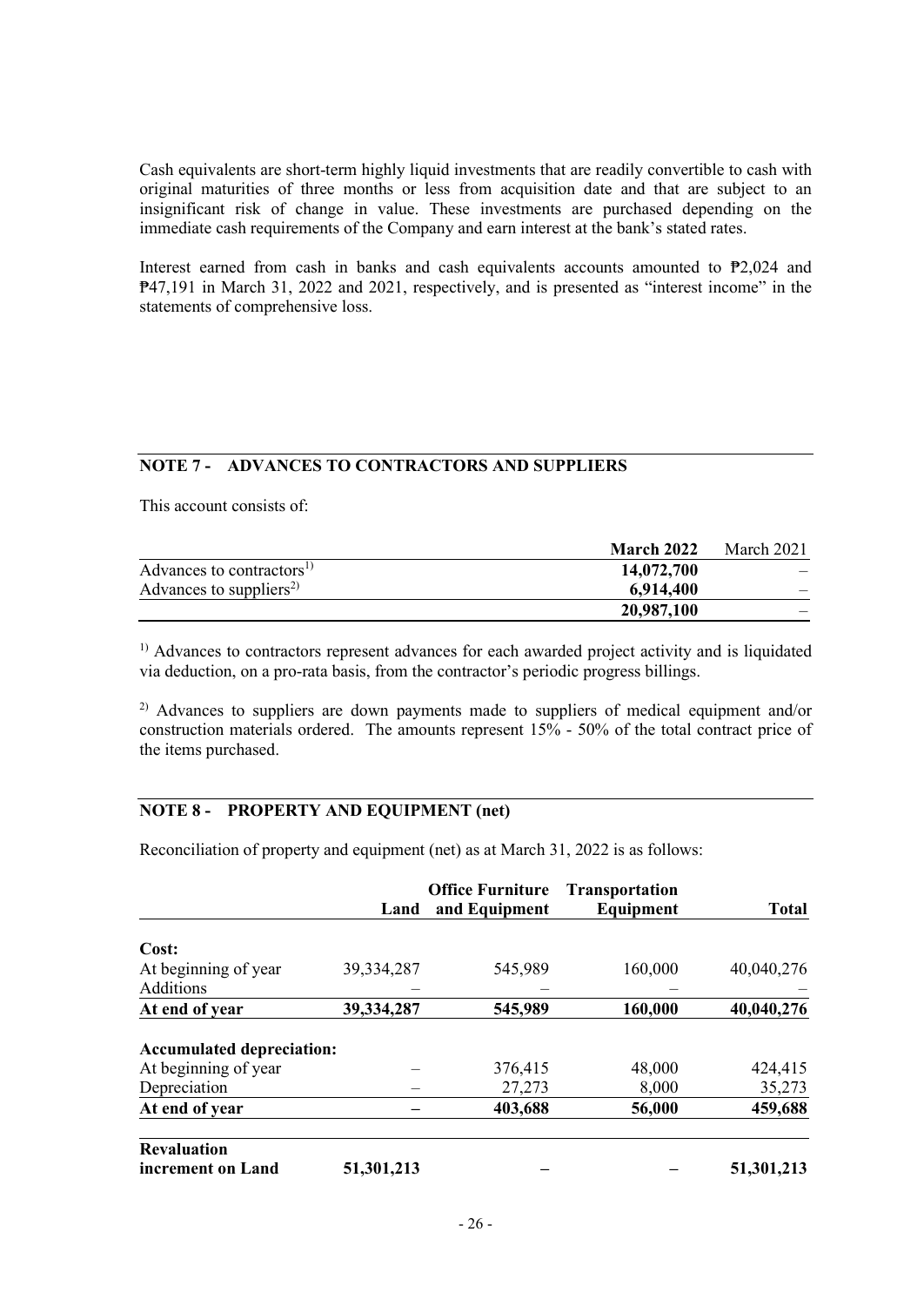Cash equivalents are short-term highly liquid investments that are readily convertible to cash with original maturities of three months or less from acquisition date and that are subject to an insignificant risk of change in value. These investments are purchased depending on the immediate cash requirements of the Company and earn interest at the bank's stated rates.

Interest earned from cash in banks and cash equivalents accounts amounted to ₱2,024 and ₱47,191 in March 31, 2022 and 2021, respectively, and is presented as "interest income" in the statements of comprehensive loss.

## NOTE 7 - ADVANCES TO CONTRACTORS AND SUPPLIERS

This account consists of:

| | **March 2022** | March 2021 |
|---|---|---|
| Advances to contractors[1)] | **14,072,700** | – |
| Advances to suppliers[2)] | **6,914,400** | – |
| | **20,987,100** | – |

[1)] Advances to contractors represent advances for each awarded project activity and is liquidated via deduction, on a pro-rata basis, from the contractor's periodic progress billings.

[2)] Advances to suppliers are down payments made to suppliers of medical equipment and/or construction materials ordered. The amounts represent 15% - 50% of the total contract price of the items purchased.

## NOTE 8 - PROPERTY AND EQUIPMENT (net)

Reconciliation of property and equipment (net) as at March 31, 2022 is as follows:

| | **Land** | **Office Furniture and Equipment** | **Transportation Equipment** | **Total** |
|---|---|---|---|---|
| **Cost:** | | | | |
| At beginning of year | 39,334,287 | 545,989 | 160,000 | 40,040,276 |
| Additions | – | – | – | – |
| **At end of year** | **39,334,287** | **545,989** | **160,000** | **40,040,276** |
| **Accumulated depreciation:** | | | | |
| At beginning of year | – | 376,415 | 48,000 | 424,415 |
| Depreciation | – | 27,273 | 8,000 | 35,273 |
| **At end of year** | **–** | **403,688** | **56,000** | **459,688** |
| **Revaluation increment on Land** | **51,301,213** | **–** | **–** | **51,301,213** |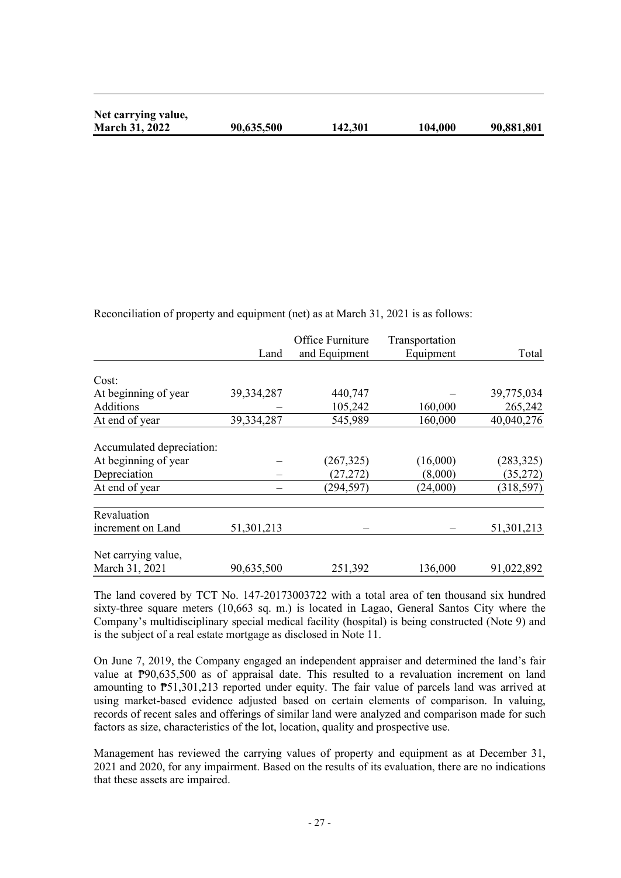| | | | | |
|---|---|---|---|---|
| **Net carrying value, March 31, 2022** | **90,635,500** | **142,301** | **104,000** | **90,881,801** |

Reconciliation of property and equipment (net) as at March 31, 2021 is as follows:

| | Land | Office Furniture and Equipment | Transportation Equipment | Total |
|---|---|---|---|---|
| Cost: | | | | |
| At beginning of year | 39,334,287 | 440,747 | – | 39,775,034 |
| Additions | – | 105,242 | 160,000 | 265,242 |
| At end of year | 39,334,287 | 545,989 | 160,000 | 40,040,276 |
| Accumulated depreciation: | | | | |
| At beginning of year | – | (267,325) | (16,000) | (283,325) |
| Depreciation | – | (27,272) | (8,000) | (35,272) |
| At end of year | – | (294,597) | (24,000) | (318,597) |
| Revaluation increment on Land | 51,301,213 | – | – | 51,301,213 |
| Net carrying value, March 31, 2021 | 90,635,500 | 251,392 | 136,000 | 91,022,892 |

The land covered by TCT No. 147-20173003722 with a total area of ten thousand six hundred sixty-three square meters (10,663 sq. m.) is located in Lagao, General Santos City where the Company's multidisciplinary special medical facility (hospital) is being constructed (Note 9) and is the subject of a real estate mortgage as disclosed in Note 11.

On June 7, 2019, the Company engaged an independent appraiser and determined the land's fair value at ₱90,635,500 as of appraisal date. This resulted to a revaluation increment on land amounting to ₱51,301,213 reported under equity. The fair value of parcels land was arrived at using market-based evidence adjusted based on certain elements of comparison. In valuing, records of recent sales and offerings of similar land were analyzed and comparison made for such factors as size, characteristics of the lot, location, quality and prospective use.

Management has reviewed the carrying values of property and equipment as at December 31, 2021 and 2020, for any impairment. Based on the results of its evaluation, there are no indications that these assets are impaired.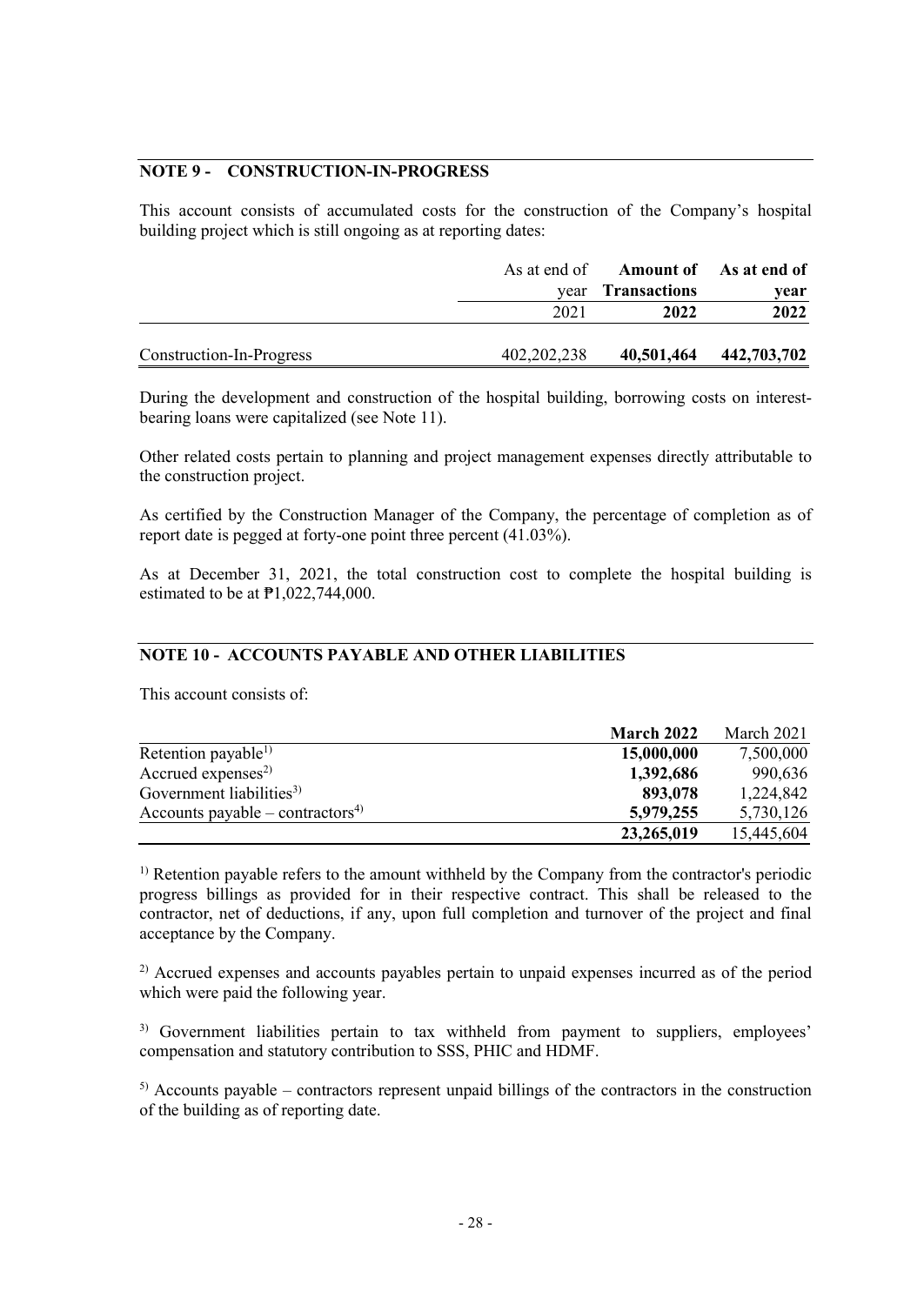## NOTE 9 - CONSTRUCTION-IN-PROGRESS

This account consists of accumulated costs for the construction of the Company's hospital building project which is still ongoing as at reporting dates:

| | As at end of year | **Amount of Transactions** | **As at end of year** |
|---|---|---|---|
| | 2021 | **2022** | **2022** |
| Construction-In-Progress | 402,202,238 | **40,501,464** | **442,703,702** |

During the development and construction of the hospital building, borrowing costs on interest-bearing loans were capitalized (see Note 11).

Other related costs pertain to planning and project management expenses directly attributable to the construction project.

As certified by the Construction Manager of the Company, the percentage of completion as of report date is pegged at forty-one point three percent (41.03%).

As at December 31, 2021, the total construction cost to complete the hospital building is estimated to be at ₱1,022,744,000.

## NOTE 10 - ACCOUNTS PAYABLE AND OTHER LIABILITIES

This account consists of:

| | **March 2022** | March 2021 |
|---|---|---|
| Retention payable[1] | **15,000,000** | 7,500,000 |
| Accrued expenses[2] | **1,392,686** | 990,636 |
| Government liabilities[3] | **893,078** | 1,224,842 |
| Accounts payable – contractors[4] | **5,979,255** | 5,730,126 |
| | **23,265,019** | 15,445,604 |

[1] Retention payable refers to the amount withheld by the Company from the contractor's periodic progress billings as provided for in their respective contract. This shall be released to the contractor, net of deductions, if any, upon full completion and turnover of the project and final acceptance by the Company.

[2] Accrued expenses and accounts payables pertain to unpaid expenses incurred as of the period which were paid the following year.

[3] Government liabilities pertain to tax withheld from payment to suppliers, employees' compensation and statutory contribution to SSS, PHIC and HDMF.

[5] Accounts payable – contractors represent unpaid billings of the contractors in the construction of the building as of reporting date.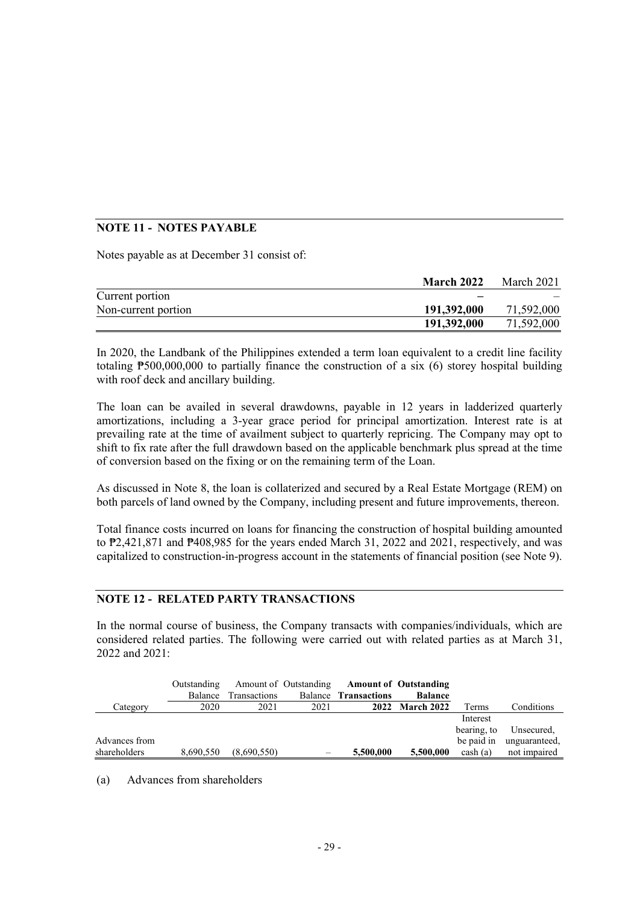## NOTE 11 - NOTES PAYABLE

Notes payable as at December 31 consist of:

| | **March 2022** | March 2021 |
|---|---|---|
| Current portion | **–** | – |
| Non-current portion | **191,392,000** | 71,592,000 |
| | **191,392,000** | 71,592,000 |

In 2020, the Landbank of the Philippines extended a term loan equivalent to a credit line facility totaling ₱500,000,000 to partially finance the construction of a six (6) storey hospital building with roof deck and ancillary building.

The loan can be availed in several drawdowns, payable in 12 years in ladderized quarterly amortizations, including a 3-year grace period for principal amortization. Interest rate is at prevailing rate at the time of availment subject to quarterly repricing. The Company may opt to shift to fix rate after the full drawdown based on the applicable benchmark plus spread at the time of conversion based on the fixing or on the remaining term of the Loan.

As discussed in Note 8, the loan is collaterized and secured by a Real Estate Mortgage (REM) on both parcels of land owned by the Company, including present and future improvements, thereon.

Total finance costs incurred on loans for financing the construction of hospital building amounted to ₱2,421,871 and ₱408,985 for the years ended March 31, 2022 and 2021, respectively, and was capitalized to construction-in-progress account in the statements of financial position (see Note 9).

## NOTE 12 - RELATED PARTY TRANSACTIONS

In the normal course of business, the Company transacts with companies/individuals, which are considered related parties. The following were carried out with related parties as at March 31, 2022 and 2021:

| Category | Outstanding Balance 2020 | Amount of Transactions 2021 | Outstanding Balance 2021 | **Amount of Transactions 2022** | **Outstanding Balance March 2022** | Terms | Conditions |
|---|---|---|---|---|---|---|---|
| Advances from shareholders | 8,690,550 | (8,690,550) | – | **5,500,000** | **5,500,000** | Interest bearing, to be paid in cash (a) | Unsecured, unguaranteed, not impaired |

(a) Advances from shareholders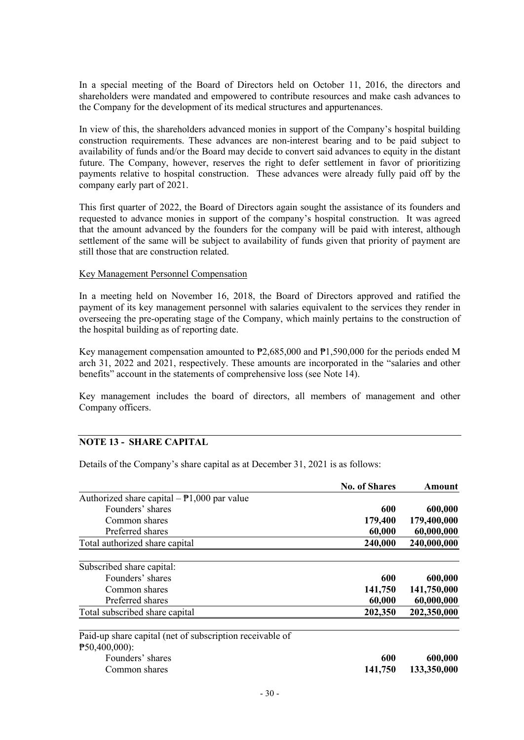In a special meeting of the Board of Directors held on October 11, 2016, the directors and shareholders were mandated and empowered to contribute resources and make cash advances to the Company for the development of its medical structures and appurtenances.

In view of this, the shareholders advanced monies in support of the Company's hospital building construction requirements. These advances are non-interest bearing and to be paid subject to availability of funds and/or the Board may decide to convert said advances to equity in the distant future. The Company, however, reserves the right to defer settlement in favor of prioritizing payments relative to hospital construction. These advances were already fully paid off by the company early part of 2021.

This first quarter of 2022, the Board of Directors again sought the assistance of its founders and requested to advance monies in support of the company's hospital construction. It was agreed that the amount advanced by the founders for the company will be paid with interest, although settlement of the same will be subject to availability of funds given that priority of payment are still those that are construction related.

Key Management Personnel Compensation

In a meeting held on November 16, 2018, the Board of Directors approved and ratified the payment of its key management personnel with salaries equivalent to the services they render in overseeing the pre-operating stage of the Company, which mainly pertains to the construction of the hospital building as of reporting date.

Key management compensation amounted to ₱2,685,000 and ₱1,590,000 for the periods ended M arch 31, 2022 and 2021, respectively. These amounts are incorporated in the "salaries and other benefits" account in the statements of comprehensive loss (see Note 14).

Key management includes the board of directors, all members of management and other Company officers.

## NOTE 13 - SHARE CAPITAL

Details of the Company's share capital as at December 31, 2021 is as follows:

| | No. of Shares | Amount |
|---|---|---|
| Authorized share capital – ₱1,000 par value | | |
| Founders' shares | 600 | 600,000 |
| Common shares | 179,400 | 179,400,000 |
| Preferred shares | 60,000 | 60,000,000 |
| Total authorized share capital | 240,000 | 240,000,000 |
| Subscribed share capital: | | |
| Founders' shares | 600 | 600,000 |
| Common shares | 141,750 | 141,750,000 |
| Preferred shares | 60,000 | 60,000,000 |
| Total subscribed share capital | 202,350 | 202,350,000 |
| Paid-up share capital (net of subscription receivable of ₱50,400,000): | | |
| Founders' shares | 600 | 600,000 |
| Common shares | 141,750 | 133,350,000 |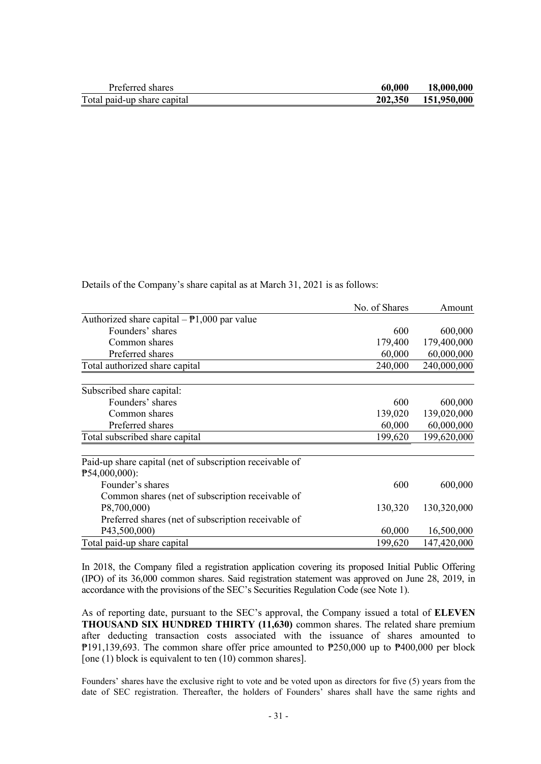| | | |
|---|---|---|
| Preferred shares | **60,000** | **18,000,000** |
| Total paid-up share capital | **202,350** | **151,950,000** |

Details of the Company's share capital as at March 31, 2021 is as follows:

| | No. of Shares | Amount |
|---|---|---|
| Authorized share capital – ₱1,000 par value | | |
| Founders' shares | 600 | 600,000 |
| Common shares | 179,400 | 179,400,000 |
| Preferred shares | 60,000 | 60,000,000 |
| Total authorized share capital | 240,000 | 240,000,000 |
| | | |
| Subscribed share capital: | | |
| Founders' shares | 600 | 600,000 |
| Common shares | 139,020 | 139,020,000 |
| Preferred shares | 60,000 | 60,000,000 |
| Total subscribed share capital | 199,620 | 199,620,000 |
| | | |
| Paid-up share capital (net of subscription receivable of ₱54,000,000): | | |
| Founder's shares | 600 | 600,000 |
| Common shares (net of subscription receivable of P8,700,000) | 130,320 | 130,320,000 |
| Preferred shares (net of subscription receivable of P43,500,000) | 60,000 | 16,500,000 |
| Total paid-up share capital | 199,620 | 147,420,000 |

In 2018, the Company filed a registration application covering its proposed Initial Public Offering (IPO) of its 36,000 common shares. Said registration statement was approved on June 28, 2019, in accordance with the provisions of the SEC's Securities Regulation Code (see Note 1).

As of reporting date, pursuant to the SEC's approval, the Company issued a total of **ELEVEN THOUSAND SIX HUNDRED THIRTY (11,630)** common shares. The related share premium after deducting transaction costs associated with the issuance of shares amounted to ₱191,139,693. The common share offer price amounted to ₱250,000 up to ₱400,000 per block [one (1) block is equivalent to ten (10) common shares].

Founders' shares have the exclusive right to vote and be voted upon as directors for five (5) years from the date of SEC registration. Thereafter, the holders of Founders' shares shall have the same rights and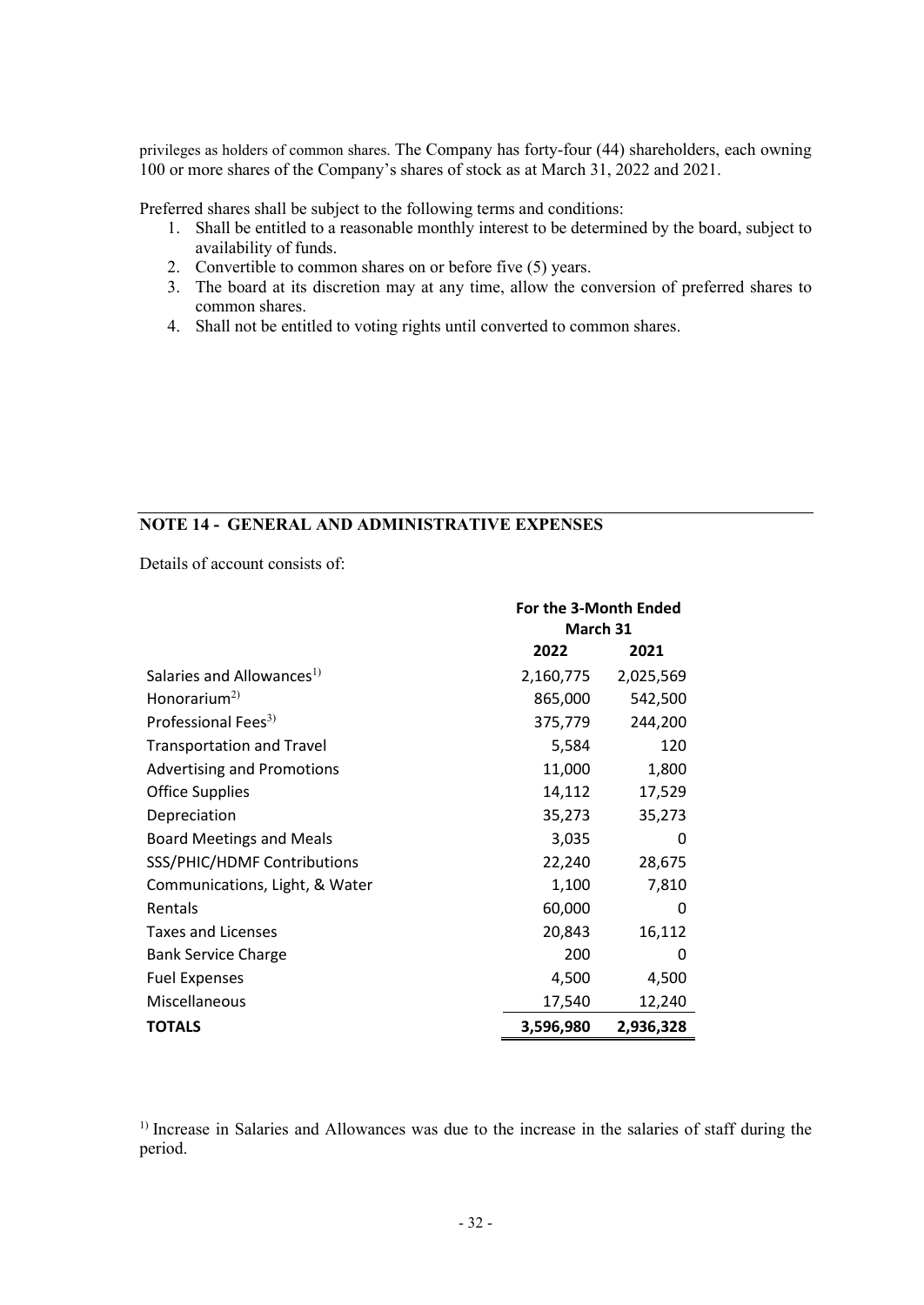privileges as holders of common shares. The Company has forty-four (44) shareholders, each owning 100 or more shares of the Company's shares of stock as at March 31, 2022 and 2021.

Preferred shares shall be subject to the following terms and conditions:

1. Shall be entitled to a reasonable monthly interest to be determined by the board, subject to availability of funds.
2. Convertible to common shares on or before five (5) years.
3. The board at its discretion may at any time, allow the conversion of preferred shares to common shares.
4. Shall not be entitled to voting rights until converted to common shares.

## NOTE 14 - GENERAL AND ADMINISTRATIVE EXPENSES

Details of account consists of:

| | For the 3-Month Ended March 31 | |
|---|---|---|
| | **2022** | **2021** |
| Salaries and Allowances[1)] | 2,160,775 | 2,025,569 |
| Honorarium[2)] | 865,000 | 542,500 |
| Professional Fees[3)] | 375,779 | 244,200 |
| Transportation and Travel | 5,584 | 120 |
| Advertising and Promotions | 11,000 | 1,800 |
| Office Supplies | 14,112 | 17,529 |
| Depreciation | 35,273 | 35,273 |
| Board Meetings and Meals | 3,035 | 0 |
| SSS/PHIC/HDMF Contributions | 22,240 | 28,675 |
| Communications, Light, & Water | 1,100 | 7,810 |
| Rentals | 60,000 | 0 |
| Taxes and Licenses | 20,843 | 16,112 |
| Bank Service Charge | 200 | 0 |
| Fuel Expenses | 4,500 | 4,500 |
| Miscellaneous | 17,540 | 12,240 |
| **TOTALS** | **3,596,980** | **2,936,328** |

[1)] Increase in Salaries and Allowances was due to the increase in the salaries of staff during the period.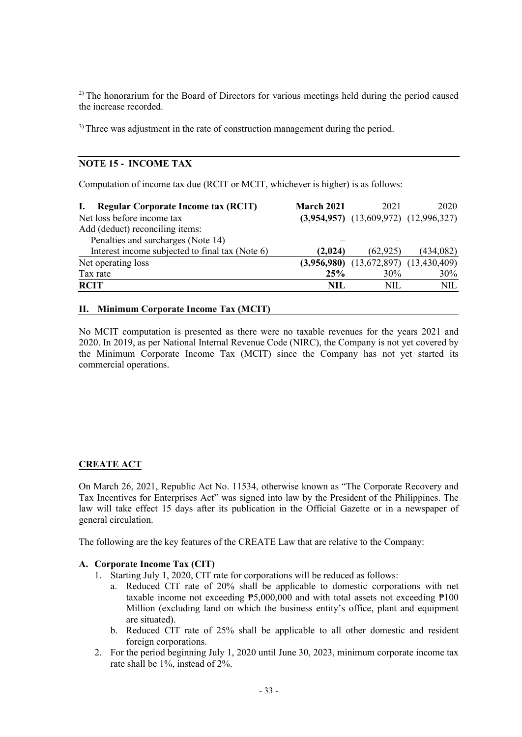[2)] The honorarium for the Board of Directors for various meetings held during the period caused the increase recorded.

[3)] Three was adjustment in the rate of construction management during the period.

## NOTE 15 - INCOME TAX

Computation of income tax due (RCIT or MCIT, whichever is higher) is as follows:

| I. Regular Corporate Income tax (RCIT) | March 2021 | 2021 | 2020 |
|---|---|---|---|
| Net loss before income tax | **(3,954,957)** | (13,609,972) | (12,996,327) |
| Add (deduct) reconciling items: | | | |
| Penalties and surcharges (Note 14) | **–** | – | – |
| Interest income subjected to final tax (Note 6) | **(2,024)** | (62,925) | (434,082) |
| Net operating loss | **(3,956,980)** | (13,672,897) | (13,430,409) |
| Tax rate | **25%** | 30% | 30% |
| **RCIT** | **NIL** | NIL | NIL |

### II. Minimum Corporate Income Tax (MCIT)

No MCIT computation is presented as there were no taxable revenues for the years 2021 and 2020. In 2019, as per National Internal Revenue Code (NIRC), the Company is not yet covered by the Minimum Corporate Income Tax (MCIT) since the Company has not yet started its commercial operations.

## CREATE ACT

On March 26, 2021, Republic Act No. 11534, otherwise known as "The Corporate Recovery and Tax Incentives for Enterprises Act" was signed into law by the President of the Philippines. The law will take effect 15 days after its publication in the Official Gazette or in a newspaper of general circulation.

The following are the key features of the CREATE Law that are relative to the Company:

**A. Corporate Income Tax (CIT)**

1. Starting July 1, 2020, CIT rate for corporations will be reduced as follows:
   a. Reduced CIT rate of 20% shall be applicable to domestic corporations with net taxable income not exceeding ₱5,000,000 and with total assets not exceeding ₱100 Million (excluding land on which the business entity's office, plant and equipment are situated).
   b. Reduced CIT rate of 25% shall be applicable to all other domestic and resident foreign corporations.
2. For the period beginning July 1, 2020 until June 30, 2023, minimum corporate income tax rate shall be 1%, instead of 2%.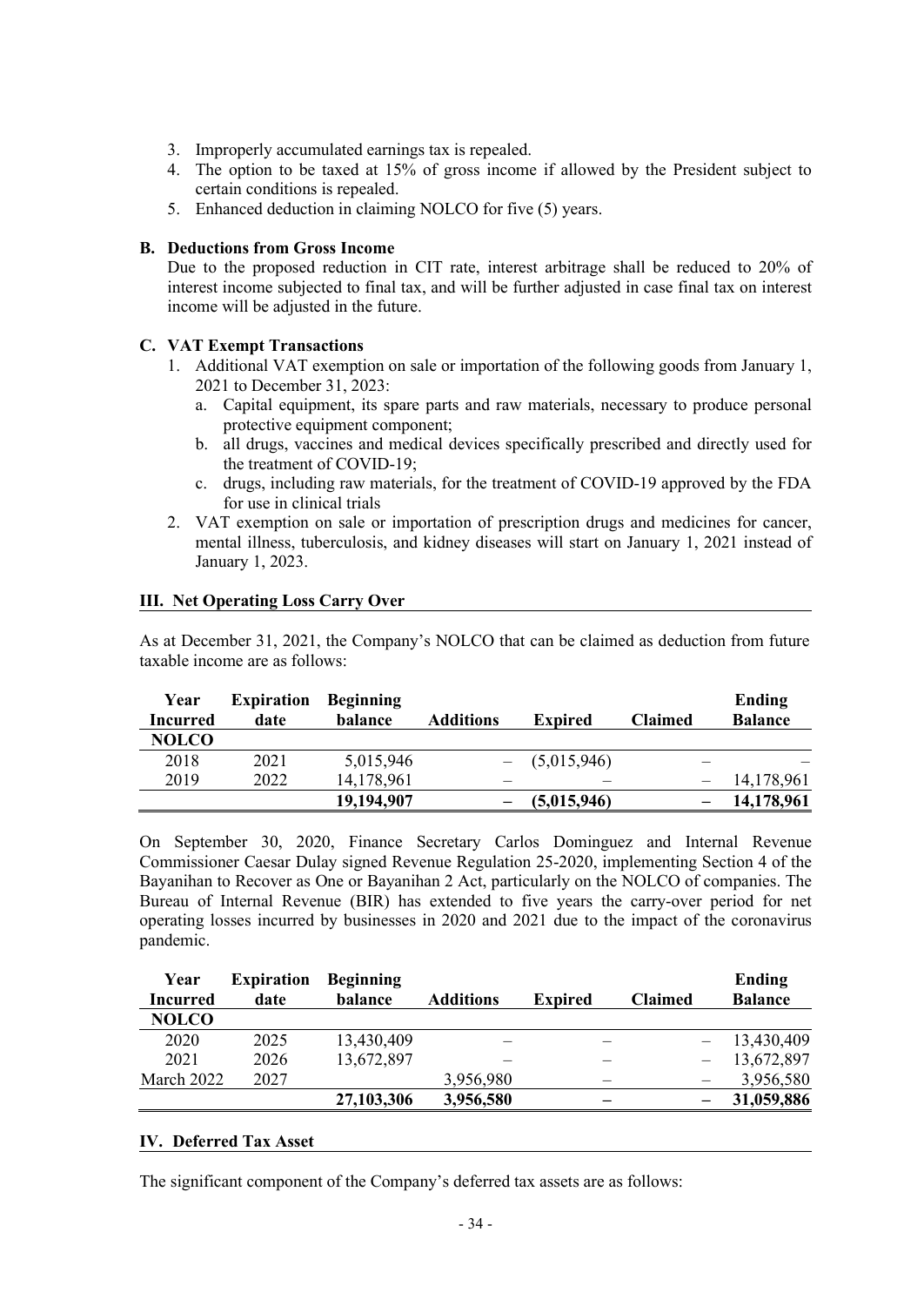3. Improperly accumulated earnings tax is repealed.
4. The option to be taxed at 15% of gross income if allowed by the President subject to certain conditions is repealed.
5. Enhanced deduction in claiming NOLCO for five (5) years.

**B. Deductions from Gross Income**

Due to the proposed reduction in CIT rate, interest arbitrage shall be reduced to 20% of interest income subjected to final tax, and will be further adjusted in case final tax on interest income will be adjusted in the future.

**C. VAT Exempt Transactions**

1. Additional VAT exemption on sale or importation of the following goods from January 1, 2021 to December 31, 2023:
   a. Capital equipment, its spare parts and raw materials, necessary to produce personal protective equipment component;
   b. all drugs, vaccines and medical devices specifically prescribed and directly used for the treatment of COVID-19;
   c. drugs, including raw materials, for the treatment of COVID-19 approved by the FDA for use in clinical trials
2. VAT exemption on sale or importation of prescription drugs and medicines for cancer, mental illness, tuberculosis, and kidney diseases will start on January 1, 2021 instead of January 1, 2023.

**III. Net Operating Loss Carry Over**

As at December 31, 2021, the Company's NOLCO that can be claimed as deduction from future taxable income are as follows:

| Year Incurred | Expiration date | Beginning balance | Additions | Expired | Claimed | Ending Balance |
|---|---|---|---|---|---|---|
| **NOLCO** | | | | | | |
| 2018 | 2021 | 5,015,946 | – | (5,015,946) | – | – |
| 2019 | 2022 | 14,178,961 | – | – | – | 14,178,961 |
| | | **19,194,907** | **–** | **(5,015,946)** | **–** | **14,178,961** |

On September 30, 2020, Finance Secretary Carlos Dominguez and Internal Revenue Commissioner Caesar Dulay signed Revenue Regulation 25-2020, implementing Section 4 of the Bayanihan to Recover as One or Bayanihan 2 Act, particularly on the NOLCO of companies. The Bureau of Internal Revenue (BIR) has extended to five years the carry-over period for net operating losses incurred by businesses in 2020 and 2021 due to the impact of the coronavirus pandemic.

| Year Incurred | Expiration date | Beginning balance | Additions | Expired | Claimed | Ending Balance |
|---|---|---|---|---|---|---|
| **NOLCO** | | | | | | |
| 2020 | 2025 | 13,430,409 | – | – | – | 13,430,409 |
| 2021 | 2026 | 13,672,897 | – | – | – | 13,672,897 |
| March 2022 | 2027 | | 3,956,980 | – | – | 3,956,580 |
| | | **27,103,306** | **3,956,580** | **–** | **–** | **31,059,886** |

**IV. Deferred Tax Asset**

The significant component of the Company's deferred tax assets are as follows: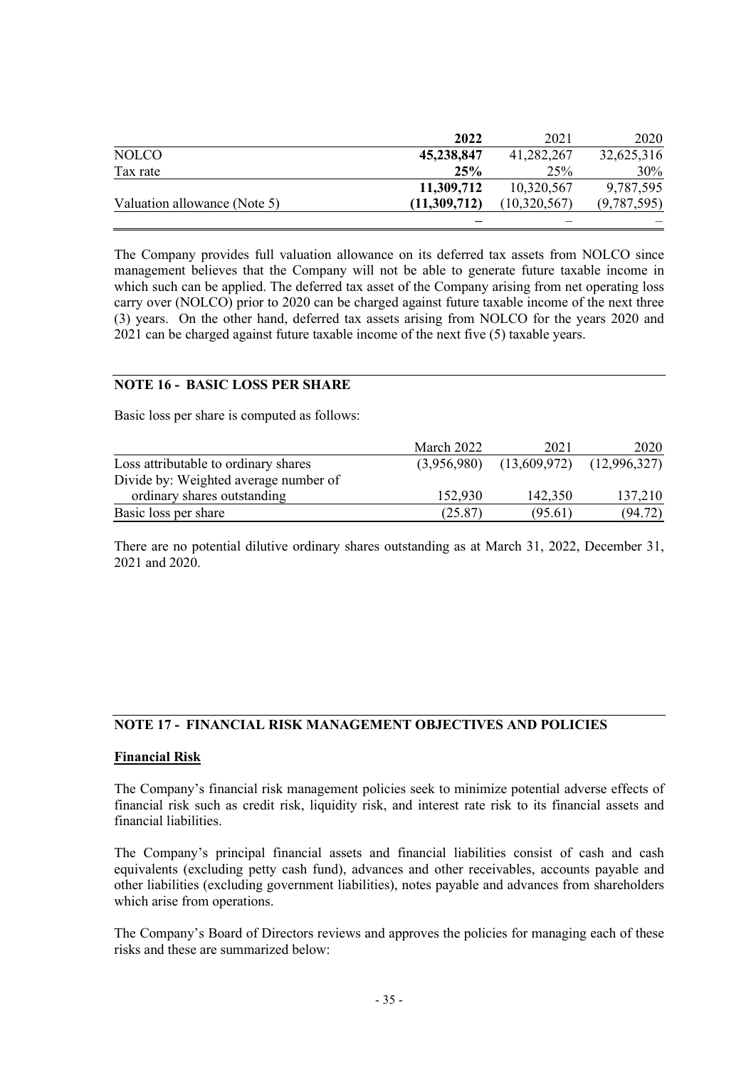| | 2022 | 2021 | 2020 |
|---|---|---|---|
| NOLCO | **45,238,847** | 41,282,267 | 32,625,316 |
| Tax rate | **25%** | 25% | 30% |
| | **11,309,712** | 10,320,567 | 9,787,595 |
| Valuation allowance (Note 5) | **(11,309,712)** | (10,320,567) | (9,787,595) |
| | **–** | – | – |

The Company provides full valuation allowance on its deferred tax assets from NOLCO since management believes that the Company will not be able to generate future taxable income in which such can be applied. The deferred tax asset of the Company arising from net operating loss carry over (NOLCO) prior to 2020 can be charged against future taxable income of the next three (3) years. On the other hand, deferred tax assets arising from NOLCO for the years 2020 and 2021 can be charged against future taxable income of the next five (5) taxable years.

## NOTE 16 - BASIC LOSS PER SHARE

Basic loss per share is computed as follows:

| | March 2022 | 2021 | 2020 |
|---|---|---|---|
| Loss attributable to ordinary shares | (3,956,980) | (13,609,972) | (12,996,327) |
| Divide by: Weighted average number of ordinary shares outstanding | 152,930 | 142,350 | 137,210 |
| Basic loss per share | (25.87) | (95.61) | (94.72) |

There are no potential dilutive ordinary shares outstanding as at March 31, 2022, December 31, 2021 and 2020.

## NOTE 17 - FINANCIAL RISK MANAGEMENT OBJECTIVES AND POLICIES

**Financial Risk**

The Company's financial risk management policies seek to minimize potential adverse effects of financial risk such as credit risk, liquidity risk, and interest rate risk to its financial assets and financial liabilities.

The Company's principal financial assets and financial liabilities consist of cash and cash equivalents (excluding petty cash fund), advances and other receivables, accounts payable and other liabilities (excluding government liabilities), notes payable and advances from shareholders which arise from operations.

The Company's Board of Directors reviews and approves the policies for managing each of these risks and these are summarized below: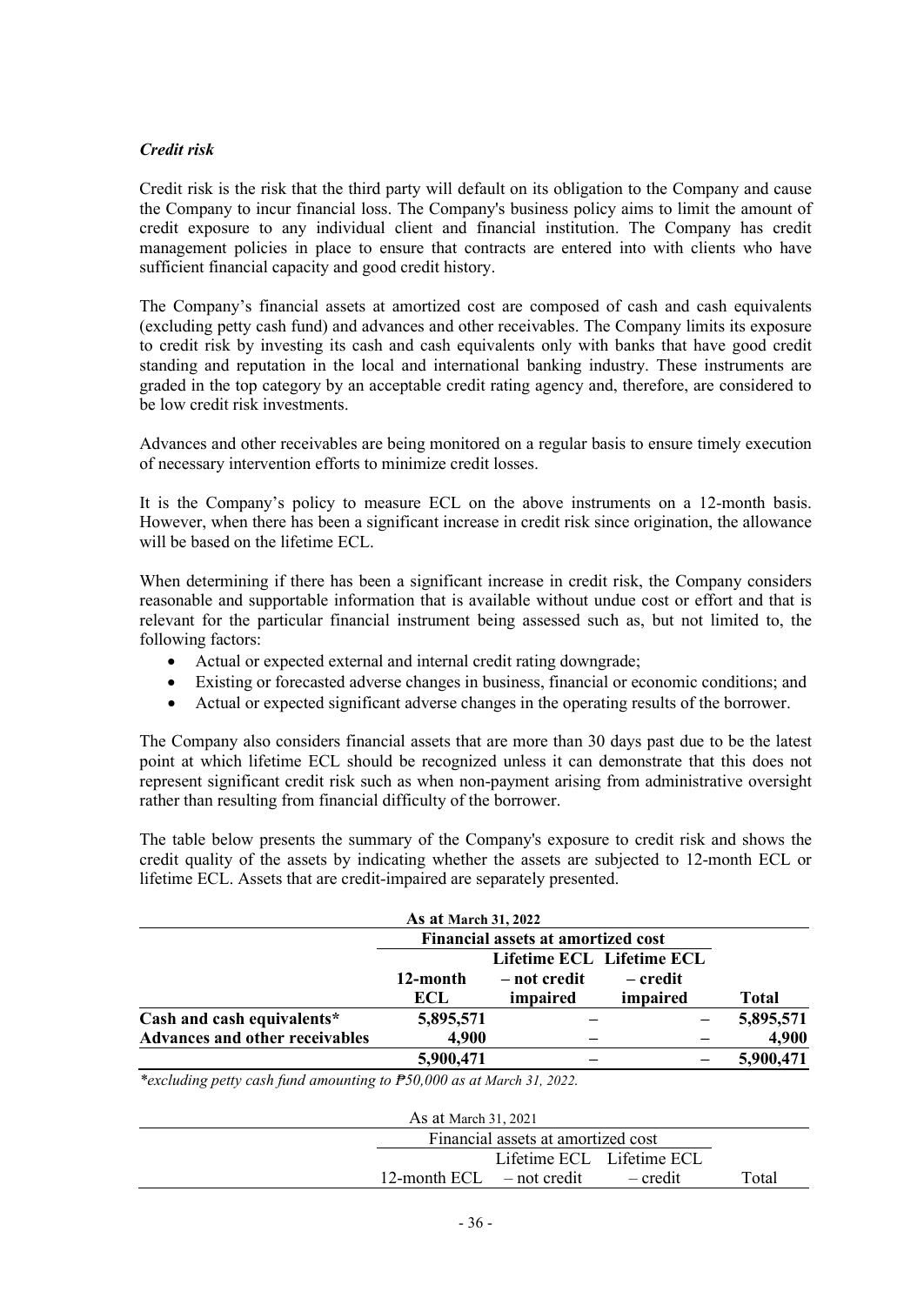### *Credit risk*

Credit risk is the risk that the third party will default on its obligation to the Company and cause the Company to incur financial loss. The Company's business policy aims to limit the amount of credit exposure to any individual client and financial institution. The Company has credit management policies in place to ensure that contracts are entered into with clients who have sufficient financial capacity and good credit history.

The Company's financial assets at amortized cost are composed of cash and cash equivalents (excluding petty cash fund) and advances and other receivables. The Company limits its exposure to credit risk by investing its cash and cash equivalents only with banks that have good credit standing and reputation in the local and international banking industry. These instruments are graded in the top category by an acceptable credit rating agency and, therefore, are considered to be low credit risk investments.

Advances and other receivables are being monitored on a regular basis to ensure timely execution of necessary intervention efforts to minimize credit losses.

It is the Company's policy to measure ECL on the above instruments on a 12-month basis. However, when there has been a significant increase in credit risk since origination, the allowance will be based on the lifetime ECL.

When determining if there has been a significant increase in credit risk, the Company considers reasonable and supportable information that is available without undue cost or effort and that is relevant for the particular financial instrument being assessed such as, but not limited to, the following factors:

- Actual or expected external and internal credit rating downgrade;
- Existing or forecasted adverse changes in business, financial or economic conditions; and
- Actual or expected significant adverse changes in the operating results of the borrower.

The Company also considers financial assets that are more than 30 days past due to be the latest point at which lifetime ECL should be recognized unless it can demonstrate that this does not represent significant credit risk such as when non-payment arising from administrative oversight rather than resulting from financial difficulty of the borrower.

The table below presents the summary of the Company's exposure to credit risk and shows the credit quality of the assets by indicating whether the assets are subjected to 12-month ECL or lifetime ECL. Assets that are credit-impaired are separately presented.

| | **As at March 31, 2022** | | | |
|---|---|---|---|---|
| | **Financial assets at amortized cost** | | | |
| | **12-month ECL** | **Lifetime ECL – not credit impaired** | **Lifetime ECL – credit impaired** | **Total** |
| **Cash and cash equivalents*** | **5,895,571** | **–** | **–** | **5,895,571** |
| **Advances and other receivables** | **4,900** | **–** | **–** | **4,900** |
| | **5,900,471** | **–** | **–** | **5,900,471** |

*\*excluding petty cash fund amounting to ₱50,000 as at March 31, 2022.*

| | As at March 31, 2021 | | | |
|---|---|---|---|---|
| | Financial assets at amortized cost | | | |
| | 12-month ECL | Lifetime ECL – not credit | Lifetime ECL – credit | Total |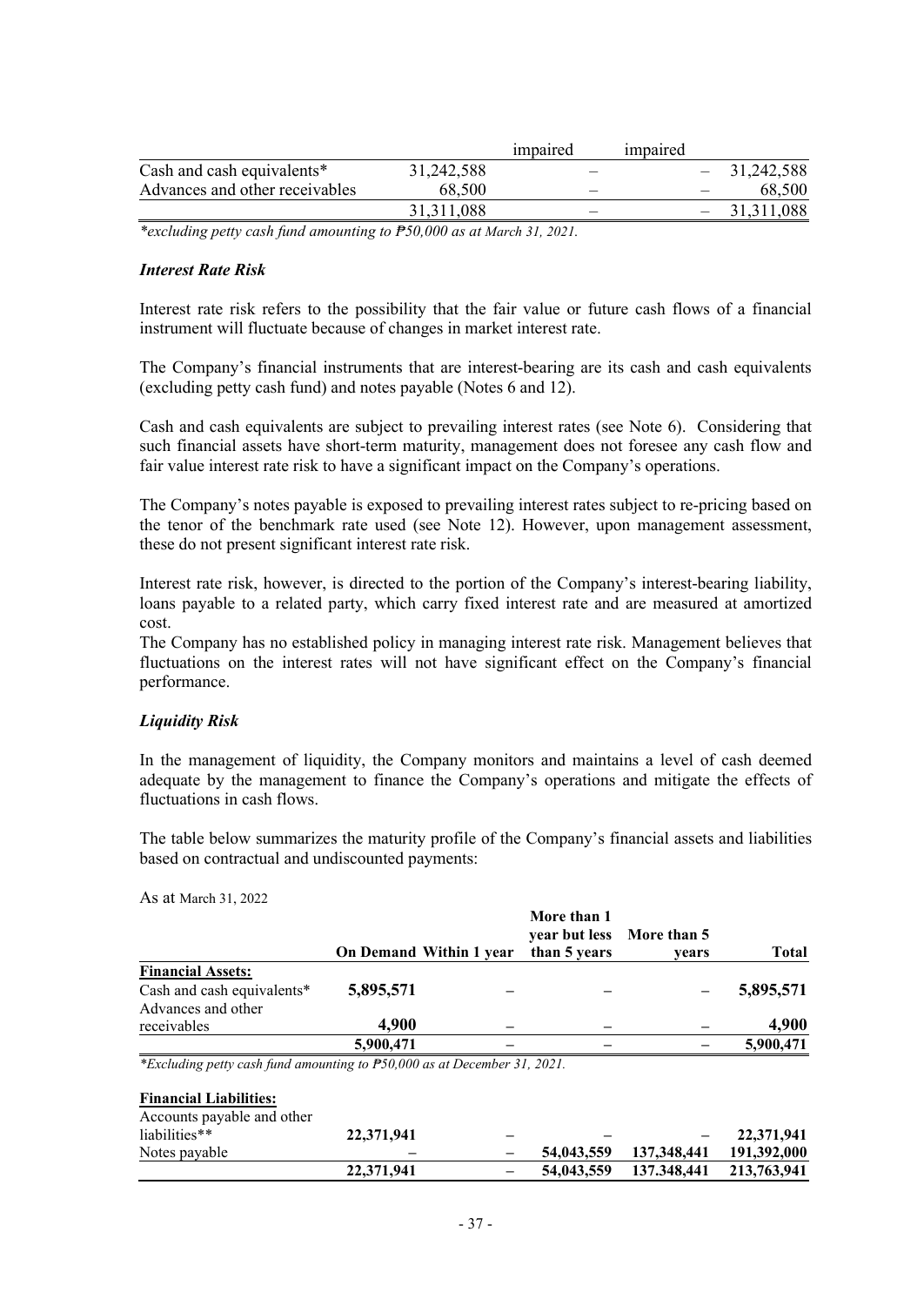| | | impaired | impaired | |
|---|---|---|---|---|
| Cash and cash equivalents* | 31,242,588 | – | – | 31,242,588 |
| Advances and other receivables | 68,500 | – | – | 68,500 |
| | 31,311,088 | – | – | 31,311,088 |

*\*excluding petty cash fund amounting to ₱50,000 as at March 31, 2021.*

### *Interest Rate Risk*

Interest rate risk refers to the possibility that the fair value or future cash flows of a financial instrument will fluctuate because of changes in market interest rate.

The Company's financial instruments that are interest-bearing are its cash and cash equivalents (excluding petty cash fund) and notes payable (Notes 6 and 12).

Cash and cash equivalents are subject to prevailing interest rates (see Note 6). Considering that such financial assets have short-term maturity, management does not foresee any cash flow and fair value interest rate risk to have a significant impact on the Company's operations.

The Company's notes payable is exposed to prevailing interest rates subject to re-pricing based on the tenor of the benchmark rate used (see Note 12). However, upon management assessment, these do not present significant interest rate risk.

Interest rate risk, however, is directed to the portion of the Company's interest-bearing liability, loans payable to a related party, which carry fixed interest rate and are measured at amortized cost.

The Company has no established policy in managing interest rate risk. Management believes that fluctuations on the interest rates will not have significant effect on the Company's financial performance.

### *Liquidity Risk*

In the management of liquidity, the Company monitors and maintains a level of cash deemed adequate by the management to finance the Company's operations and mitigate the effects of fluctuations in cash flows.

The table below summarizes the maturity profile of the Company's financial assets and liabilities based on contractual and undiscounted payments:

As at March 31, 2022

| | On Demand | Within 1 year | More than 1 year but less than 5 years | More than 5 years | Total |
|---|---|---|---|---|---|
| **Financial Assets:** | | | | | |
| Cash and cash equivalents* | **5,895,571** | – | – | – | **5,895,571** |
| Advances and other receivables | **4,900** | – | – | – | **4,900** |
| | **5,900,471** | – | – | – | **5,900,471** |

*\*Excluding petty cash fund amounting to ₱50,000 as at December 31, 2021.*

| | On Demand | Within 1 year | More than 1 year but less than 5 years | More than 5 years | Total |
|---|---|---|---|---|---|
| **Financial Liabilities:** | | | | | |
| Accounts payable and other liabilities** | **22,371,941** | – | – | – | **22,371,941** |
| Notes payable | – | – | **54,043,559** | **137,348,441** | **191,392,000** |
| | **22,371,941** | – | **54,043,559** | **137.348,441** | **213,763,941** |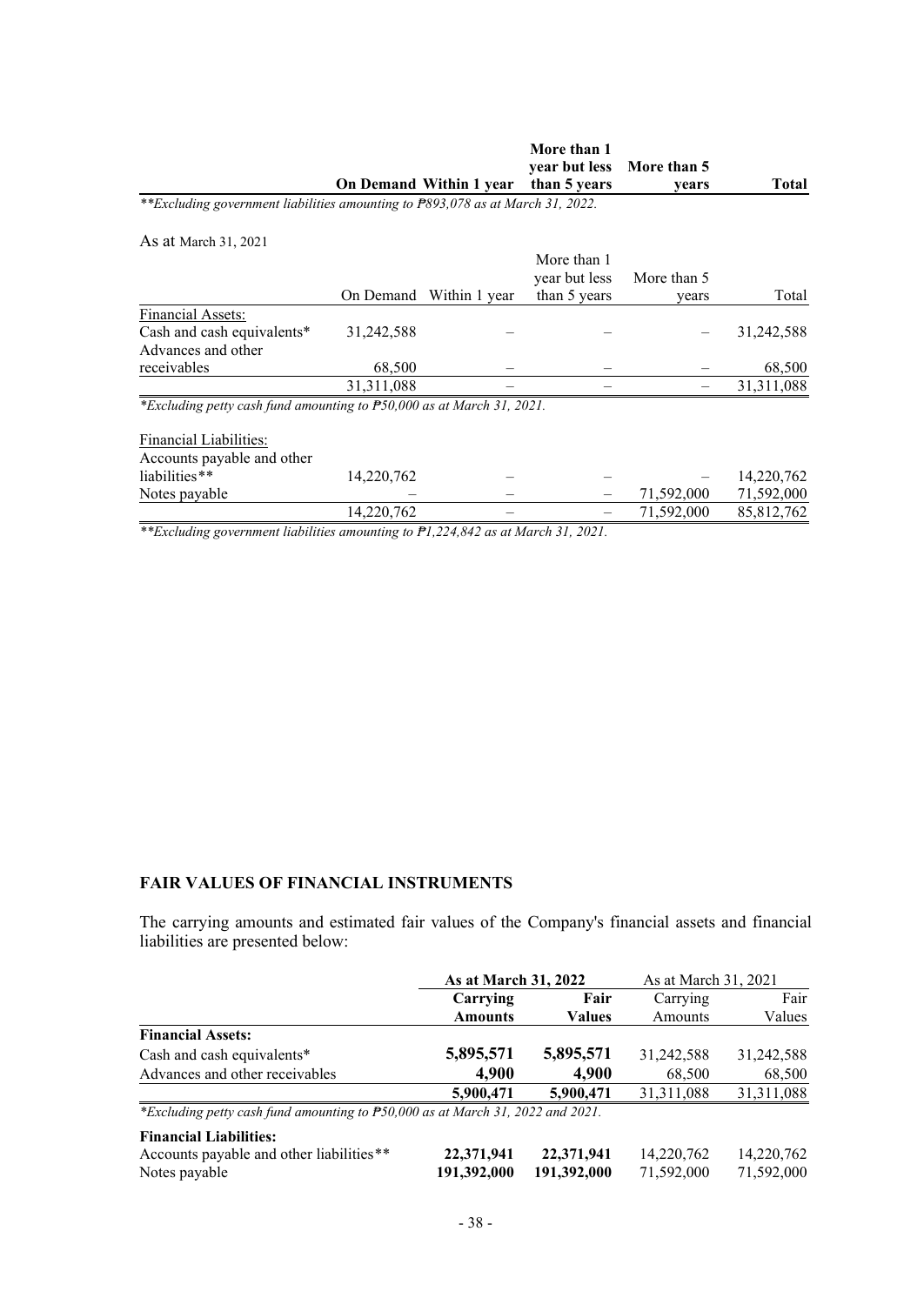| | On Demand | Within 1 year | More than 1 year but less than 5 years | More than 5 years | Total |
|---|---|---|---|---|---|

*\*\*Excluding government liabilities amounting to ₱893,078 as at March 31, 2022.*

As at March 31, 2021

| | On Demand | Within 1 year | More than 1 year but less than 5 years | More than 5 years | Total |
|---|---|---|---|---|---|
| Financial Assets: | | | | | |
| Cash and cash equivalents* | 31,242,588 | – | – | – | 31,242,588 |
| Advances and other receivables | 68,500 | – | – | – | 68,500 |
| | 31,311,088 | – | – | – | 31,311,088 |

*\*Excluding petty cash fund amounting to ₱50,000 as at March 31, 2021.*

| | On Demand | Within 1 year | More than 1 year but less than 5 years | More than 5 years | Total |
|---|---|---|---|---|---|
| Financial Liabilities: | | | | | |
| Accounts payable and other liabilities** | 14,220,762 | – | – | – | 14,220,762 |
| Notes payable | – | – | – | 71,592,000 | 71,592,000 |
| | 14,220,762 | – | – | 71,592,000 | 85,812,762 |

*\*\*Excluding government liabilities amounting to ₱1,224,842 as at March 31, 2021.*

## FAIR VALUES OF FINANCIAL INSTRUMENTS

The carrying amounts and estimated fair values of the Company's financial assets and financial liabilities are presented below:

| | **As at March 31, 2022** | | As at March 31, 2021 | |
|---|---|---|---|---|
| | **Carrying Amounts** | **Fair Values** | Carrying Amounts | Fair Values |
| **Financial Assets:** | | | | |
| Cash and cash equivalents* | **5,895,571** | **5,895,571** | 31,242,588 | 31,242,588 |
| Advances and other receivables | **4,900** | **4,900** | 68,500 | 68,500 |
| | **5,900,471** | **5,900,471** | 31,311,088 | 31,311,088 |

*\*Excluding petty cash fund amounting to ₱50,000 as at March 31, 2022 and 2021.*

| | **Carrying Amounts** | **Fair Values** | Carrying Amounts | Fair Values |
|---|---|---|---|---|
| **Financial Liabilities:** | | | | |
| Accounts payable and other liabilities** | **22,371,941** | **22,371,941** | 14,220,762 | 14,220,762 |
| Notes payable | **191,392,000** | **191,392,000** | 71,592,000 | 71,592,000 |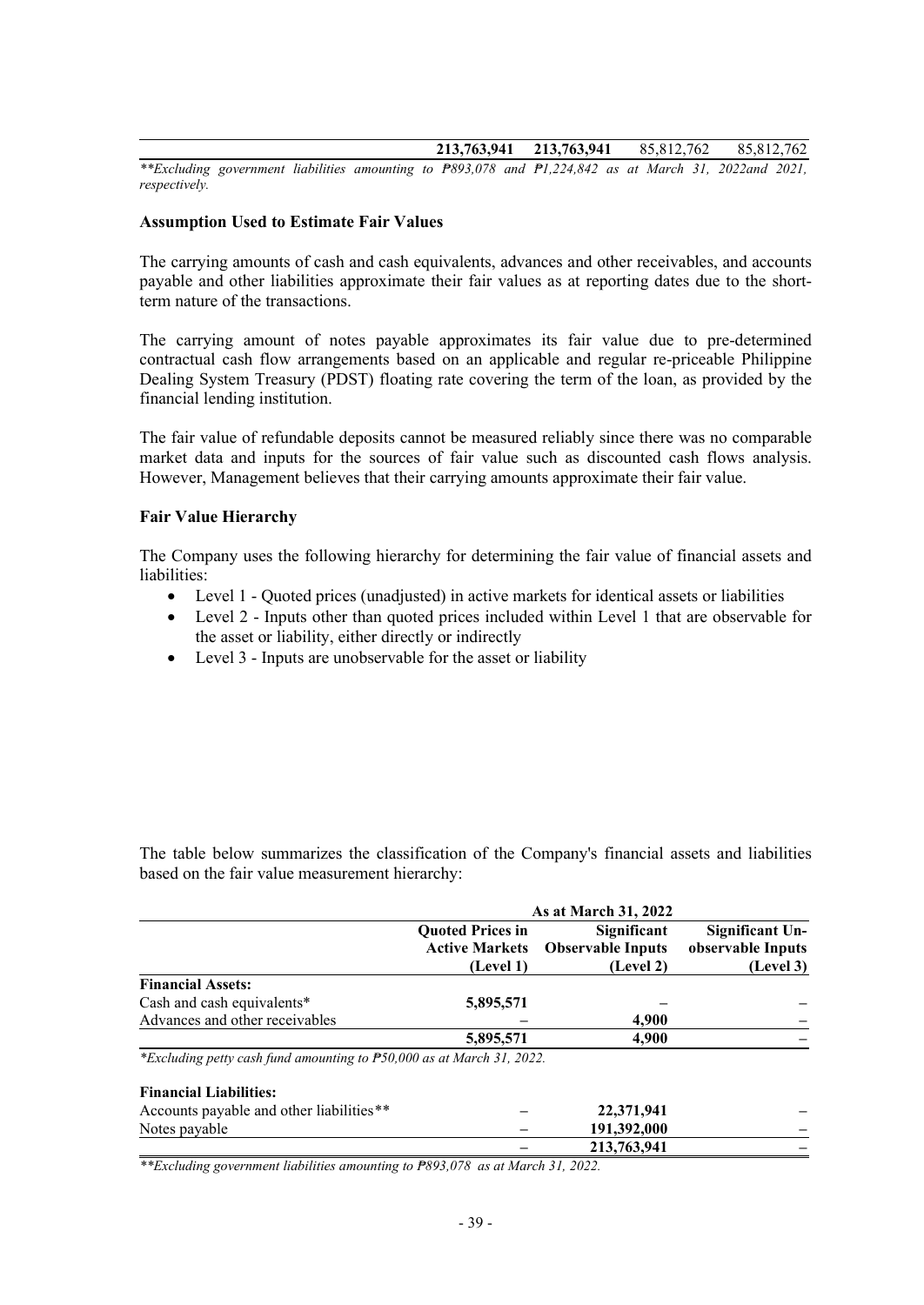| | 213,763,941 | 213,763,941 | 85,812,762 | 85,812,762 |
|---|---|---|---|---|

*\*\*Excluding government liabilities amounting to ₱893,078 and ₱1,224,842 as at March 31, 2022and 2021, respectively.*

**Assumption Used to Estimate Fair Values**

The carrying amounts of cash and cash equivalents, advances and other receivables, and accounts payable and other liabilities approximate their fair values as at reporting dates due to the short-term nature of the transactions.

The carrying amount of notes payable approximates its fair value due to pre-determined contractual cash flow arrangements based on an applicable and regular re-priceable Philippine Dealing System Treasury (PDST) floating rate covering the term of the loan, as provided by the financial lending institution.

The fair value of refundable deposits cannot be measured reliably since there was no comparable market data and inputs for the sources of fair value such as discounted cash flows analysis. However, Management believes that their carrying amounts approximate their fair value.

**Fair Value Hierarchy**

The Company uses the following hierarchy for determining the fair value of financial assets and liabilities:

- Level 1 - Quoted prices (unadjusted) in active markets for identical assets or liabilities
- Level 2 - Inputs other than quoted prices included within Level 1 that are observable for the asset or liability, either directly or indirectly
- Level 3 - Inputs are unobservable for the asset or liability

The table below summarizes the classification of the Company's financial assets and liabilities based on the fair value measurement hierarchy:

| | As at March 31, 2022 | | |
|---|---|---|---|
| | **Quoted Prices in Active Markets (Level 1)** | **Significant Observable Inputs (Level 2)** | **Significant Un-observable Inputs (Level 3)** |
| **Financial Assets:** | | | |
| Cash and cash equivalents* | **5,895,571** | – | – |
| Advances and other receivables | – | **4,900** | – |
| | **5,895,571** | **4,900** | – |

*\*Excluding petty cash fund amounting to ₱50,000 as at March 31, 2022.*

| | Level 1 | Level 2 | Level 3 |
|---|---|---|---|
| **Financial Liabilities:** | | | |
| Accounts payable and other liabilities** | – | **22,371,941** | – |
| Notes payable | – | **191,392,000** | – |
| | – | **213,763,941** | – |

*\*\*Excluding government liabilities amounting to ₱893,078 as at March 31, 2022.*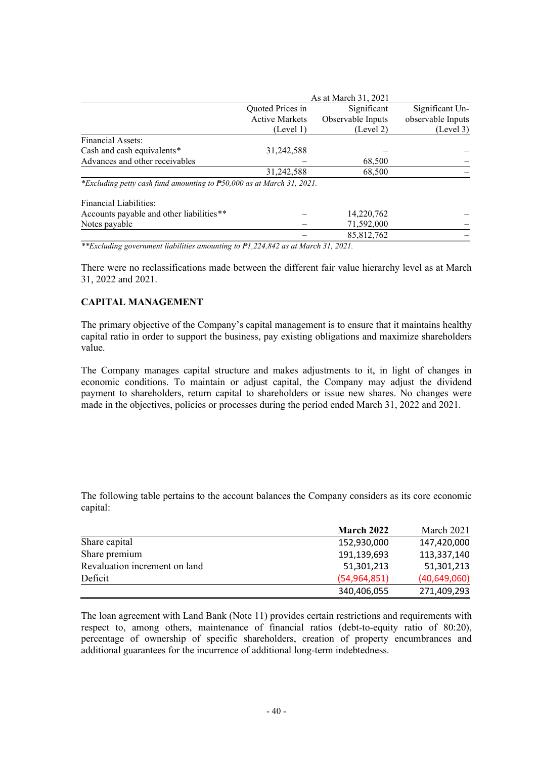| | As at March 31, 2021 | | |
|---|---|---|---|
| | Quoted Prices in Active Markets (Level 1) | Significant Observable Inputs (Level 2) | Significant Un-observable Inputs (Level 3) |
| Financial Assets: | | | |
| Cash and cash equivalents* | 31,242,588 | – | – |
| Advances and other receivables | – | 68,500 | – |
| | 31,242,588 | 68,500 | – |

*Excluding petty cash fund amounting to ₱50,000 as at March 31, 2021.*

| | Level 1 | Level 2 | Level 3 |
|---|---|---|---|
| Financial Liabilities: | | | |
| Accounts payable and other liabilities** | – | 14,220,762 | – |
| Notes payable | – | 71,592,000 | – |
| | – | 85,812,762 | – |

*\*\*Excluding government liabilities amounting to ₱1,224,842 as at March 31, 2021.*

There were no reclassifications made between the different fair value hierarchy level as at March 31, 2022 and 2021.

## CAPITAL MANAGEMENT

The primary objective of the Company's capital management is to ensure that it maintains healthy capital ratio in order to support the business, pay existing obligations and maximize shareholders value.

The Company manages capital structure and makes adjustments to it, in light of changes in economic conditions. To maintain or adjust capital, the Company may adjust the dividend payment to shareholders, return capital to shareholders or issue new shares. No changes were made in the objectives, policies or processes during the period ended March 31, 2022 and 2021.

The following table pertains to the account balances the Company considers as its core economic capital:

| | **March 2022** | March 2021 |
|---|---|---|
| Share capital | 152,930,000 | 147,420,000 |
| Share premium | 191,139,693 | 113,337,140 |
| Revaluation increment on land | 51,301,213 | 51,301,213 |
| Deficit | (54,964,851) | (40,649,060) |
| | 340,406,055 | 271,409,293 |

The loan agreement with Land Bank (Note 11) provides certain restrictions and requirements with respect to, among others, maintenance of financial ratios (debt-to-equity ratio of 80:20), percentage of ownership of specific shareholders, creation of property encumbrances and additional guarantees for the incurrence of additional long-term indebtedness.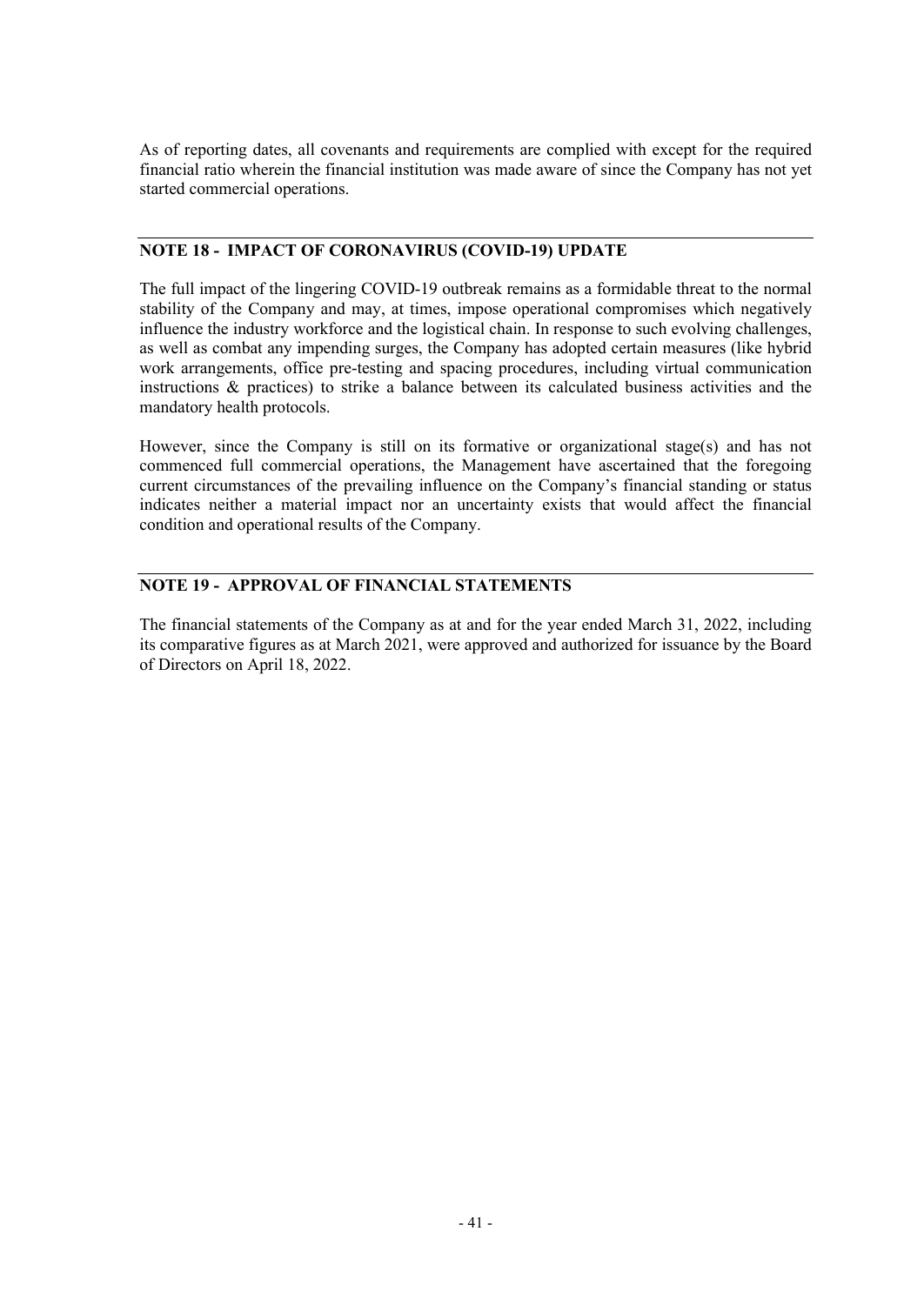As of reporting dates, all covenants and requirements are complied with except for the required financial ratio wherein the financial institution was made aware of since the Company has not yet started commercial operations.

## NOTE 18 - IMPACT OF CORONAVIRUS (COVID-19) UPDATE

The full impact of the lingering COVID-19 outbreak remains as a formidable threat to the normal stability of the Company and may, at times, impose operational compromises which negatively influence the industry workforce and the logistical chain. In response to such evolving challenges, as well as combat any impending surges, the Company has adopted certain measures (like hybrid work arrangements, office pre-testing and spacing procedures, including virtual communication instructions & practices) to strike a balance between its calculated business activities and the mandatory health protocols.

However, since the Company is still on its formative or organizational stage(s) and has not commenced full commercial operations, the Management have ascertained that the foregoing current circumstances of the prevailing influence on the Company's financial standing or status indicates neither a material impact nor an uncertainty exists that would affect the financial condition and operational results of the Company.

## NOTE 19 - APPROVAL OF FINANCIAL STATEMENTS

The financial statements of the Company as at and for the year ended March 31, 2022, including its comparative figures as at March 2021, were approved and authorized for issuance by the Board of Directors on April 18, 2022.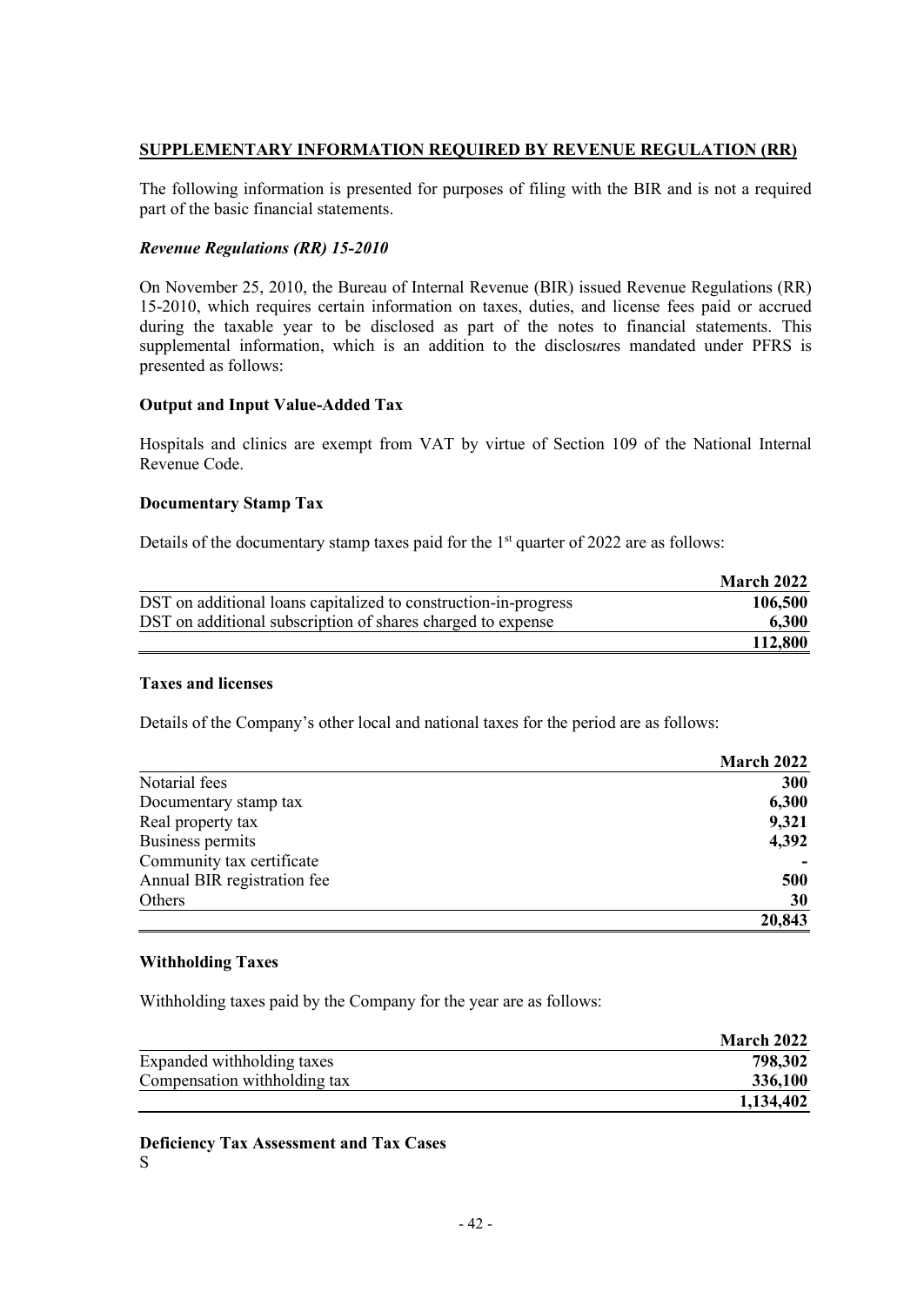## SUPPLEMENTARY INFORMATION REQUIRED BY REVENUE REGULATION (RR)

The following information is presented for purposes of filing with the BIR and is not a required part of the basic financial statements.

### *Revenue Regulations (RR) 15-2010*

On November 25, 2010, the Bureau of Internal Revenue (BIR) issued Revenue Regulations (RR) 15-2010, which requires certain information on taxes, duties, and license fees paid or accrued during the taxable year to be disclosed as part of the notes to financial statements. This supplemental information, which is an addition to the disclos*u*res mandated under PFRS is presented as follows:

**Output and Input Value-Added Tax**

Hospitals and clinics are exempt from VAT by virtue of Section 109 of the National Internal Revenue Code.

**Documentary Stamp Tax**

Details of the documentary stamp taxes paid for the 1st quarter of 2022 are as follows:

| | March 2022 |
|---|---|
| DST on additional loans capitalized to construction-in-progress | 106,500 |
| DST on additional subscription of shares charged to expense | 6,300 |
| | 112,800 |

**Taxes and licenses**

Details of the Company's other local and national taxes for the period are as follows:

| | March 2022 |
|---|---|
| Notarial fees | 300 |
| Documentary stamp tax | 6,300 |
| Real property tax | 9,321 |
| Business permits | 4,392 |
| Community tax certificate | - |
| Annual BIR registration fee | 500 |
| Others | 30 |
| | 20,843 |

**Withholding Taxes**

Withholding taxes paid by the Company for the year are as follows:

| | March 2022 |
|---|---|
| Expanded withholding taxes | 798,302 |
| Compensation withholding tax | 336,100 |
| | 1,134,402 |

**Deficiency Tax Assessment and Tax Cases**

S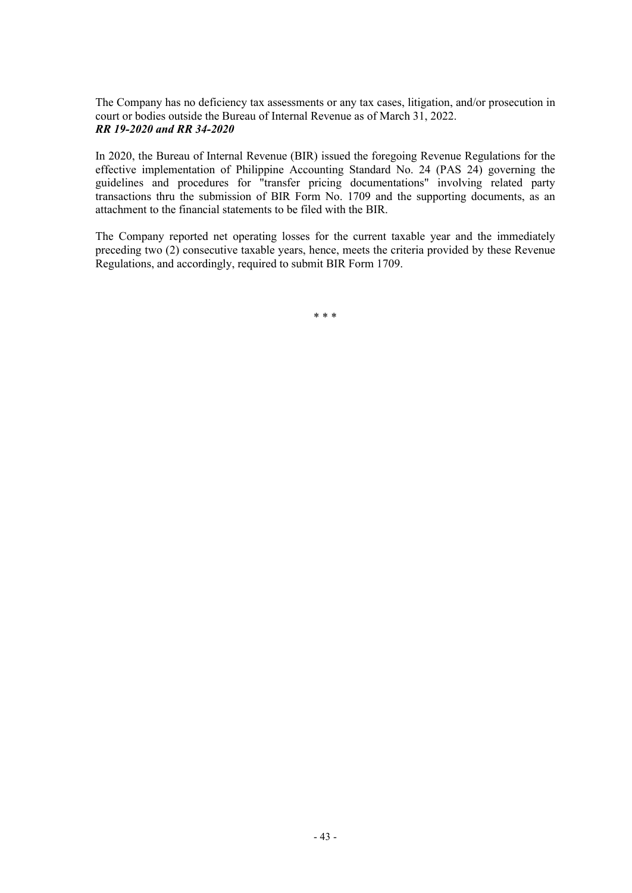The Company has no deficiency tax assessments or any tax cases, litigation, and/or prosecution in court or bodies outside the Bureau of Internal Revenue as of March 31, 2022.

***RR 19-2020 and RR 34-2020***

In 2020, the Bureau of Internal Revenue (BIR) issued the foregoing Revenue Regulations for the effective implementation of Philippine Accounting Standard No. 24 (PAS 24) governing the guidelines and procedures for "transfer pricing documentations" involving related party transactions thru the submission of BIR Form No. 1709 and the supporting documents, as an attachment to the financial statements to be filed with the BIR.

The Company reported net operating losses for the current taxable year and the immediately preceding two (2) consecutive taxable years, hence, meets the criteria provided by these Revenue Regulations, and accordingly, required to submit BIR Form 1709.

\* \* \*